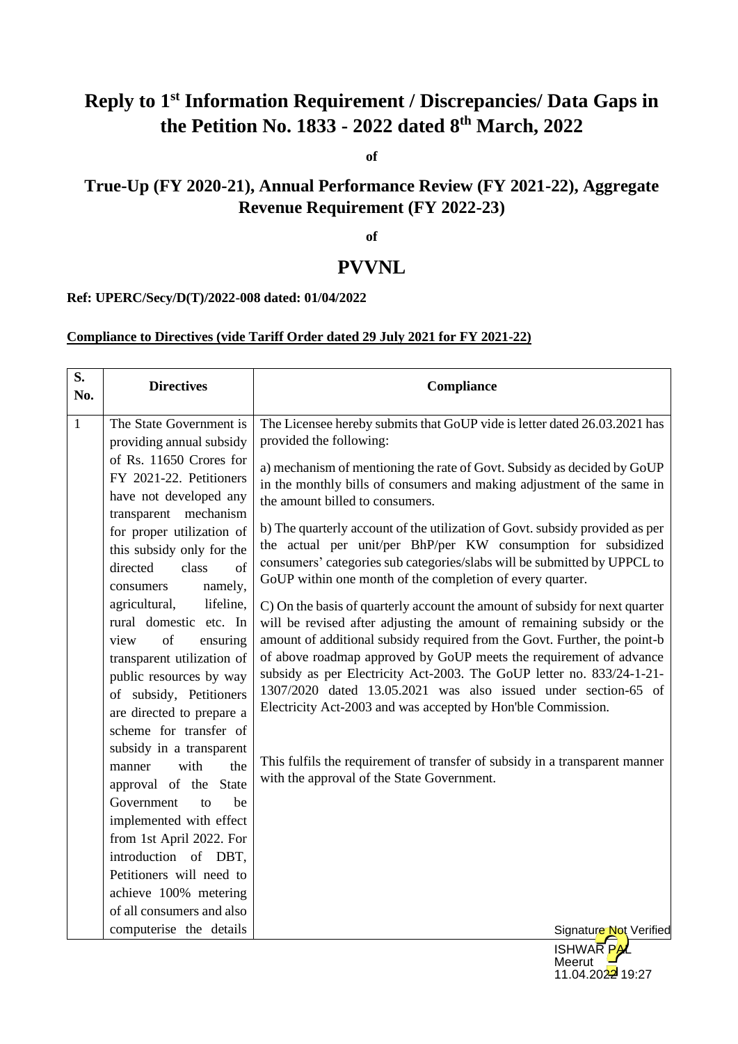# Reply to 1st Information Requirement / Discrepancies/ Data Gaps in the Petition No. 1833 - 2022 dated 8th March, 2022

**of**

## True-Up (FY 2020-21), Annual Performance Review (FY 2021-22), Aggregate Revenue Requirement (FY 2022-23)

**of**

## PVVNL

**Ref: UPERC/Secy/D(T)/2022-008 dated: 01/04/2022**

**Compliance to Directives (vide Tariff Order dated 29 July 2021 for FY 2021-22)**

| S. No. | Directives | Compliance |
|---|---|---|
| 1 | The State Government is providing annual subsidy of Rs. 11650 Crores for FY 2021-22. Petitioners have not developed any transparent mechanism for proper utilization of this subsidy only for the directed class of consumers namely, agricultural, lifeline, rural domestic etc. In view of ensuring transparent utilization of public resources by way of subsidy, Petitioners are directed to prepare a scheme for transfer of subsidy in a transparent manner with the approval of the State Government to be implemented with effect from 1st April 2022. For introduction of DBT, Petitioners will need to achieve 100% metering of all consumers and also computerise the details | The Licensee hereby submits that GoUP vide is letter dated 26.03.2021 has provided the following:<br><br>a) mechanism of mentioning the rate of Govt. Subsidy as decided by GoUP in the monthly bills of consumers and making adjustment of the same in the amount billed to consumers.<br><br>b) The quarterly account of the utilization of Govt. subsidy provided as per the actual per unit/per BhP/per KW consumption for subsidized consumers' categories sub categories/slabs will be submitted by UPPCL to GoUP within one month of the completion of every quarter.<br><br>C) On the basis of quarterly account the amount of subsidy for next quarter will be revised after adjusting the amount of remaining subsidy or the amount of additional subsidy required from the Govt. Further, the point-b of above roadmap approved by GoUP meets the requirement of advance subsidy as per Electricity Act-2003. The GoUP letter no. 833/24-1-21-1307/2020 dated 13.05.2021 was also issued under section-65 of Electricity Act-2003 and was accepted by Hon'ble Commission.<br><br>This fulfils the requirement of transfer of subsidy in a transparent manner with the approval of the State Government. |

Signature Not Verified
ISHWAR PAL
Meerut
11.04.2022 19:27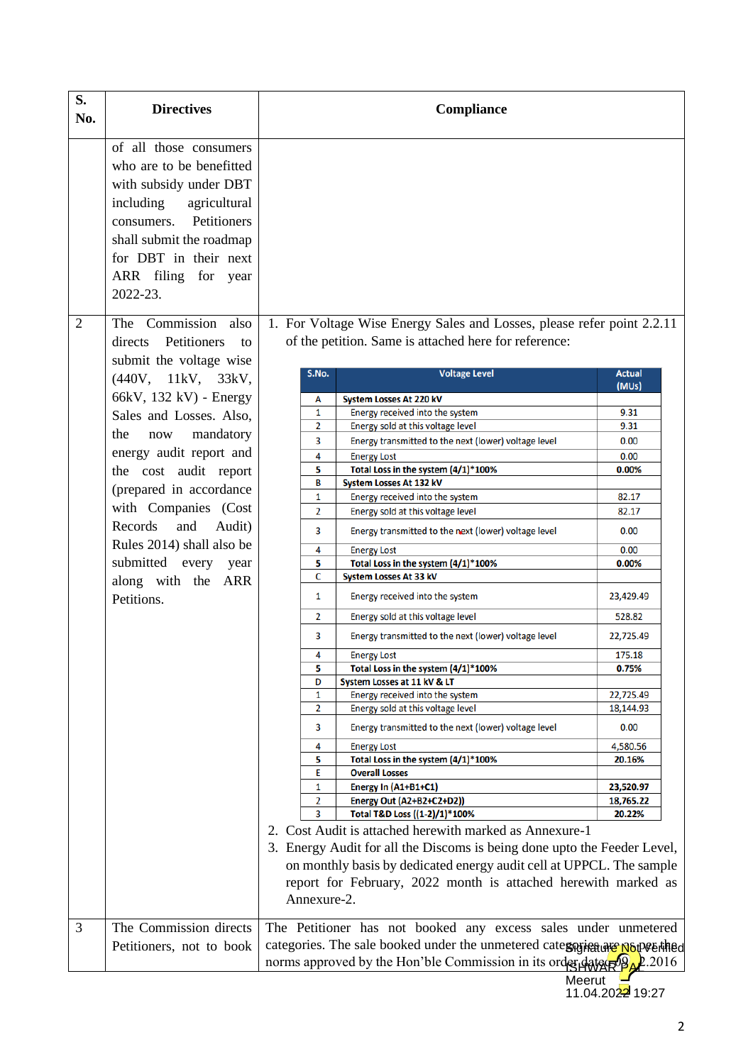| S. No. | Directives | Compliance |
|---|---|---|
| | of all those consumers who are to be benefitted with subsidy under DBT including agricultural consumers. Petitioners shall submit the roadmap for DBT in their next ARR filing for year 2022-23. | |
| 2 | The Commission also directs Petitioners to submit the voltage wise (440V, 11kV, 33kV, 66kV, 132 kV) - Energy Sales and Losses. Also, the now mandatory energy audit report and the cost audit report (prepared in accordance with Companies (Cost Records and Audit) Rules 2014) shall also be submitted every year along with the ARR Petitions. | 1. For Voltage Wise Energy Sales and Losses, please refer point 2.2.11 of the petition. Same is attached here for reference: (see table below) 2. Cost Audit is attached herewith marked as Annexure-1 3. Energy Audit for all the Discoms is being done upto the Feeder Level, on monthly basis by dedicated energy audit cell at UPPCL. The sample report for February, 2022 month is attached herewith marked as Annexure-2. |
| 3 | The Commission directs Petitioners, not to book | The Petitioner has not booked any excess sales under unmetered categories. The sale booked under the unmetered categories are as per the norms approved by the Hon'ble Commission in its order dated 09.02.2016 |

| S.No. | Voltage Level | Actual (MUs) |
|---|---|---|
| A | **System Losses At 220 kV** | |
| 1 | Energy received into the system | 9.31 |
| 2 | Energy sold at this voltage level | 9.31 |
| 3 | Energy transmitted to the next (lower) voltage level | 0.00 |
| 4 | Energy Lost | 0.00 |
| 5 | **Total Loss in the system (4/1)*100%** | **0.00%** |
| B | **System Losses At 132 kV** | |
| 1 | Energy received into the system | 82.17 |
| 2 | Energy sold at this voltage level | 82.17 |
| 3 | Energy transmitted to the next (lower) voltage level | 0.00 |
| 4 | Energy Lost | 0.00 |
| 5 | **Total Loss in the system (4/1)*100%** | **0.00%** |
| C | **System Losses At 33 kV** | |
| 1 | Energy received into the system | 23,429.49 |
| 2 | Energy sold at this voltage level | 528.82 |
| 3 | Energy transmitted to the next (lower) voltage level | 22,725.49 |
| 4 | Energy Lost | 175.18 |
| 5 | **Total Loss in the system (4/1)*100%** | **0.75%** |
| D | **System Losses at 11 kV & LT** | |
| 1 | Energy received into the system | 22,725.49 |
| 2 | Energy sold at this voltage level | 18,144.93 |
| 3 | Energy transmitted to the next (lower) voltage level | 0.00 |
| 4 | Energy Lost | 4,580.56 |
| 5 | **Total Loss in the system (4/1)*100%** | **20.16%** |
| E | **Overall Losses** | |
| 1 | **Energy In (A1+B1+C1)** | **23,520.97** |
| 2 | **Energy Out (A2+B2+C2+D2))** | **18,765.22** |
| 3 | **Total T&D Loss ((1-2)/1)*100%** | **20.22%** |

Signature Not Verified
ISHWAR PAL
Meerut
11.04.2022 19:27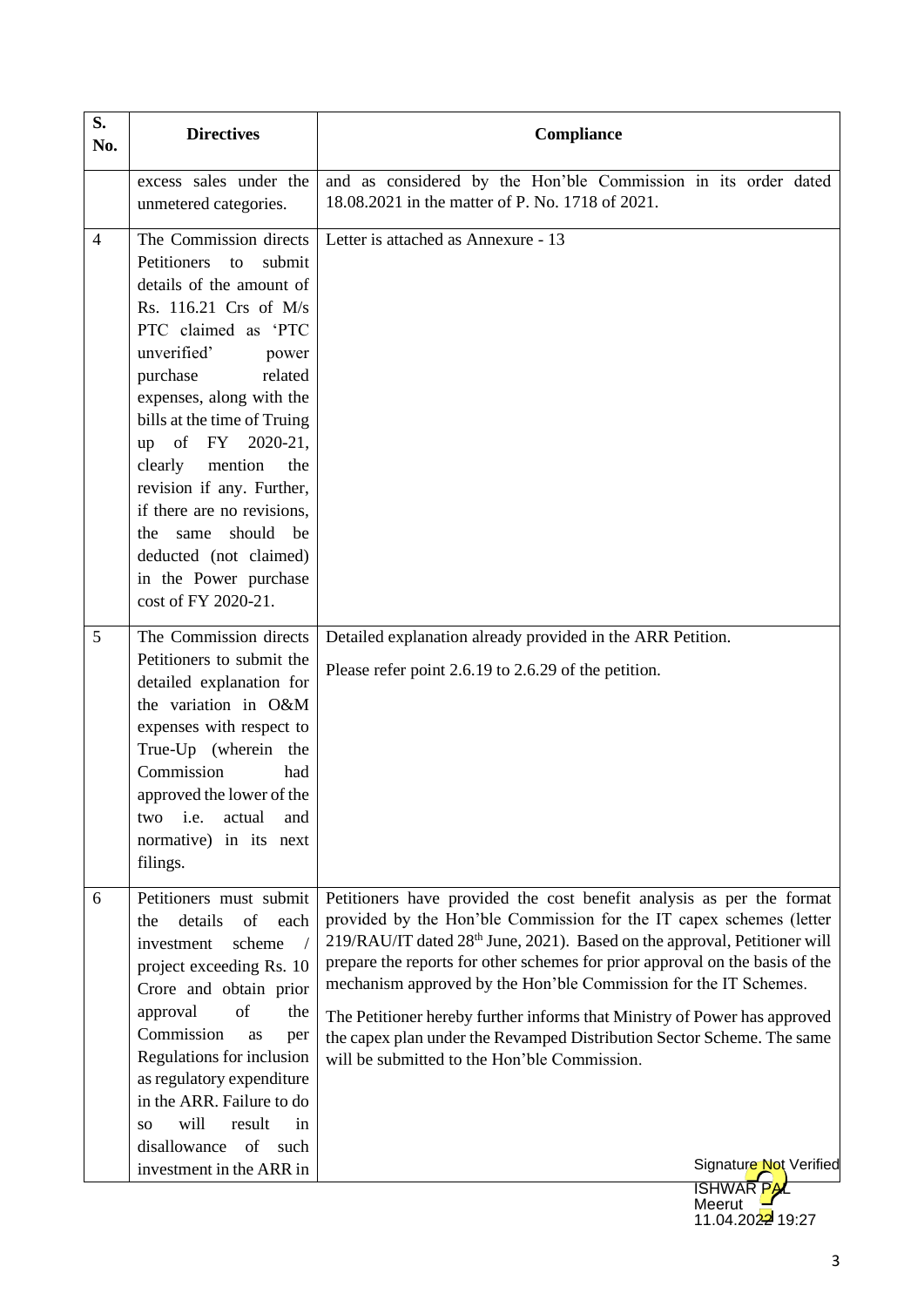| S. No. | Directives | Compliance |
|---|---|---|
| | excess sales under the unmetered categories. | and as considered by the Hon'ble Commission in its order dated 18.08.2021 in the matter of P. No. 1718 of 2021. |
| 4 | The Commission directs Petitioners to submit details of the amount of Rs. 116.21 Crs of M/s PTC claimed as 'PTC unverified' power purchase related expenses, along with the bills at the time of Truing up of FY 2020-21, clearly mention the revision if any. Further, if there are no revisions, the same should be deducted (not claimed) in the Power purchase cost of FY 2020-21. | Letter is attached as Annexure - 13 |
| 5 | The Commission directs Petitioners to submit the detailed explanation for the variation in O&M expenses with respect to True-Up (wherein the Commission had approved the lower of the two i.e. actual and normative) in its next filings. | Detailed explanation already provided in the ARR Petition.<br><br>Please refer point 2.6.19 to 2.6.29 of the petition. |
| 6 | Petitioners must submit the details of each investment scheme / project exceeding Rs. 10 Crore and obtain prior approval of the Commission as per Regulations for inclusion as regulatory expenditure in the ARR. Failure to do so will result in disallowance of such investment in the ARR in | Petitioners have provided the cost benefit analysis as per the format provided by the Hon'ble Commission for the IT capex schemes (letter 219/RAU/IT dated 28th June, 2021). Based on the approval, Petitioner will prepare the reports for other schemes for prior approval on the basis of the mechanism approved by the Hon'ble Commission for the IT Schemes.<br><br>The Petitioner hereby further informs that Ministry of Power has approved the capex plan under the Revamped Distribution Sector Scheme. The same will be submitted to the Hon'ble Commission. |

Signature Not Verified
ISHWAR PAL
Meerut
11.04.2022 19:27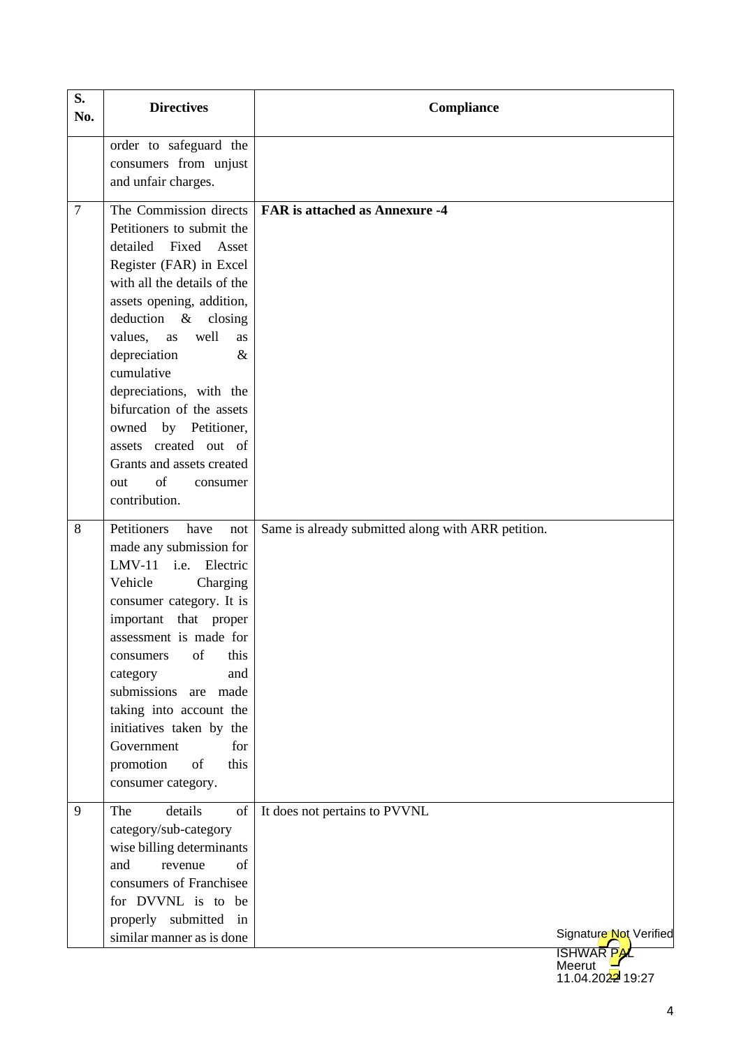| S. No. | Directives | Compliance |
|---|---|---|
| | order to safeguard the consumers from unjust and unfair charges. | |
| 7 | The Commission directs Petitioners to submit the detailed Fixed Asset Register (FAR) in Excel with all the details of the assets opening, addition, deduction & closing values, as well as depreciation & cumulative depreciations, with the bifurcation of the assets owned by Petitioner, assets created out of Grants and assets created out of consumer contribution. | **FAR is attached as Annexure -4** |
| 8 | Petitioners have not made any submission for LMV-11 i.e. Electric Vehicle Charging consumer category. It is important that proper assessment is made for consumers of this category and submissions are made taking into account the initiatives taken by the Government for promotion of this consumer category. | Same is already submitted along with ARR petition. |
| 9 | The details of category/sub-category wise billing determinants and revenue of consumers of Franchisee for DVVNL is to be properly submitted in similar manner as is done | It does not pertains to PVVNL |

Signature Not Verified
ISHWAR PAL
Meerut
11.04.2022 19:27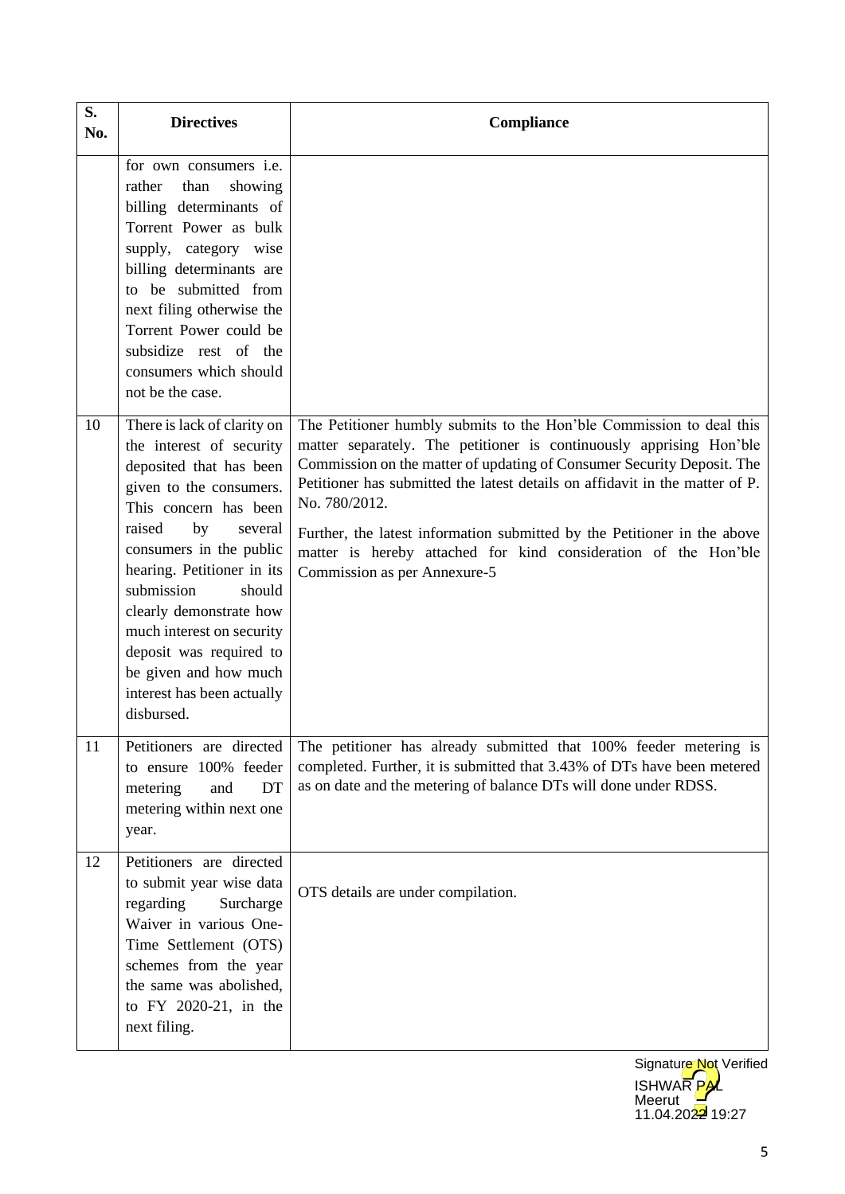| S. No. | Directives | Compliance |
|---|---|---|
| | for own consumers i.e. rather than showing billing determinants of Torrent Power as bulk supply, category wise billing determinants are to be submitted from next filing otherwise the Torrent Power could be subsidize rest of the consumers which should not be the case. | |
| 10 | There is lack of clarity on the interest of security deposited that has been given to the consumers. This concern has been raised by several consumers in the public hearing. Petitioner in its submission should clearly demonstrate how much interest on security deposit was required to be given and how much interest has been actually disbursed. | The Petitioner humbly submits to the Hon'ble Commission to deal this matter separately. The petitioner is continuously apprising Hon'ble Commission on the matter of updating of Consumer Security Deposit. The Petitioner has submitted the latest details on affidavit in the matter of P. No. 780/2012.<br><br>Further, the latest information submitted by the Petitioner in the above matter is hereby attached for kind consideration of the Hon'ble Commission as per Annexure-5 |
| 11 | Petitioners are directed to ensure 100% feeder metering and DT metering within next one year. | The petitioner has already submitted that 100% feeder metering is completed. Further, it is submitted that 3.43% of DTs have been metered as on date and the metering of balance DTs will done under RDSS. |
| 12 | Petitioners are directed to submit year wise data regarding Surcharge Waiver in various One-Time Settlement (OTS) schemes from the year the same was abolished, to FY 2020-21, in the next filing. | OTS details are under compilation. |

Signature Not Verified
ISHWAR PAL
Meerut
11.04.2022 19:27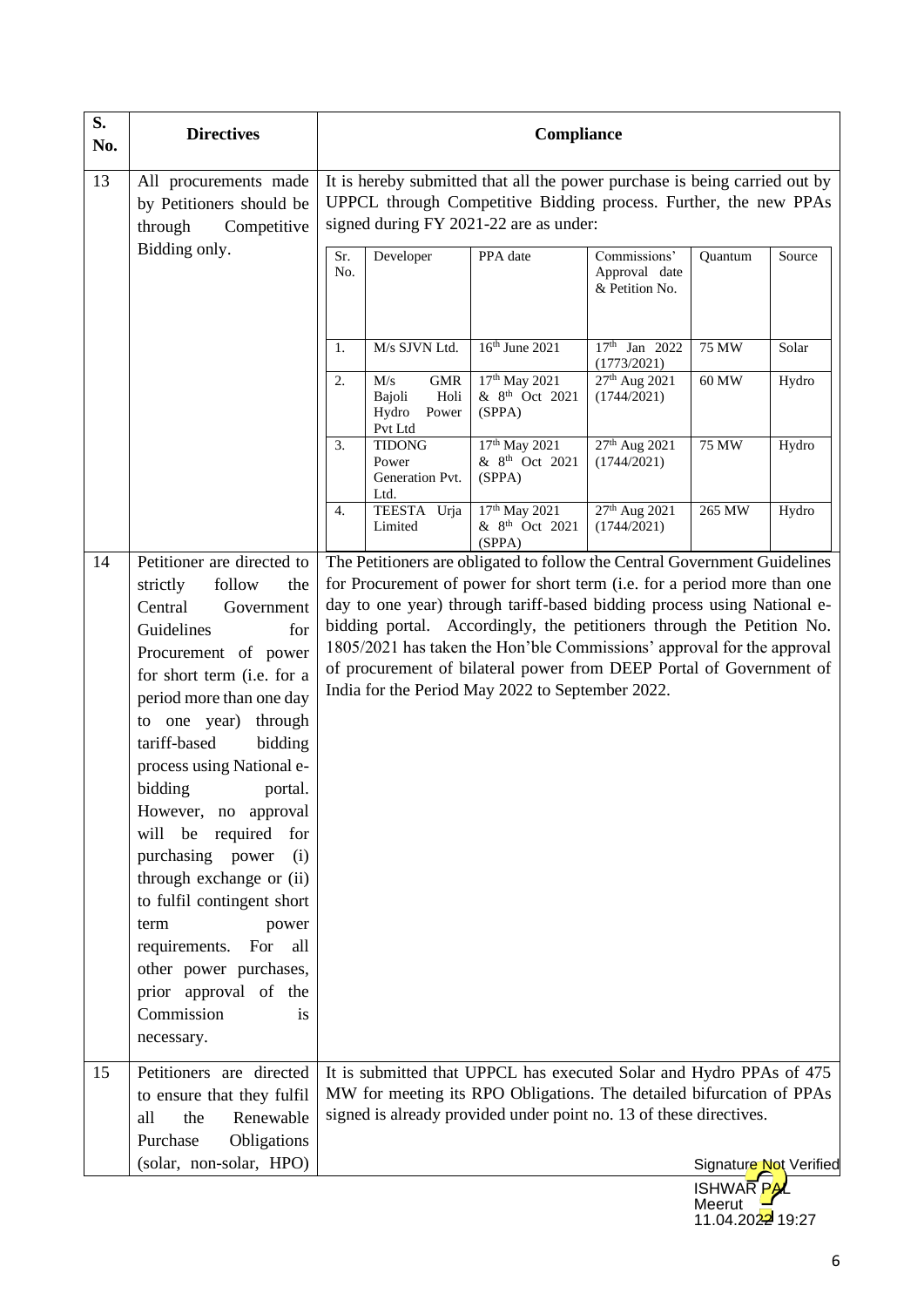| S. No. | Directives | Compliance |
|---|---|---|
| 13 | All procurements made by Petitioners should be through Competitive Bidding only. | It is hereby submitted that all the power purchase is being carried out by UPPCL through Competitive Bidding process. Further, the new PPAs signed during FY 2021-22 are as under: |

| Sr. No. | Developer | PPA date | Commissions' Approval date & Petition No. | Quantum | Source |
|---|---|---|---|---|---|
| 1. | M/s SJVN Ltd. | 16th June 2021 | 17th Jan 2022 (1773/2021) | 75 MW | Solar |
| 2. | M/s GMR Bajoli Holi Hydro Power Pvt Ltd | 17th May 2021 & 8th Oct 2021 (SPPA) | 27th Aug 2021 (1744/2021) | 60 MW | Hydro |
| 3. | TIDONG Power Generation Pvt. Ltd. | 17th May 2021 & 8th Oct 2021 (SPPA) | 27th Aug 2021 (1744/2021) | 75 MW | Hydro |
| 4. | TEESTA Urja Limited | 17th May 2021 & 8th Oct 2021 (SPPA) | 27th Aug 2021 (1744/2021) | 265 MW | Hydro |

| S. No. | Directives | Compliance |
|---|---|---|
| 14 | Petitioner are directed to strictly follow the Central Government Guidelines for Procurement of power for short term (i.e. for a period more than one day to one year) through tariff-based bidding process using National e-bidding portal. However, no approval will be required for purchasing power (i) through exchange or (ii) to fulfil contingent short term power requirements. For all other power purchases, prior approval of the Commission is necessary. | The Petitioners are obligated to follow the Central Government Guidelines for Procurement of power for short term (i.e. for a period more than one day to one year) through tariff-based bidding process using National e-bidding portal. Accordingly, the petitioners through the Petition No. 1805/2021 has taken the Hon'ble Commissions' approval for the approval of procurement of bilateral power from DEEP Portal of Government of India for the Period May 2022 to September 2022. |
| 15 | Petitioners are directed to ensure that they fulfil all the Renewable Purchase Obligations (solar, non-solar, HPO) | It is submitted that UPPCL has executed Solar and Hydro PPAs of 475 MW for meeting its RPO Obligations. The detailed bifurcation of PPAs signed is already provided under point no. 13 of these directives. |

Signature Not Verified
ISHWAR PAL
Meerut
11.04.2022 19:27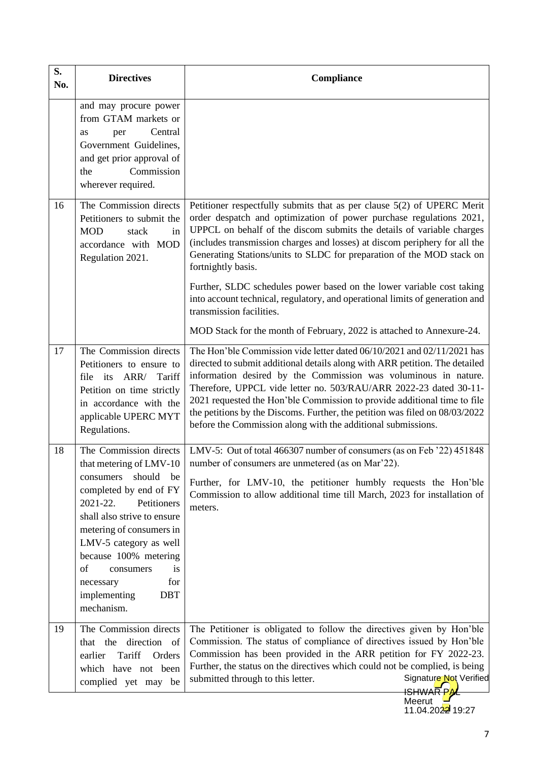| S. No. | Directives | Compliance |
|---|---|---|
| | and may procure power from GTAM markets or as per Central Government Guidelines, and get prior approval of the Commission wherever required. | |
| 16 | The Commission directs Petitioners to submit the MOD stack in accordance with MOD Regulation 2021. | Petitioner respectfully submits that as per clause 5(2) of UPERC Merit order despatch and optimization of power purchase regulations 2021, UPPCL on behalf of the discom submits the details of variable charges (includes transmission charges and losses) at discom periphery for all the Generating Stations/units to SLDC for preparation of the MOD stack on fortnightly basis.<br><br>Further, SLDC schedules power based on the lower variable cost taking into account technical, regulatory, and operational limits of generation and transmission facilities.<br><br>MOD Stack for the month of February, 2022 is attached to Annexure-24. |
| 17 | The Commission directs Petitioners to ensure to file its ARR/ Tariff Petition on time strictly in accordance with the applicable UPERC MYT Regulations. | The Hon'ble Commission vide letter dated 06/10/2021 and 02/11/2021 has directed to submit additional details along with ARR petition. The detailed information desired by the Commission was voluminous in nature. Therefore, UPPCL vide letter no. 503/RAU/ARR 2022-23 dated 30-11-2021 requested the Hon'ble Commission to provide additional time to file the petitions by the Discoms. Further, the petition was filed on 08/03/2022 before the Commission along with the additional submissions. |
| 18 | The Commission directs that metering of LMV-10 consumers should be completed by end of FY 2021-22. Petitioners shall also strive to ensure metering of consumers in LMV-5 category as well because 100% metering of consumers is necessary for implementing DBT mechanism. | LMV-5: Out of total 466307 number of consumers (as on Feb '22) 451848 number of consumers are unmetered (as on Mar'22).<br><br>Further, for LMV-10, the petitioner humbly requests the Hon'ble Commission to allow additional time till March, 2023 for installation of meters. |
| 19 | The Commission directs that the direction of earlier Tariff Orders which have not been complied yet may be | The Petitioner is obligated to follow the directives given by Hon'ble Commission. The status of compliance of directives issued by Hon'ble Commission has been provided in the ARR petition for FY 2022-23. Further, the status on the directives which could not be complied, is being submitted through to this letter. |

Signature Not Verified
ISHWAR PAL
Meerut
11.04.2022 19:27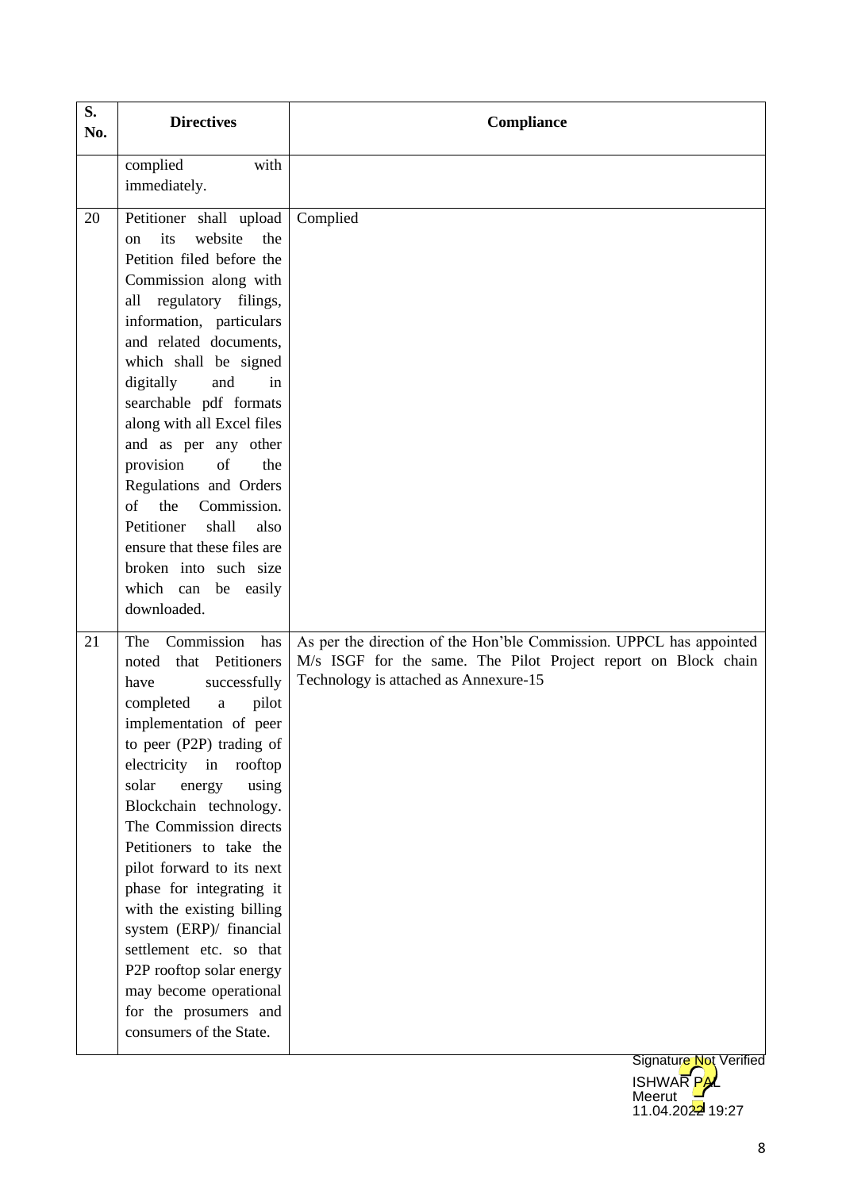| S. No. | Directives | Compliance |
|---|---|---|
| | complied with immediately. | |
| 20 | Petitioner shall upload on its website the Petition filed before the Commission along with all regulatory filings, information, particulars and related documents, which shall be signed digitally and in searchable pdf formats along with all Excel files and as per any other provision of the Regulations and Orders of the Commission. Petitioner shall also ensure that these files are broken into such size which can be easily downloaded. | Complied |
| 21 | The Commission has noted that Petitioners have successfully completed a pilot implementation of peer to peer (P2P) trading of electricity in rooftop solar energy using Blockchain technology. The Commission directs Petitioners to take the pilot forward to its next phase for integrating it with the existing billing system (ERP)/ financial settlement etc. so that P2P rooftop solar energy may become operational for the prosumers and consumers of the State. | As per the direction of the Hon'ble Commission. UPPCL has appointed M/s ISGF for the same. The Pilot Project report on Block chain Technology is attached as Annexure-15 |

Signature Not Verified
ISHWAR PAL
Meerut
11.04.2022 19:27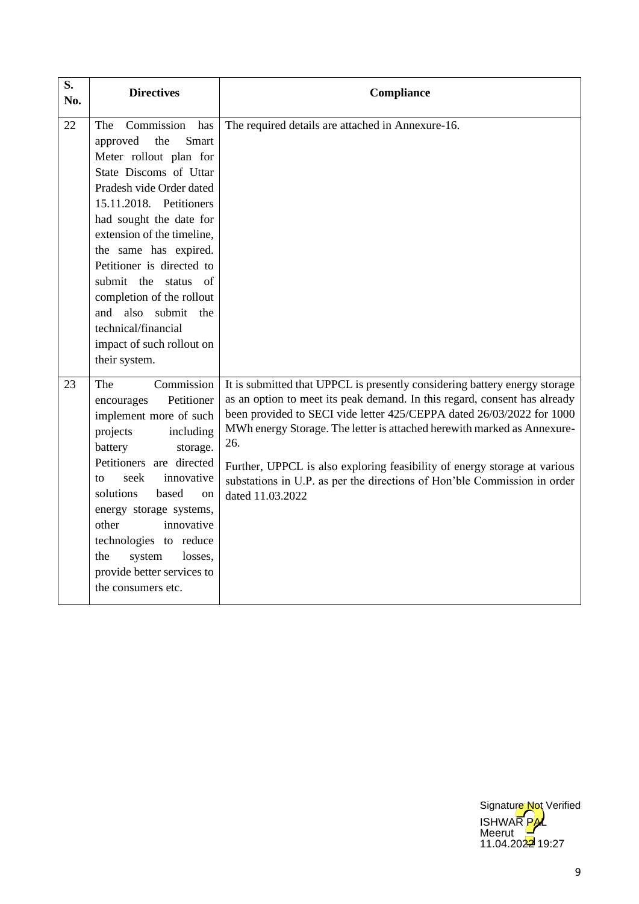| S. No. | Directives | Compliance |
|---|---|---|
| 22 | The Commission has approved the Smart Meter rollout plan for State Discoms of Uttar Pradesh vide Order dated 15.11.2018. Petitioners had sought the date for extension of the timeline, the same has expired. Petitioner is directed to submit the status of completion of the rollout and also submit the technical/financial impact of such rollout on their system. | The required details are attached in Annexure-16. |
| 23 | The Commission encourages Petitioner implement more of such projects including battery storage. Petitioners are directed to seek innovative solutions based on energy storage systems, other innovative technologies to reduce the system losses, provide better services to the consumers etc. | It is submitted that UPPCL is presently considering battery energy storage as an option to meet its peak demand. In this regard, consent has already been provided to SECI vide letter 425/CEPPA dated 26/03/2022 for 1000 MWh energy Storage. The letter is attached herewith marked as Annexure-26.<br><br>Further, UPPCL is also exploring feasibility of energy storage at various substations in U.P. as per the directions of Hon'ble Commission in order dated 11.03.2022 |

Signature Not Verified
ISHWAR PAL
Meerut
11.04.2022 19:27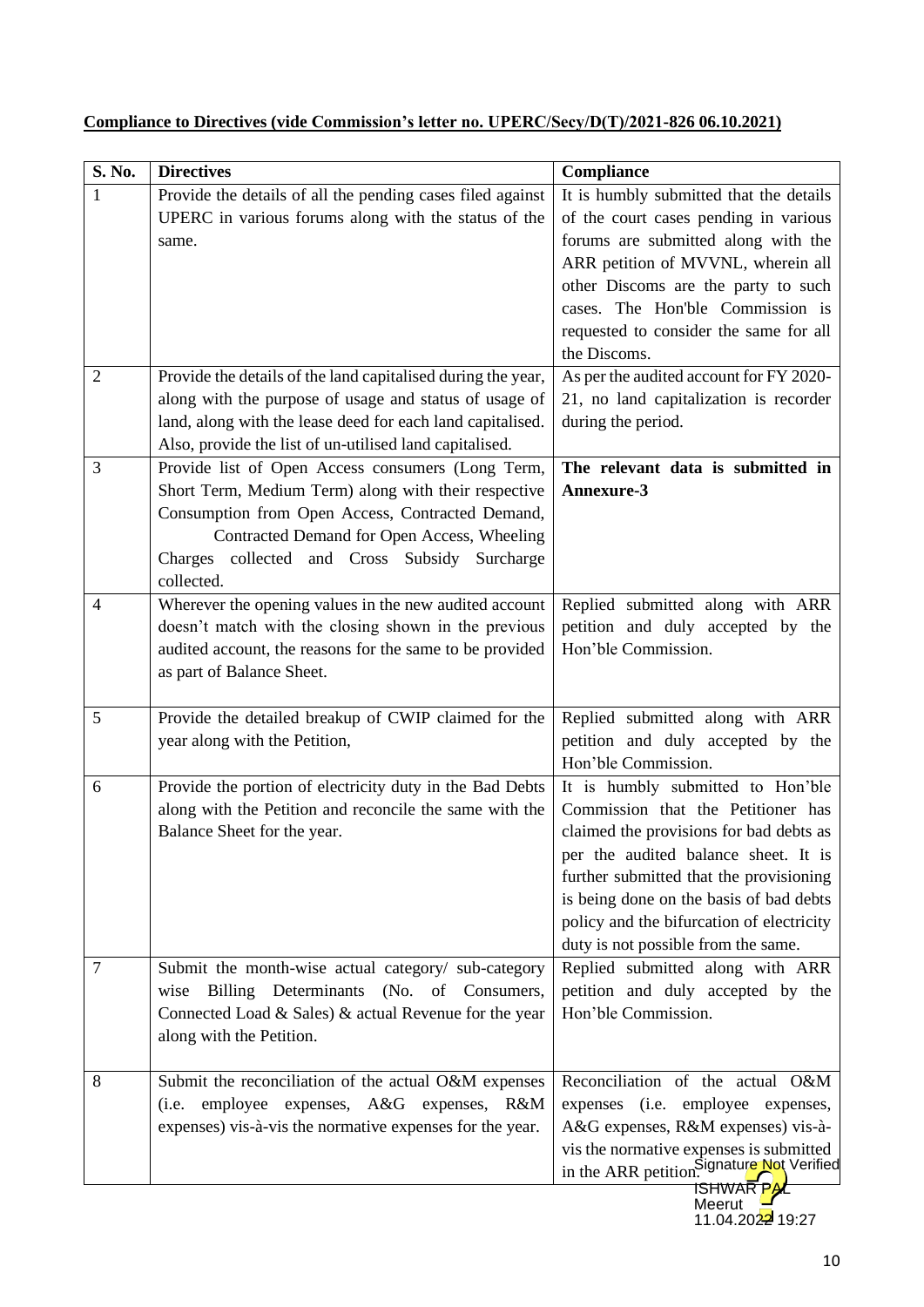**Compliance to Directives (vide Commission's letter no. UPERC/Secy/D(T)/2021-826 06.10.2021)**

| S. No. | Directives | Compliance |
|---|---|---|
| 1 | Provide the details of all the pending cases filed against UPERC in various forums along with the status of the same. | It is humbly submitted that the details of the court cases pending in various forums are submitted along with the ARR petition of MVVNL, wherein all other Discoms are the party to such cases. The Hon'ble Commission is requested to consider the same for all the Discoms. |
| 2 | Provide the details of the land capitalised during the year, along with the purpose of usage and status of usage of land, along with the lease deed for each land capitalised. Also, provide the list of un-utilised land capitalised. | As per the audited account for FY 2020-21, no land capitalization is recorder during the period. |
| 3 | Provide list of Open Access consumers (Long Term, Short Term, Medium Term) along with their respective Consumption from Open Access, Contracted Demand, Contracted Demand for Open Access, Wheeling Charges collected and Cross Subsidy Surcharge collected. | **The relevant data is submitted in Annexure-3** |
| 4 | Wherever the opening values in the new audited account doesn't match with the closing shown in the previous audited account, the reasons for the same to be provided as part of Balance Sheet. | Replied submitted along with ARR petition and duly accepted by the Hon'ble Commission. |
| 5 | Provide the detailed breakup of CWIP claimed for the year along with the Petition, | Replied submitted along with ARR petition and duly accepted by the Hon'ble Commission. |
| 6 | Provide the portion of electricity duty in the Bad Debts along with the Petition and reconcile the same with the Balance Sheet for the year. | It is humbly submitted to Hon'ble Commission that the Petitioner has claimed the provisions for bad debts as per the audited balance sheet. It is further submitted that the provisioning is being done on the basis of bad debts policy and the bifurcation of electricity duty is not possible from the same. |
| 7 | Submit the month-wise actual category/ sub-category wise Billing Determinants (No. of Consumers, Connected Load & Sales) & actual Revenue for the year along with the Petition. | Replied submitted along with ARR petition and duly accepted by the Hon'ble Commission. |
| 8 | Submit the reconciliation of the actual O&M expenses (i.e. employee expenses, A&G expenses, R&M expenses) vis-à-vis the normative expenses for the year. | Reconciliation of the actual O&M expenses (i.e. employee expenses, A&G expenses, R&M expenses) vis-à-vis the normative expenses is submitted in the ARR petition. |

Signature Not Verified
ISHWAR PAL
Meerut
11.04.2022 19:27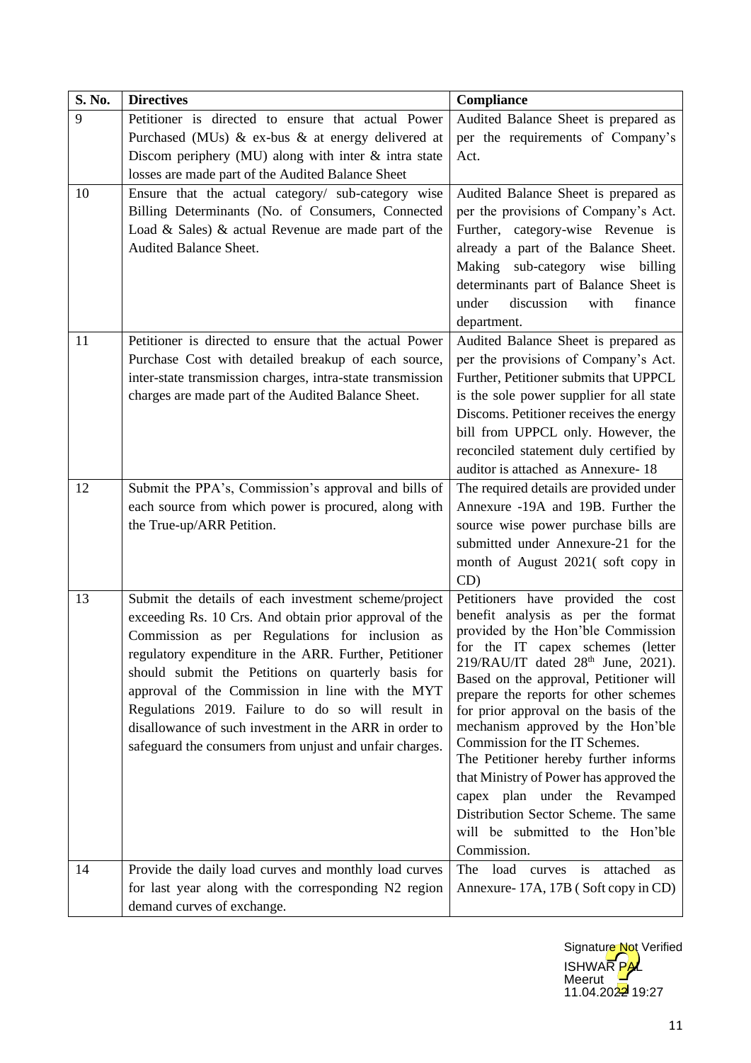| S. No. | Directives | Compliance |
|---|---|---|
| 9 | Petitioner is directed to ensure that actual Power Purchased (MUs) & ex-bus & at energy delivered at Discom periphery (MU) along with inter & intra state losses are made part of the Audited Balance Sheet | Audited Balance Sheet is prepared as per the requirements of Company's Act. |
| 10 | Ensure that the actual category/ sub-category wise Billing Determinants (No. of Consumers, Connected Load & Sales) & actual Revenue are made part of the Audited Balance Sheet. | Audited Balance Sheet is prepared as per the provisions of Company's Act. Further, category-wise Revenue is already a part of the Balance Sheet. Making sub-category wise billing determinants part of Balance Sheet is under discussion with finance department. |
| 11 | Petitioner is directed to ensure that the actual Power Purchase Cost with detailed breakup of each source, inter-state transmission charges, intra-state transmission charges are made part of the Audited Balance Sheet. | Audited Balance Sheet is prepared as per the provisions of Company's Act. Further, Petitioner submits that UPPCL is the sole power supplier for all state Discoms. Petitioner receives the energy bill from UPPCL only. However, the reconciled statement duly certified by auditor is attached as Annexure- 18 |
| 12 | Submit the PPA's, Commission's approval and bills of each source from which power is procured, along with the True-up/ARR Petition. | The required details are provided under Annexure -19A and 19B. Further the source wise power purchase bills are submitted under Annexure-21 for the month of August 2021( soft copy in CD) |
| 13 | Submit the details of each investment scheme/project exceeding Rs. 10 Crs. And obtain prior approval of the Commission as per Regulations for inclusion as regulatory expenditure in the ARR. Further, Petitioner should submit the Petitions on quarterly basis for approval of the Commission in line with the MYT Regulations 2019. Failure to do so will result in disallowance of such investment in the ARR in order to safeguard the consumers from unjust and unfair charges. | Petitioners have provided the cost benefit analysis as per the format provided by the Hon'ble Commission for the IT capex schemes (letter 219/RAU/IT dated 28th June, 2021). Based on the approval, Petitioner will prepare the reports for other schemes for prior approval on the basis of the mechanism approved by the Hon'ble Commission for the IT Schemes.<br>The Petitioner hereby further informs that Ministry of Power has approved the capex plan under the Revamped Distribution Sector Scheme. The same will be submitted to the Hon'ble Commission. |
| 14 | Provide the daily load curves and monthly load curves for last year along with the corresponding N2 region demand curves of exchange. | The load curves is attached as Annexure- 17A, 17B ( Soft copy in CD) |

Signature Not Verified
ISHWAR PAL
Meerut
11.04.2022 19:27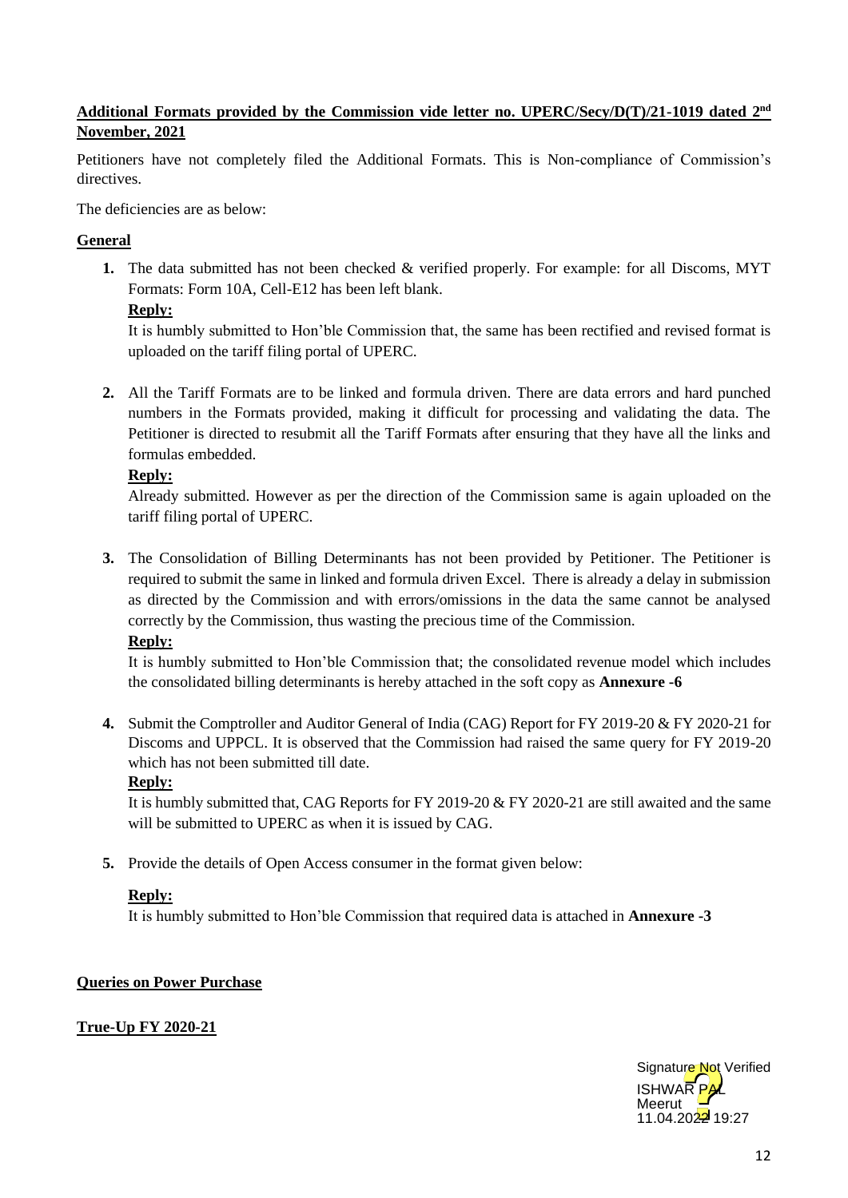**Additional Formats provided by the Commission vide letter no. UPERC/Secy/D(T)/21-1019 dated 2nd November, 2021**

Petitioners have not completely filed the Additional Formats. This is Non-compliance of Commission's directives.

The deficiencies are as below:

**General**

1. The data submitted has not been checked & verified properly. For example: for all Discoms, MYT Formats: Form 10A, Cell-E12 has been left blank.

   **Reply:**

   It is humbly submitted to Hon'ble Commission that, the same has been rectified and revised format is uploaded on the tariff filing portal of UPERC.

2. All the Tariff Formats are to be linked and formula driven. There are data errors and hard punched numbers in the Formats provided, making it difficult for processing and validating the data. The Petitioner is directed to resubmit all the Tariff Formats after ensuring that they have all the links and formulas embedded.

   **Reply:**

   Already submitted. However as per the direction of the Commission same is again uploaded on the tariff filing portal of UPERC.

3. The Consolidation of Billing Determinants has not been provided by Petitioner. The Petitioner is required to submit the same in linked and formula driven Excel. There is already a delay in submission as directed by the Commission and with errors/omissions in the data the same cannot be analysed correctly by the Commission, thus wasting the precious time of the Commission.

   **Reply:**

   It is humbly submitted to Hon'ble Commission that; the consolidated revenue model which includes the consolidated billing determinants is hereby attached in the soft copy as **Annexure -6**

4. Submit the Comptroller and Auditor General of India (CAG) Report for FY 2019-20 & FY 2020-21 for Discoms and UPPCL. It is observed that the Commission had raised the same query for FY 2019-20 which has not been submitted till date.

   **Reply:**

   It is humbly submitted that, CAG Reports for FY 2019-20 & FY 2020-21 are still awaited and the same will be submitted to UPERC as when it is issued by CAG.

5. Provide the details of Open Access consumer in the format given below:

   **Reply:**

   It is humbly submitted to Hon'ble Commission that required data is attached in **Annexure -3**

**Queries on Power Purchase**

**True-Up FY 2020-21**

Signature Not Verified
ISHWAR PAL
Meerut
11.04.2022 19:27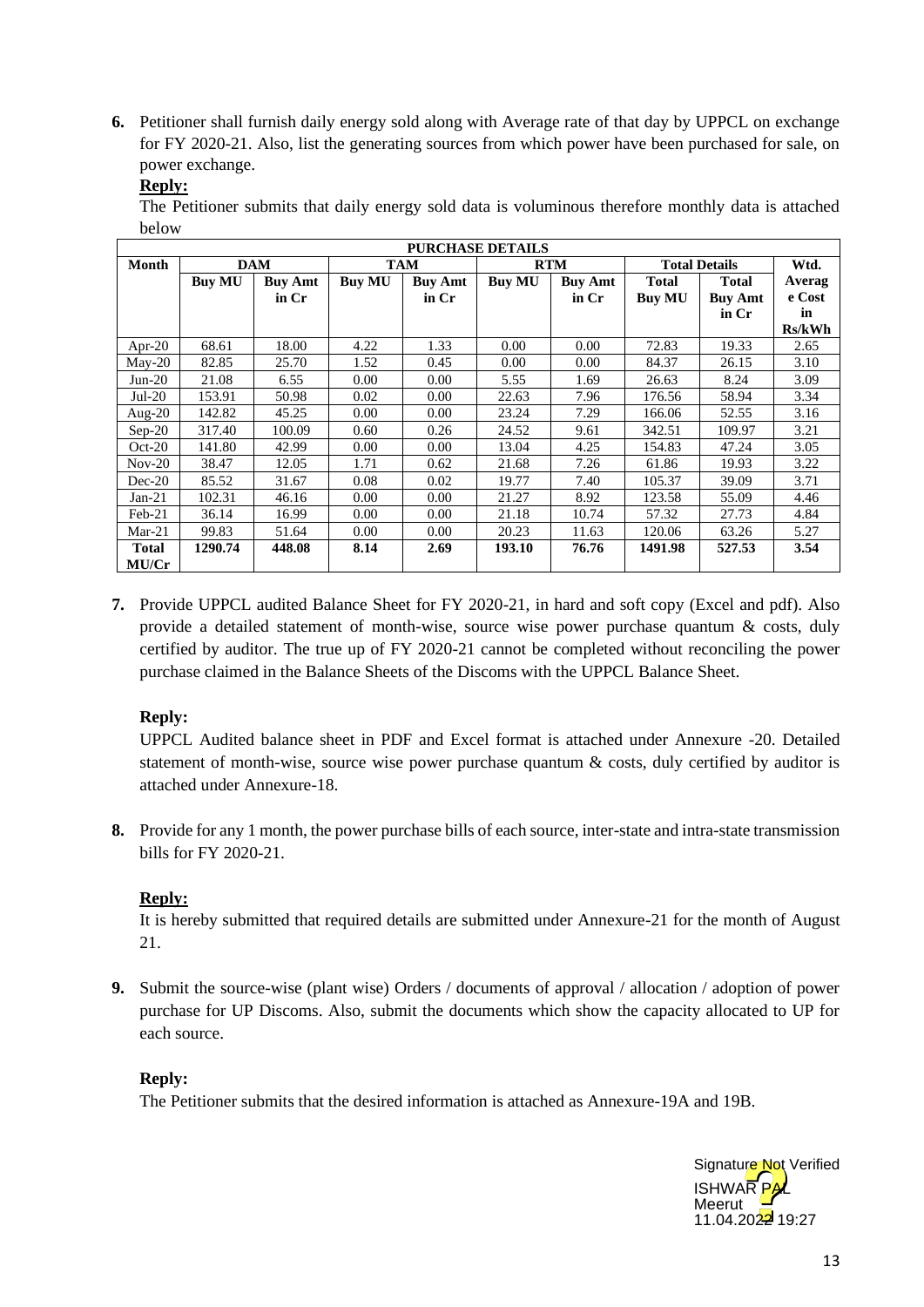**6.** Petitioner shall furnish daily energy sold along with Average rate of that day by UPPCL on exchange for FY 2020-21. Also, list the generating sources from which power have been purchased for sale, on power exchange.

**Reply:**

The Petitioner submits that daily energy sold data is voluminous therefore monthly data is attached below

| PURCHASE DETAILS | | | | | | | | | |
|---|---|---|---|---|---|---|---|---|---|
| **Month** | **DAM** | | **TAM** | | **RTM** | | **Total Details** | | **Wtd. Average Cost in Rs/kWh** |
| | **Buy MU** | **Buy Amt in Cr** | **Buy MU** | **Buy Amt in Cr** | **Buy MU** | **Buy Amt in Cr** | **Total Buy MU** | **Total Buy Amt in Cr** | |
| Apr-20 | 68.61 | 18.00 | 4.22 | 1.33 | 0.00 | 0.00 | 72.83 | 19.33 | 2.65 |
| May-20 | 82.85 | 25.70 | 1.52 | 0.45 | 0.00 | 0.00 | 84.37 | 26.15 | 3.10 |
| Jun-20 | 21.08 | 6.55 | 0.00 | 0.00 | 5.55 | 1.69 | 26.63 | 8.24 | 3.09 |
| Jul-20 | 153.91 | 50.98 | 0.02 | 0.00 | 22.63 | 7.96 | 176.56 | 58.94 | 3.34 |
| Aug-20 | 142.82 | 45.25 | 0.00 | 0.00 | 23.24 | 7.29 | 166.06 | 52.55 | 3.16 |
| Sep-20 | 317.40 | 100.09 | 0.60 | 0.26 | 24.52 | 9.61 | 342.51 | 109.97 | 3.21 |
| Oct-20 | 141.80 | 42.99 | 0.00 | 0.00 | 13.04 | 4.25 | 154.83 | 47.24 | 3.05 |
| Nov-20 | 38.47 | 12.05 | 1.71 | 0.62 | 21.68 | 7.26 | 61.86 | 19.93 | 3.22 |
| Dec-20 | 85.52 | 31.67 | 0.08 | 0.02 | 19.77 | 7.40 | 105.37 | 39.09 | 3.71 |
| Jan-21 | 102.31 | 46.16 | 0.00 | 0.00 | 21.27 | 8.92 | 123.58 | 55.09 | 4.46 |
| Feb-21 | 36.14 | 16.99 | 0.00 | 0.00 | 21.18 | 10.74 | 57.32 | 27.73 | 4.84 |
| Mar-21 | 99.83 | 51.64 | 0.00 | 0.00 | 20.23 | 11.63 | 120.06 | 63.26 | 5.27 |
| **Total MU/Cr** | **1290.74** | **448.08** | **8.14** | **2.69** | **193.10** | **76.76** | **1491.98** | **527.53** | **3.54** |

**7.** Provide UPPCL audited Balance Sheet for FY 2020-21, in hard and soft copy (Excel and pdf). Also provide a detailed statement of month-wise, source wise power purchase quantum & costs, duly certified by auditor. The true up of FY 2020-21 cannot be completed without reconciling the power purchase claimed in the Balance Sheets of the Discoms with the UPPCL Balance Sheet.

**Reply:**

UPPCL Audited balance sheet in PDF and Excel format is attached under Annexure -20. Detailed statement of month-wise, source wise power purchase quantum & costs, duly certified by auditor is attached under Annexure-18.

**8.** Provide for any 1 month, the power purchase bills of each source, inter-state and intra-state transmission bills for FY 2020-21.

**Reply:**

It is hereby submitted that required details are submitted under Annexure-21 for the month of August 21.

**9.** Submit the source-wise (plant wise) Orders / documents of approval / allocation / adoption of power purchase for UP Discoms. Also, submit the documents which show the capacity allocated to UP for each source.

**Reply:**

The Petitioner submits that the desired information is attached as Annexure-19A and 19B.

Signature Not Verified
ISHWAR PAL
Meerut
11.04.2022 19:27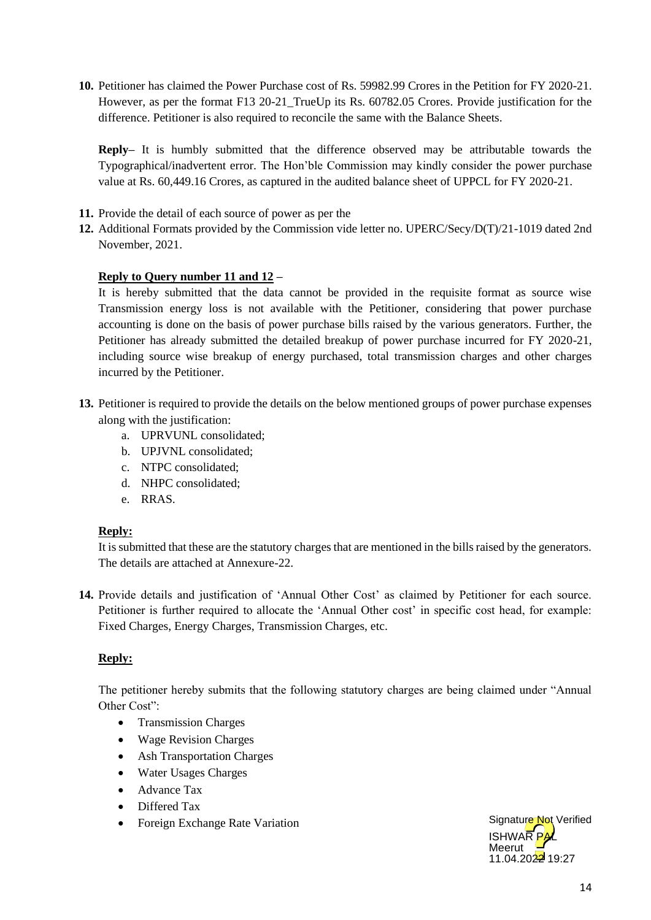**10.** Petitioner has claimed the Power Purchase cost of Rs. 59982.99 Crores in the Petition for FY 2020-21. However, as per the format F13 20-21_TrueUp its Rs. 60782.05 Crores. Provide justification for the difference. Petitioner is also required to reconcile the same with the Balance Sheets.

**Reply–** It is humbly submitted that the difference observed may be attributable towards the Typographical/inadvertent error. The Hon'ble Commission may kindly consider the power purchase value at Rs. 60,449.16 Crores, as captured in the audited balance sheet of UPPCL for FY 2020-21.

**11.** Provide the detail of each source of power as per the

**12.** Additional Formats provided by the Commission vide letter no. UPERC/Secy/D(T)/21-1019 dated 2nd November, 2021.

**Reply to Query number 11 and 12 –**

It is hereby submitted that the data cannot be provided in the requisite format as source wise Transmission energy loss is not available with the Petitioner, considering that power purchase accounting is done on the basis of power purchase bills raised by the various generators. Further, the Petitioner has already submitted the detailed breakup of power purchase incurred for FY 2020-21, including source wise breakup of energy purchased, total transmission charges and other charges incurred by the Petitioner.

**13.** Petitioner is required to provide the details on the below mentioned groups of power purchase expenses along with the justification:

a. UPRVUNL consolidated;
b. UPJVNL consolidated;
c. NTPC consolidated;
d. NHPC consolidated;
e. RRAS.

**Reply:**

It is submitted that these are the statutory charges that are mentioned in the bills raised by the generators. The details are attached at Annexure-22.

**14.** Provide details and justification of 'Annual Other Cost' as claimed by Petitioner for each source. Petitioner is further required to allocate the 'Annual Other cost' in specific cost head, for example: Fixed Charges, Energy Charges, Transmission Charges, etc.

**Reply:**

The petitioner hereby submits that the following statutory charges are being claimed under "Annual Other Cost":

- Transmission Charges
- Wage Revision Charges
- Ash Transportation Charges
- Water Usages Charges
- Advance Tax
- Differed Tax
- Foreign Exchange Rate Variation

Signature Not Verified
ISHWAR PAL
Meerut
11.04.2022 19:27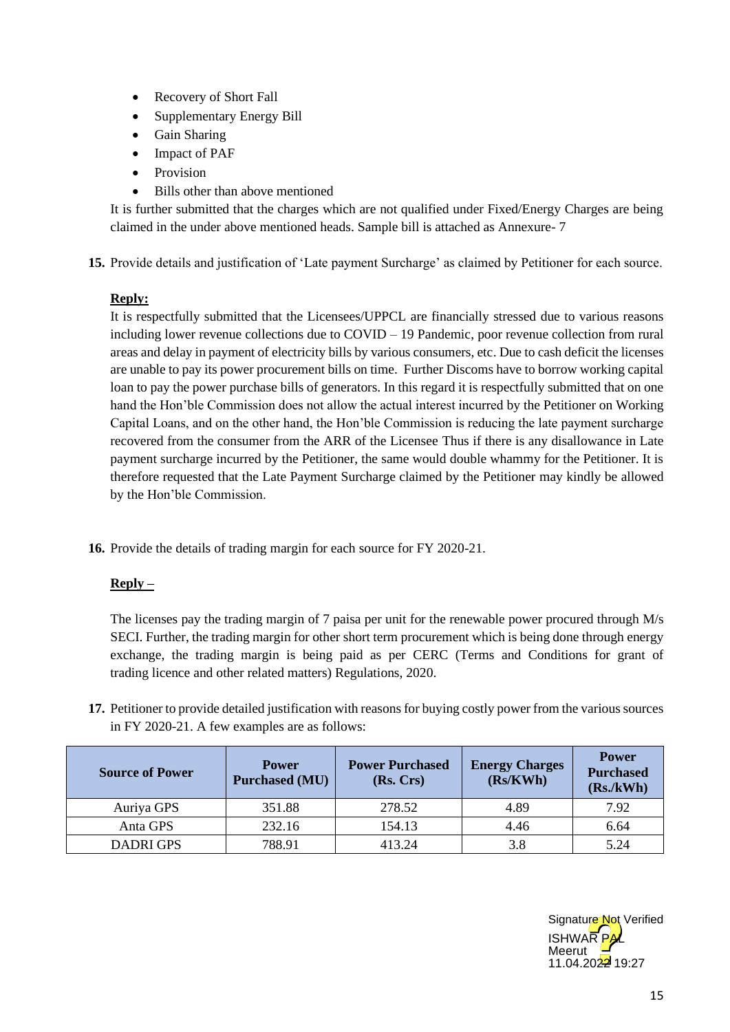- Recovery of Short Fall
- Supplementary Energy Bill
- Gain Sharing
- Impact of PAF
- Provision
- Bills other than above mentioned

It is further submitted that the charges which are not qualified under Fixed/Energy Charges are being claimed in the under above mentioned heads. Sample bill is attached as Annexure- 7

**15.** Provide details and justification of 'Late payment Surcharge' as claimed by Petitioner for each source.

**Reply:**

It is respectfully submitted that the Licensees/UPPCL are financially stressed due to various reasons including lower revenue collections due to COVID – 19 Pandemic, poor revenue collection from rural areas and delay in payment of electricity bills by various consumers, etc. Due to cash deficit the licenses are unable to pay its power procurement bills on time. Further Discoms have to borrow working capital loan to pay the power purchase bills of generators. In this regard it is respectfully submitted that on one hand the Hon'ble Commission does not allow the actual interest incurred by the Petitioner on Working Capital Loans, and on the other hand, the Hon'ble Commission is reducing the late payment surcharge recovered from the consumer from the ARR of the Licensee Thus if there is any disallowance in Late payment surcharge incurred by the Petitioner, the same would double whammy for the Petitioner. It is therefore requested that the Late Payment Surcharge claimed by the Petitioner may kindly be allowed by the Hon'ble Commission.

**16.** Provide the details of trading margin for each source for FY 2020-21.

**Reply –**

The licenses pay the trading margin of 7 paisa per unit for the renewable power procured through M/s SECI. Further, the trading margin for other short term procurement which is being done through energy exchange, the trading margin is being paid as per CERC (Terms and Conditions for grant of trading licence and other related matters) Regulations, 2020.

**17.** Petitioner to provide detailed justification with reasons for buying costly power from the various sources in FY 2020-21. A few examples are as follows:

| Source of Power | Power Purchased (MU) | Power Purchased (Rs. Crs) | Energy Charges (Rs/KWh) | Power Purchased (Rs./kWh) |
|---|---|---|---|---|
| Auriya GPS | 351.88 | 278.52 | 4.89 | 7.92 |
| Anta GPS | 232.16 | 154.13 | 4.46 | 6.64 |
| DADRI GPS | 788.91 | 413.24 | 3.8 | 5.24 |

Signature Not Verified
ISHWAR PAL
Meerut
11.04.2022 19:27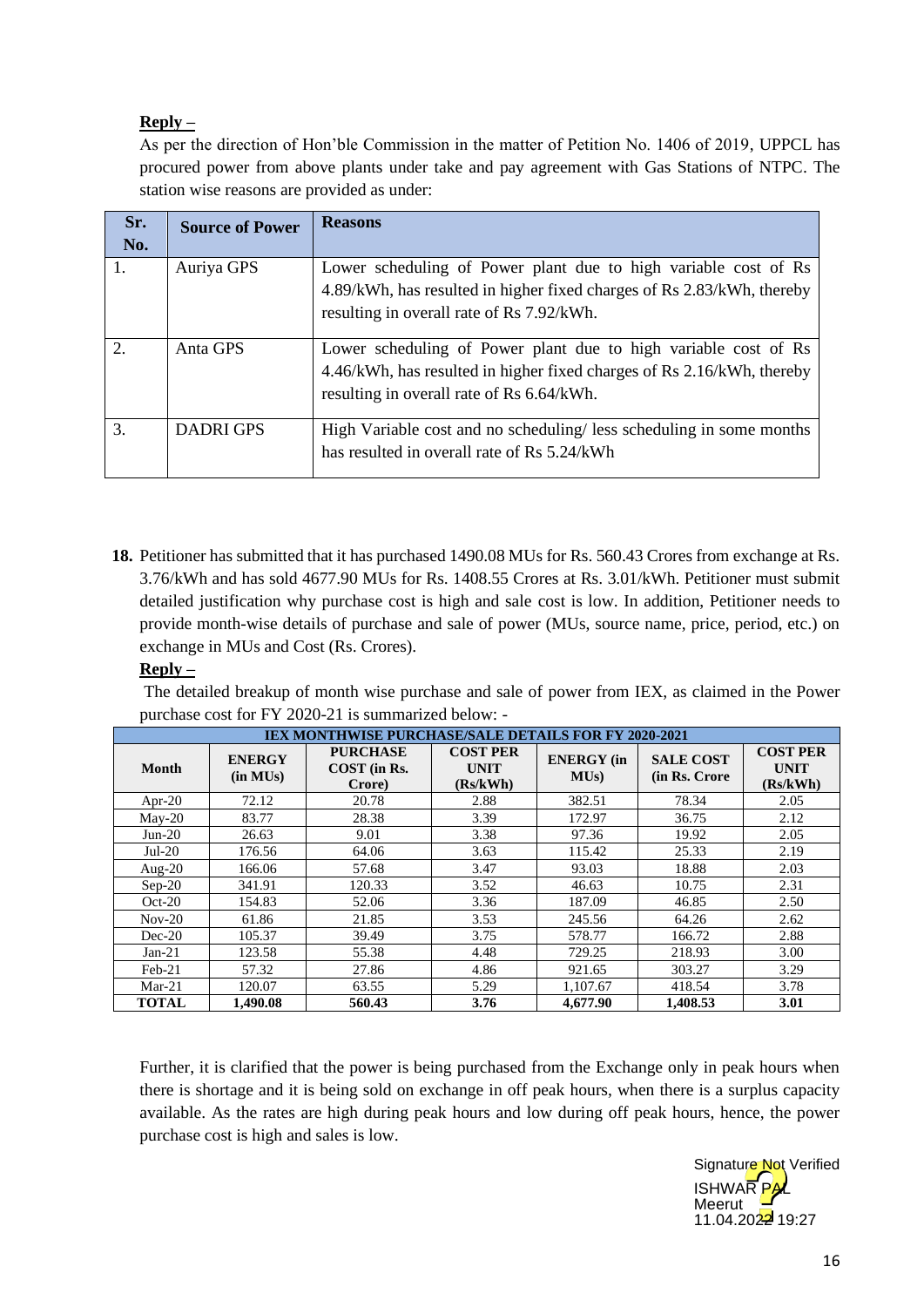**Reply –**

As per the direction of Hon'ble Commission in the matter of Petition No. 1406 of 2019, UPPCL has procured power from above plants under take and pay agreement with Gas Stations of NTPC. The station wise reasons are provided as under:

| Sr. No. | Source of Power | Reasons |
|---|---|---|
| 1. | Auriya GPS | Lower scheduling of Power plant due to high variable cost of Rs 4.89/kWh, has resulted in higher fixed charges of Rs 2.83/kWh, thereby resulting in overall rate of Rs 7.92/kWh. |
| 2. | Anta GPS | Lower scheduling of Power plant due to high variable cost of Rs 4.46/kWh, has resulted in higher fixed charges of Rs 2.16/kWh, thereby resulting in overall rate of Rs 6.64/kWh. |
| 3. | DADRI GPS | High Variable cost and no scheduling/ less scheduling in some months has resulted in overall rate of Rs 5.24/kWh |

**18.** Petitioner has submitted that it has purchased 1490.08 MUs for Rs. 560.43 Crores from exchange at Rs. 3.76/kWh and has sold 4677.90 MUs for Rs. 1408.55 Crores at Rs. 3.01/kWh. Petitioner must submit detailed justification why purchase cost is high and sale cost is low. In addition, Petitioner needs to provide month-wise details of purchase and sale of power (MUs, source name, price, period, etc.) on exchange in MUs and Cost (Rs. Crores).

**Reply –**

The detailed breakup of month wise purchase and sale of power from IEX, as claimed in the Power purchase cost for FY 2020-21 is summarized below: -

| IEX MONTHWISE PURCHASE/SALE DETAILS FOR FY 2020-2021 | | | | | | |
|---|---|---|---|---|---|---|
| Month | ENERGY (in MUs) | PURCHASE COST (in Rs. Crore) | COST PER UNIT (Rs/kWh) | ENERGY (in MUs) | SALE COST (in Rs. Crore | COST PER UNIT (Rs/kWh) |
| Apr-20 | 72.12 | 20.78 | 2.88 | 382.51 | 78.34 | 2.05 |
| May-20 | 83.77 | 28.38 | 3.39 | 172.97 | 36.75 | 2.12 |
| Jun-20 | 26.63 | 9.01 | 3.38 | 97.36 | 19.92 | 2.05 |
| Jul-20 | 176.56 | 64.06 | 3.63 | 115.42 | 25.33 | 2.19 |
| Aug-20 | 166.06 | 57.68 | 3.47 | 93.03 | 18.88 | 2.03 |
| Sep-20 | 341.91 | 120.33 | 3.52 | 46.63 | 10.75 | 2.31 |
| Oct-20 | 154.83 | 52.06 | 3.36 | 187.09 | 46.85 | 2.50 |
| Nov-20 | 61.86 | 21.85 | 3.53 | 245.56 | 64.26 | 2.62 |
| Dec-20 | 105.37 | 39.49 | 3.75 | 578.77 | 166.72 | 2.88 |
| Jan-21 | 123.58 | 55.38 | 4.48 | 729.25 | 218.93 | 3.00 |
| Feb-21 | 57.32 | 27.86 | 4.86 | 921.65 | 303.27 | 3.29 |
| Mar-21 | 120.07 | 63.55 | 5.29 | 1,107.67 | 418.54 | 3.78 |
| **TOTAL** | **1,490.08** | **560.43** | **3.76** | **4,677.90** | **1,408.53** | **3.01** |

Further, it is clarified that the power is being purchased from the Exchange only in peak hours when there is shortage and it is being sold on exchange in off peak hours, when there is a surplus capacity available. As the rates are high during peak hours and low during off peak hours, hence, the power purchase cost is high and sales is low.

Signature Not Verified
ISHWAR PAL
Meerut
11.04.2022 19:27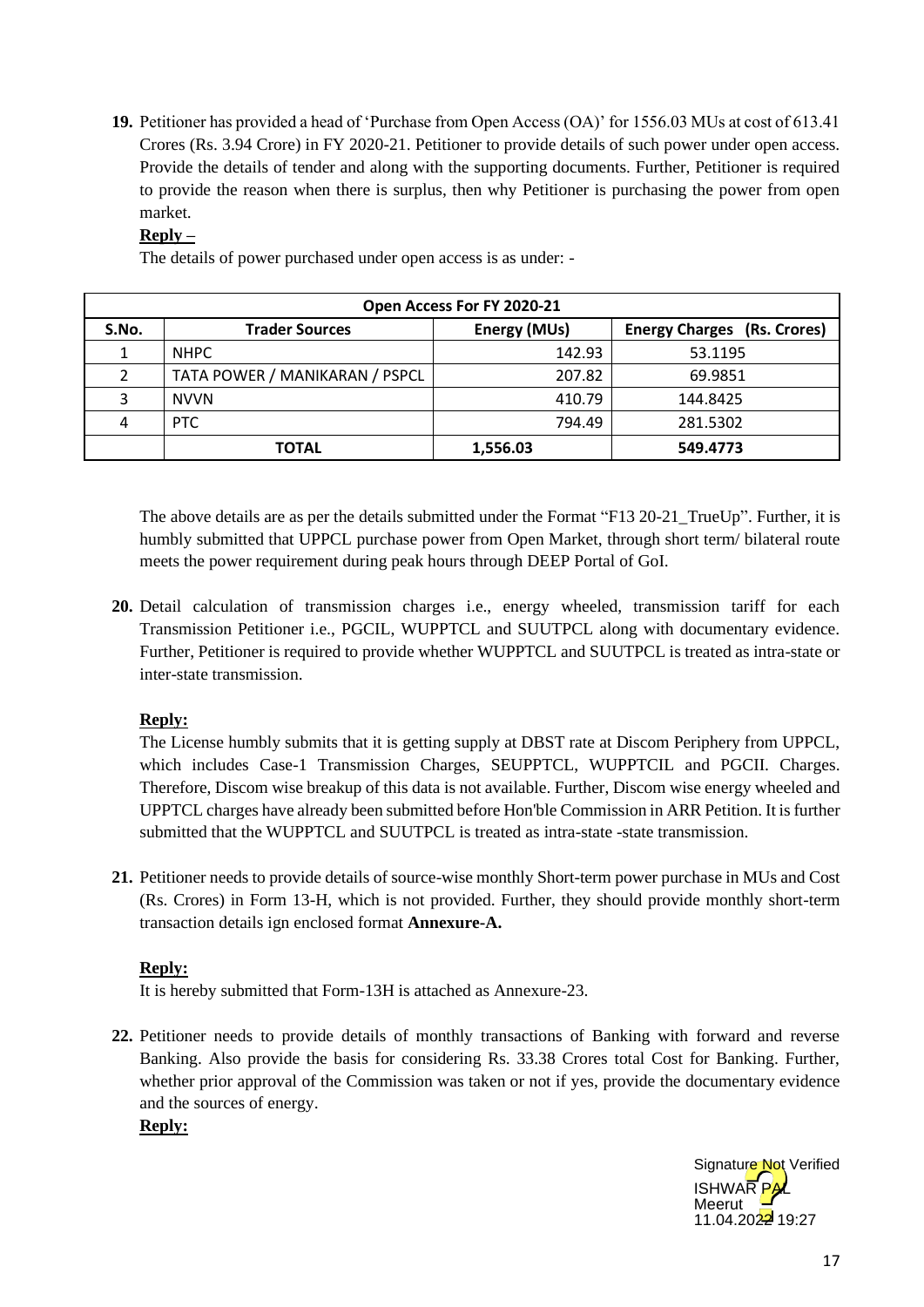**19.** Petitioner has provided a head of 'Purchase from Open Access (OA)' for 1556.03 MUs at cost of 613.41 Crores (Rs. 3.94 Crore) in FY 2020-21. Petitioner to provide details of such power under open access. Provide the details of tender and along with the supporting documents. Further, Petitioner is required to provide the reason when there is surplus, then why Petitioner is purchasing the power from open market.

**Reply –**

The details of power purchased under open access is as under: -

| Open Access For FY 2020-21 | | | |
|---|---|---|---|
| **S.No.** | **Trader Sources** | **Energy (MUs)** | **Energy Charges (Rs. Crores)** |
| 1 | NHPC | 142.93 | 53.1195 |
| 2 | TATA POWER / MANIKARAN / PSPCL | 207.82 | 69.9851 |
| 3 | NVVN | 410.79 | 144.8425 |
| 4 | PTC | 794.49 | 281.5302 |
| | **TOTAL** | **1,556.03** | **549.4773** |

The above details are as per the details submitted under the Format "F13 20-21_TrueUp". Further, it is humbly submitted that UPPCL purchase power from Open Market, through short term/ bilateral route meets the power requirement during peak hours through DEEP Portal of GoI.

**20.** Detail calculation of transmission charges i.e., energy wheeled, transmission tariff for each Transmission Petitioner i.e., PGCIL, WUPPTCL and SUUTPCL along with documentary evidence. Further, Petitioner is required to provide whether WUPPTCL and SUUTPCL is treated as intra-state or inter-state transmission.

**Reply:**

The License humbly submits that it is getting supply at DBST rate at Discom Periphery from UPPCL, which includes Case-1 Transmission Charges, SEUPPTCL, WUPPTCIL and PGCIL. Charges. Therefore, Discom wise breakup of this data is not available. Further, Discom wise energy wheeled and UPPTCL charges have already been submitted before Hon'ble Commission in ARR Petition. It is further submitted that the WUPPTCL and SUUTPCL is treated as intra-state -state transmission.

**21.** Petitioner needs to provide details of source-wise monthly Short-term power purchase in MUs and Cost (Rs. Crores) in Form 13-H, which is not provided. Further, they should provide monthly short-term transaction details ign enclosed format **Annexure-A.**

**Reply:**

It is hereby submitted that Form-13H is attached as Annexure-23.

**22.** Petitioner needs to provide details of monthly transactions of Banking with forward and reverse Banking. Also provide the basis for considering Rs. 33.38 Crores total Cost for Banking. Further, whether prior approval of the Commission was taken or not if yes, provide the documentary evidence and the sources of energy.

**Reply:**

Signature Not Verified
ISHWAR PAL
Meerut
11.04.2022 19:27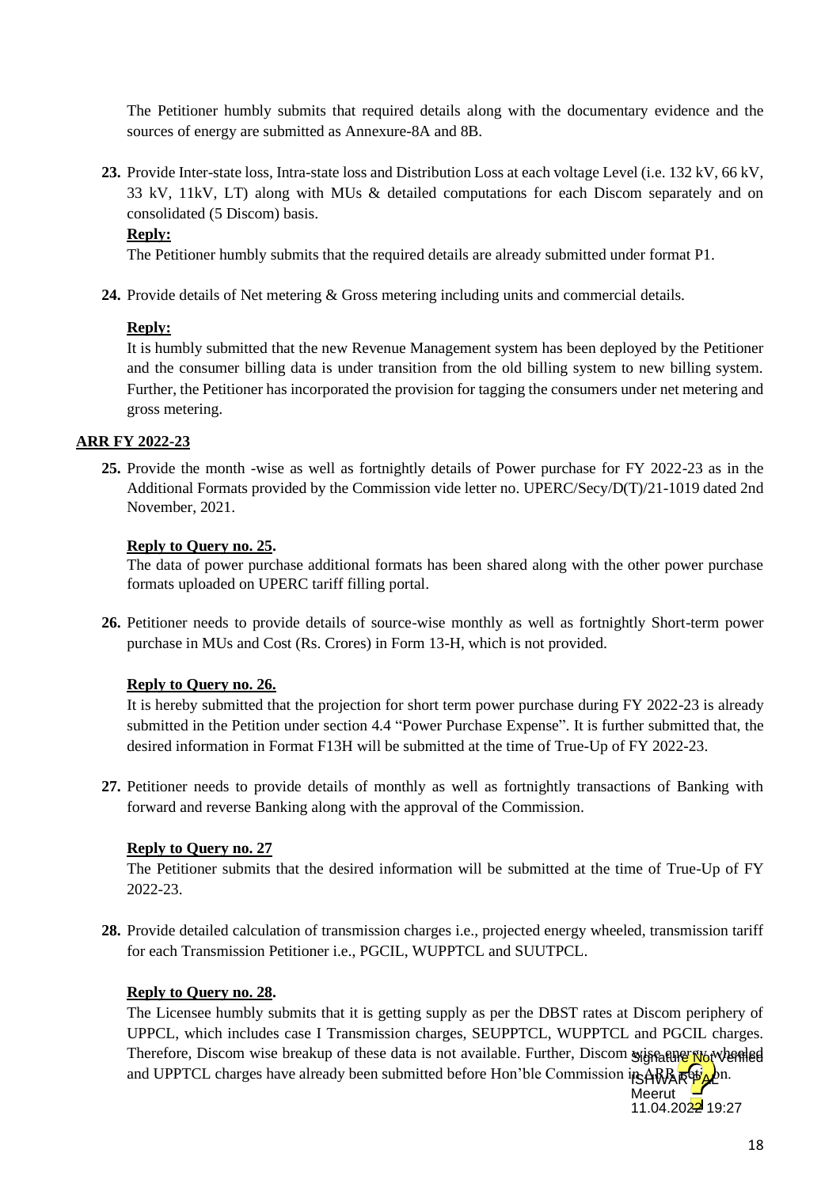The Petitioner humbly submits that required details along with the documentary evidence and the sources of energy are submitted as Annexure-8A and 8B.

**23.** Provide Inter-state loss, Intra-state loss and Distribution Loss at each voltage Level (i.e. 132 kV, 66 kV, 33 kV, 11kV, LT) along with MUs & detailed computations for each Discom separately and on consolidated (5 Discom) basis.

**Reply:**

The Petitioner humbly submits that the required details are already submitted under format P1.

**24.** Provide details of Net metering & Gross metering including units and commercial details.

**Reply:**

It is humbly submitted that the new Revenue Management system has been deployed by the Petitioner and the consumer billing data is under transition from the old billing system to new billing system. Further, the Petitioner has incorporated the provision for tagging the consumers under net metering and gross metering.

**ARR FY 2022-23**

**25.** Provide the month -wise as well as fortnightly details of Power purchase for FY 2022-23 as in the Additional Formats provided by the Commission vide letter no. UPERC/Secy/D(T)/21-1019 dated 2nd November, 2021.

**Reply to Query no. 25.**

The data of power purchase additional formats has been shared along with the other power purchase formats uploaded on UPERC tariff filling portal.

**26.** Petitioner needs to provide details of source-wise monthly as well as fortnightly Short-term power purchase in MUs and Cost (Rs. Crores) in Form 13-H, which is not provided.

**Reply to Query no. 26.**

It is hereby submitted that the projection for short term power purchase during FY 2022-23 is already submitted in the Petition under section 4.4 "Power Purchase Expense". It is further submitted that, the desired information in Format F13H will be submitted at the time of True-Up of FY 2022-23.

**27.** Petitioner needs to provide details of monthly as well as fortnightly transactions of Banking with forward and reverse Banking along with the approval of the Commission.

**Reply to Query no. 27**

The Petitioner submits that the desired information will be submitted at the time of True-Up of FY 2022-23.

**28.** Provide detailed calculation of transmission charges i.e., projected energy wheeled, transmission tariff for each Transmission Petitioner i.e., PGCIL, WUPPTCL and SUUTPCL.

**Reply to Query no. 28.**

The Licensee humbly submits that it is getting supply as per the DBST rates at Discom periphery of UPPCL, which includes case I Transmission charges, SEUPPTCL, WUPPTCL and PGCIL charges. Therefore, Discom wise breakup of these data is not available. Further, Discom wise energy wheeled and UPPTCL charges have already been submitted before Hon'ble Commission in ARR Petition.

Signature Not Verified
ISHWAR PAL
Meerut
11.04.2022 19:27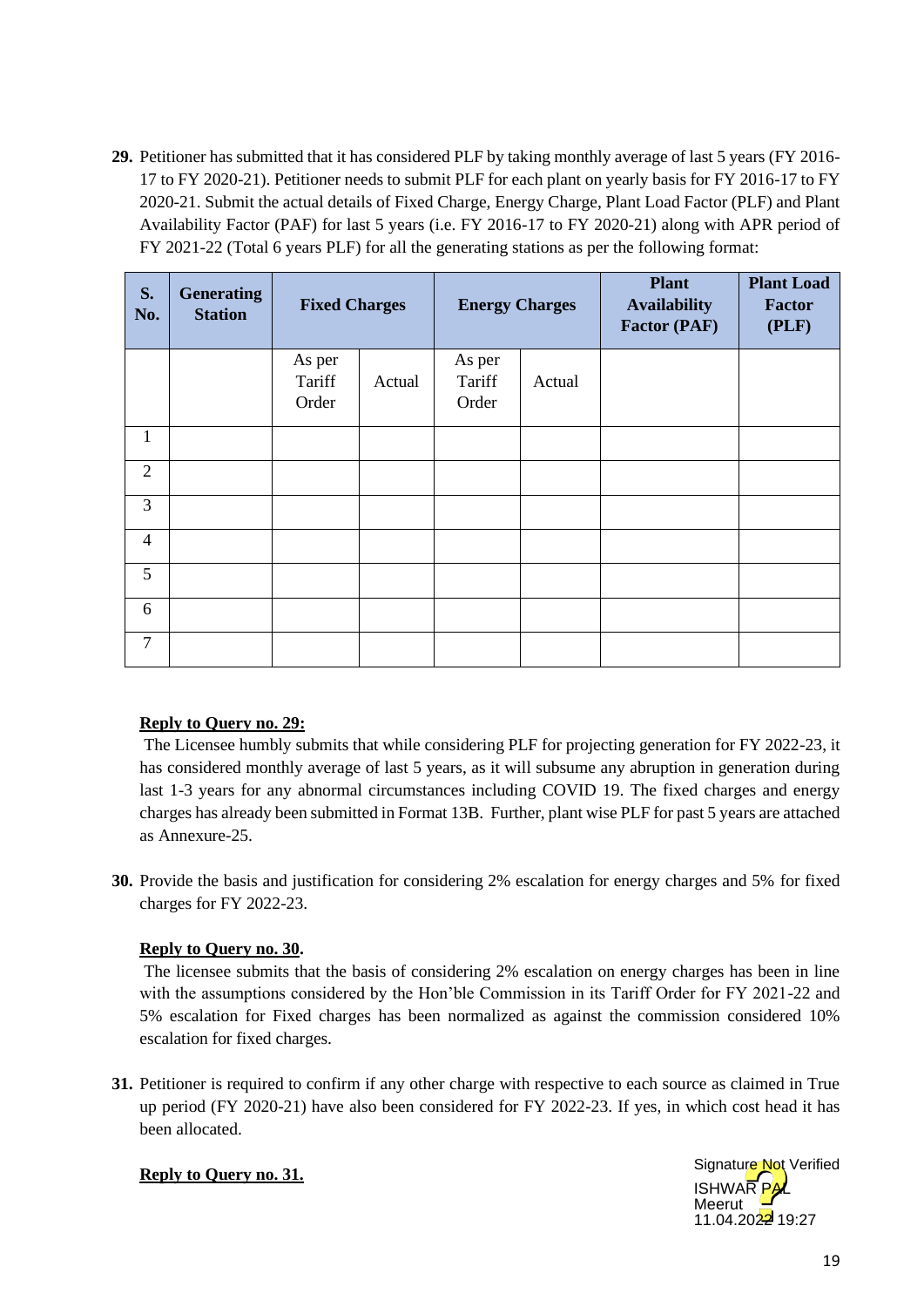**29.** Petitioner has submitted that it has considered PLF by taking monthly average of last 5 years (FY 2016-17 to FY 2020-21). Petitioner needs to submit PLF for each plant on yearly basis for FY 2016-17 to FY 2020-21. Submit the actual details of Fixed Charge, Energy Charge, Plant Load Factor (PLF) and Plant Availability Factor (PAF) for last 5 years (i.e. FY 2016-17 to FY 2020-21) along with APR period of FY 2021-22 (Total 6 years PLF) for all the generating stations as per the following format:

| S. No. | Generating Station | Fixed Charges | | Energy Charges | | Plant Availability Factor (PAF) | Plant Load Factor (PLF) |
|---|---|---|---|---|---|---|---|
| | | As per Tariff Order | Actual | As per Tariff Order | Actual | | |
| 1 | | | | | | | |
| 2 | | | | | | | |
| 3 | | | | | | | |
| 4 | | | | | | | |
| 5 | | | | | | | |
| 6 | | | | | | | |
| 7 | | | | | | | |

**Reply to Query no. 29:**

The Licensee humbly submits that while considering PLF for projecting generation for FY 2022-23, it has considered monthly average of last 5 years, as it will subsume any abruption in generation during last 1-3 years for any abnormal circumstances including COVID 19. The fixed charges and energy charges has already been submitted in Format 13B. Further, plant wise PLF for past 5 years are attached as Annexure-25.

**30.** Provide the basis and justification for considering 2% escalation for energy charges and 5% for fixed charges for FY 2022-23.

**Reply to Query no. 30.**

The licensee submits that the basis of considering 2% escalation on energy charges has been in line with the assumptions considered by the Hon'ble Commission in its Tariff Order for FY 2021-22 and 5% escalation for Fixed charges has been normalized as against the commission considered 10% escalation for fixed charges.

**31.** Petitioner is required to confirm if any other charge with respective to each source as claimed in True up period (FY 2020-21) have also been considered for FY 2022-23. If yes, in which cost head it has been allocated.

**Reply to Query no. 31.**

Signature Not Verified
ISHWAR PAL
Meerut
11.04.2022 19:27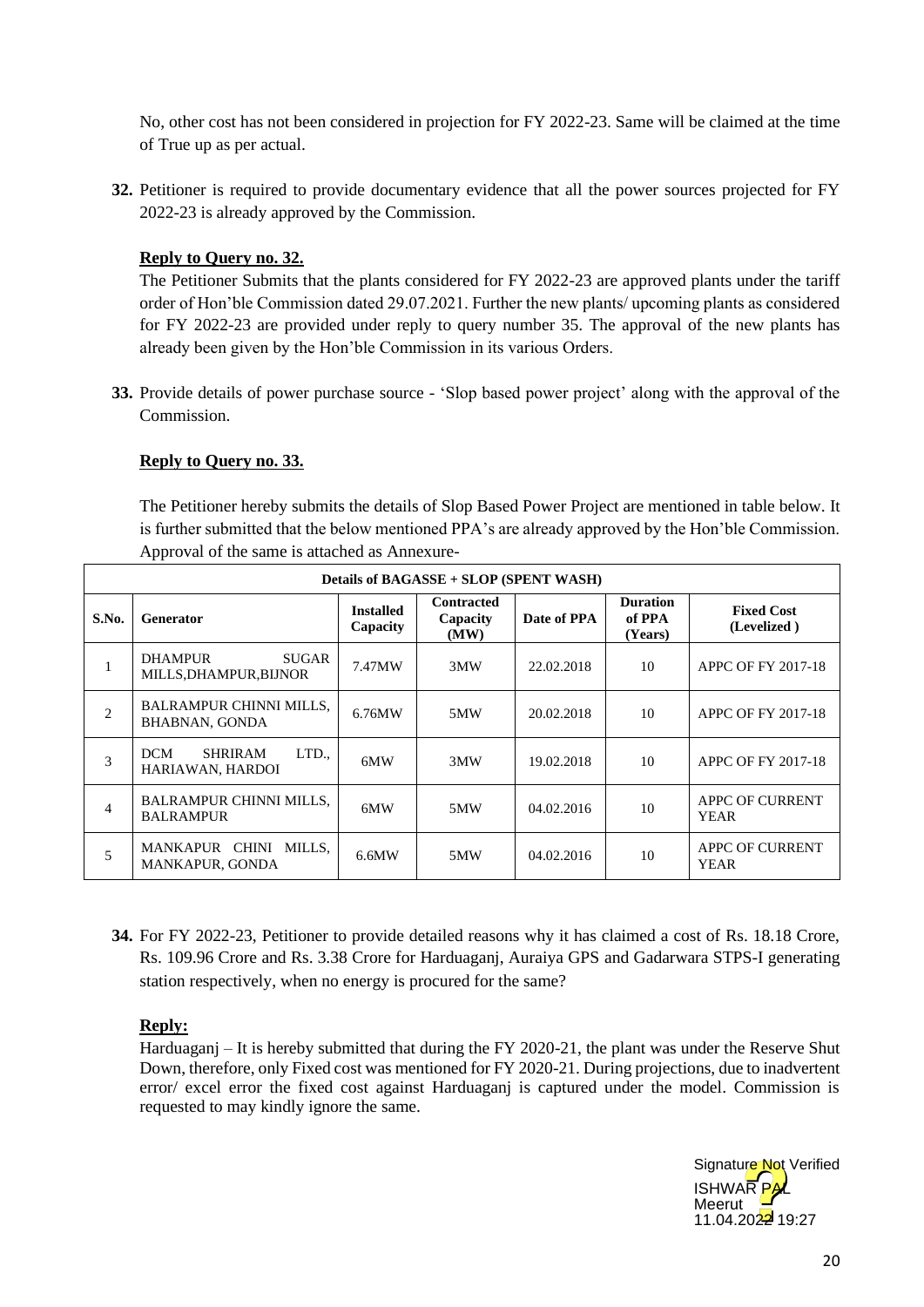No, other cost has not been considered in projection for FY 2022-23. Same will be claimed at the time of True up as per actual.

**32.** Petitioner is required to provide documentary evidence that all the power sources projected for FY 2022-23 is already approved by the Commission.

**Reply to Query no. 32.**

The Petitioner Submits that the plants considered for FY 2022-23 are approved plants under the tariff order of Hon'ble Commission dated 29.07.2021. Further the new plants/ upcoming plants as considered for FY 2022-23 are provided under reply to query number 35. The approval of the new plants has already been given by the Hon'ble Commission in its various Orders.

**33.** Provide details of power purchase source - 'Slop based power project' along with the approval of the Commission.

**Reply to Query no. 33.**

The Petitioner hereby submits the details of Slop Based Power Project are mentioned in table below. It is further submitted that the below mentioned PPA's are already approved by the Hon'ble Commission. Approval of the same is attached as Annexure-

| Details of BAGASSE + SLOP (SPENT WASH) | | | | | | |
|---|---|---|---|---|---|---|
| **S.No.** | **Generator** | **Installed Capacity** | **Contracted Capacity (MW)** | **Date of PPA** | **Duration of PPA (Years)** | **Fixed Cost (Levelized )** |
| 1 | DHAMPUR SUGAR MILLS,DHAMPUR,BIJNOR | 7.47MW | 3MW | 22.02.2018 | 10 | APPC OF FY 2017-18 |
| 2 | BALRAMPUR CHINNI MILLS, BHABNAN, GONDA | 6.76MW | 5MW | 20.02.2018 | 10 | APPC OF FY 2017-18 |
| 3 | DCM SHRIRAM LTD., HARIAWAN, HARDOI | 6MW | 3MW | 19.02.2018 | 10 | APPC OF FY 2017-18 |
| 4 | BALRAMPUR CHINNI MILLS, BALRAMPUR | 6MW | 5MW | 04.02.2016 | 10 | APPC OF CURRENT YEAR |
| 5 | MANKAPUR CHINI MILLS, MANKAPUR, GONDA | 6.6MW | 5MW | 04.02.2016 | 10 | APPC OF CURRENT YEAR |

**34.** For FY 2022-23, Petitioner to provide detailed reasons why it has claimed a cost of Rs. 18.18 Crore, Rs. 109.96 Crore and Rs. 3.38 Crore for Harduaganj, Auraiya GPS and Gadarwara STPS-I generating station respectively, when no energy is procured for the same?

**Reply:**

Harduaganj – It is hereby submitted that during the FY 2020-21, the plant was under the Reserve Shut Down, therefore, only Fixed cost was mentioned for FY 2020-21. During projections, due to inadvertent error/ excel error the fixed cost against Harduaganj is captured under the model. Commission is requested to may kindly ignore the same.

Signature Not Verified
ISHWAR PAL
Meerut
11.04.2022 19:27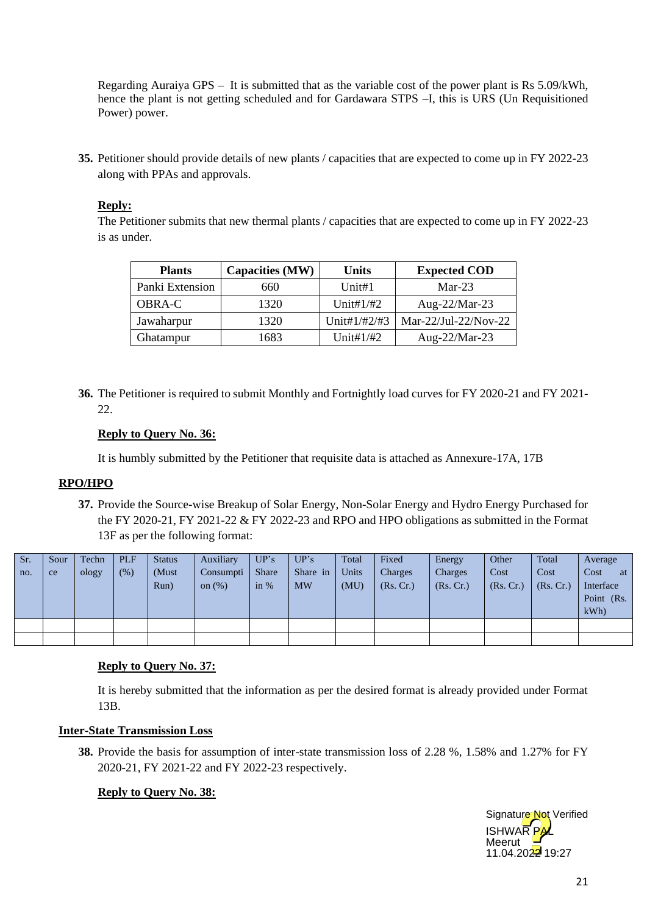Regarding Auraiya GPS – It is submitted that as the variable cost of the power plant is Rs 5.09/kWh, hence the plant is not getting scheduled and for Gardawara STPS –I, this is URS (Un Requisitioned Power) power.

**35.** Petitioner should provide details of new plants / capacities that are expected to come up in FY 2022-23 along with PPAs and approvals.

**Reply:**

The Petitioner submits that new thermal plants / capacities that are expected to come up in FY 2022-23 is as under.

| Plants | Capacities (MW) | Units | Expected COD |
|---|---|---|---|
| Panki Extension | 660 | Unit#1 | Mar-23 |
| OBRA-C | 1320 | Unit#1/#2 | Aug-22/Mar-23 |
| Jawaharpur | 1320 | Unit#1/#2/#3 | Mar-22/Jul-22/Nov-22 |
| Ghatampur | 1683 | Unit#1/#2 | Aug-22/Mar-23 |

**36.** The Petitioner is required to submit Monthly and Fortnightly load curves for FY 2020-21 and FY 2021-22.

**Reply to Query No. 36:**

It is humbly submitted by the Petitioner that requisite data is attached as Annexure-17A, 17B

**RPO/HPO**

**37.** Provide the Source-wise Breakup of Solar Energy, Non-Solar Energy and Hydro Energy Purchased for the FY 2020-21, FY 2021-22 & FY 2022-23 and RPO and HPO obligations as submitted in the Format 13F as per the following format:

| Sr. no. | Source | Technology | PLF (%) | Status (Must Run) | Auxiliary Consumption (%) | UP's Share in % | UP's Share in MW | Total Units (MU) | Fixed Charges (Rs. Cr.) | Energy Charges (Rs. Cr.) | Other Cost (Rs. Cr.) | Total Cost (Rs. Cr.) | Average Cost at Interface Point (Rs. kWh) |
|---|---|---|---|---|---|---|---|---|---|---|---|---|---|
| | | | | | | | | | | | | | |
| | | | | | | | | | | | | | |

**Reply to Query No. 37:**

It is hereby submitted that the information as per the desired format is already provided under Format 13B.

**Inter-State Transmission Loss**

**38.** Provide the basis for assumption of inter-state transmission loss of 2.28 %, 1.58% and 1.27% for FY 2020-21, FY 2021-22 and FY 2022-23 respectively.

**Reply to Query No. 38:**

Signature Not Verified
ISHWAR PAL
Meerut
11.04.2022 19:27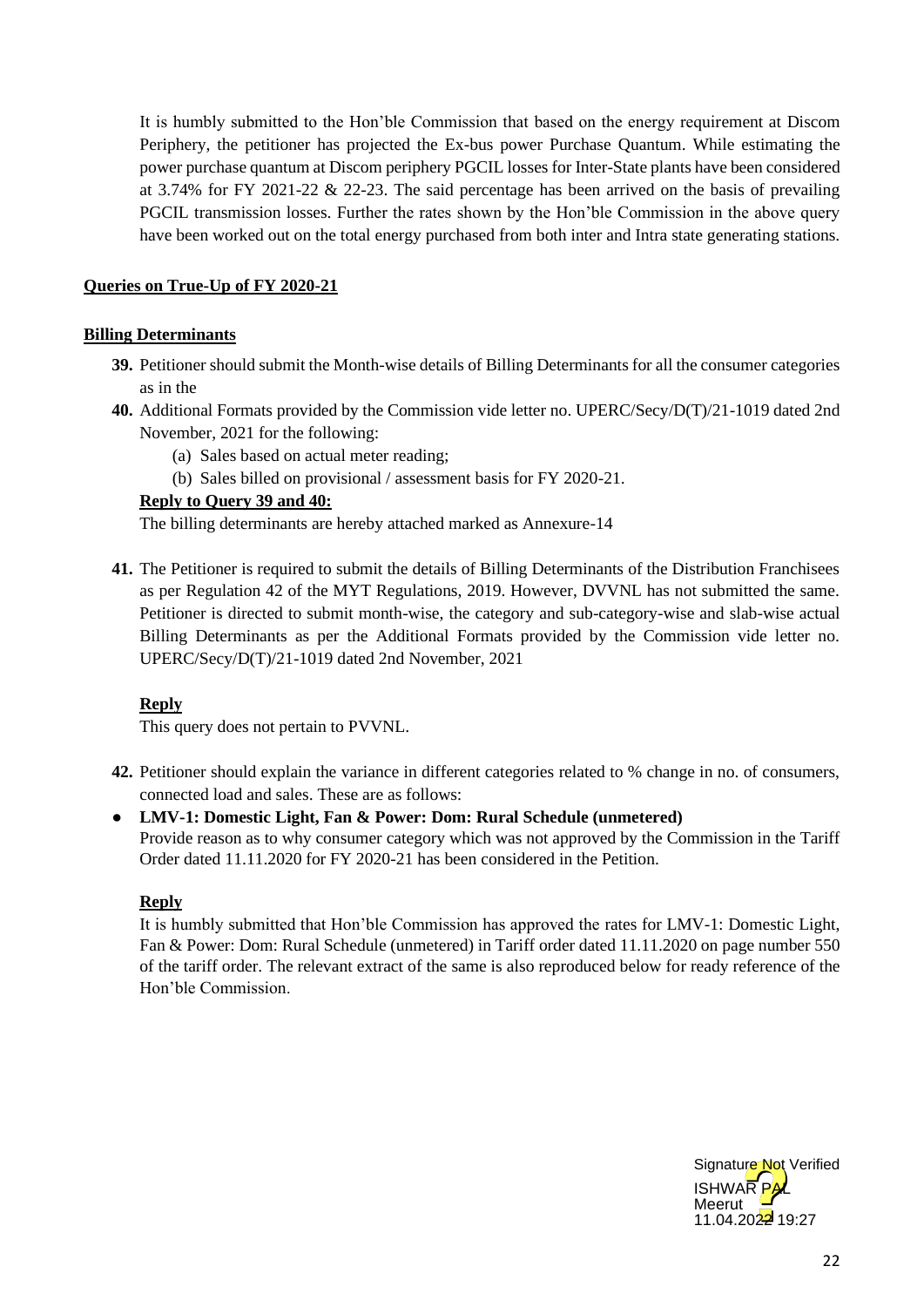It is humbly submitted to the Hon'ble Commission that based on the energy requirement at Discom Periphery, the petitioner has projected the Ex-bus power Purchase Quantum. While estimating the power purchase quantum at Discom periphery PGCIL losses for Inter-State plants have been considered at 3.74% for FY 2021-22 & 22-23. The said percentage has been arrived on the basis of prevailing PGCIL transmission losses. Further the rates shown by the Hon'ble Commission in the above query have been worked out on the total energy purchased from both inter and Intra state generating stations.

**Queries on True-Up of FY 2020-21**

**Billing Determinants**

**39.** Petitioner should submit the Month-wise details of Billing Determinants for all the consumer categories as in the

**40.** Additional Formats provided by the Commission vide letter no. UPERC/Secy/D(T)/21-1019 dated 2nd November, 2021 for the following:

(a) Sales based on actual meter reading;

(b) Sales billed on provisional / assessment basis for FY 2020-21.

**Reply to Query 39 and 40:**

The billing determinants are hereby attached marked as Annexure-14

**41.** The Petitioner is required to submit the details of Billing Determinants of the Distribution Franchisees as per Regulation 42 of the MYT Regulations, 2019. However, DVVNL has not submitted the same. Petitioner is directed to submit month-wise, the category and sub-category-wise and slab-wise actual Billing Determinants as per the Additional Formats provided by the Commission vide letter no. UPERC/Secy/D(T)/21-1019 dated 2nd November, 2021

**Reply**

This query does not pertain to PVVNL.

**42.** Petitioner should explain the variance in different categories related to % change in no. of consumers, connected load and sales. These are as follows:

- **LMV-1: Domestic Light, Fan & Power: Dom: Rural Schedule (unmetered)**

  Provide reason as to why consumer category which was not approved by the Commission in the Tariff Order dated 11.11.2020 for FY 2020-21 has been considered in the Petition.

**Reply**

It is humbly submitted that Hon'ble Commission has approved the rates for LMV-1: Domestic Light, Fan & Power: Dom: Rural Schedule (unmetered) in Tariff order dated 11.11.2020 on page number 550 of the tariff order. The relevant extract of the same is also reproduced below for ready reference of the Hon'ble Commission.

Signature Not Verified
ISHWAR PAL
Meerut
11.04.2022 19:27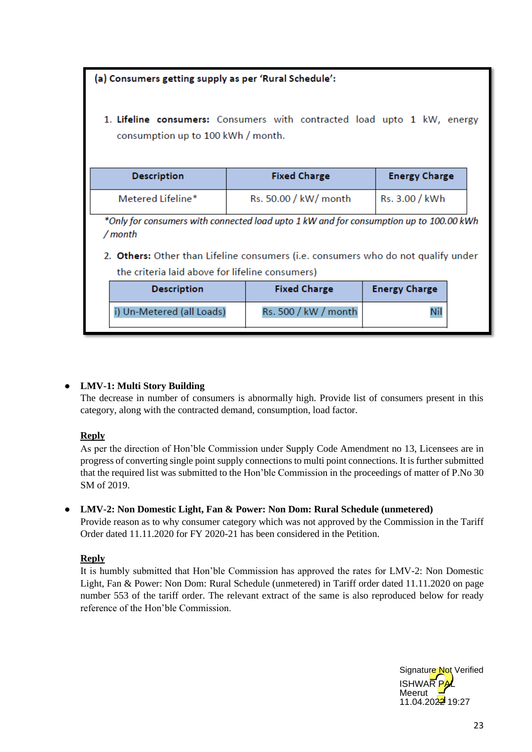**(a) Consumers getting supply as per 'Rural Schedule':**

1. **Lifeline consumers:** Consumers with contracted load upto 1 kW, energy consumption up to 100 kWh / month.

| Description | Fixed Charge | Energy Charge |
|---|---|---|
| Metered Lifeline* | Rs. 50.00 / kW/ month | Rs. 3.00 / kWh |

*\*Only for consumers with connected load upto 1 kW and for consumption up to 100.00 kWh / month*

2. **Others:** Other than Lifeline consumers (i.e. consumers who do not qualify under the criteria laid above for lifeline consumers)

| Description | Fixed Charge | Energy Charge |
|---|---|---|
| i) Un-Metered (all Loads) | Rs. 500 / kW / month | Nil |

- **LMV-1: Multi Story Building**

  The decrease in number of consumers is abnormally high. Provide list of consumers present in this category, along with the contracted demand, consumption, load factor.

  **Reply**

  As per the direction of Hon'ble Commission under Supply Code Amendment no 13, Licensees are in progress of converting single point supply connections to multi point connections. It is further submitted that the required list was submitted to the Hon'ble Commission in the proceedings of matter of P.No 30 SM of 2019.

- **LMV-2: Non Domestic Light, Fan & Power: Non Dom: Rural Schedule (unmetered)**

  Provide reason as to why consumer category which was not approved by the Commission in the Tariff Order dated 11.11.2020 for FY 2020-21 has been considered in the Petition.

  **Reply**

  It is humbly submitted that Hon'ble Commission has approved the rates for LMV-2: Non Domestic Light, Fan & Power: Non Dom: Rural Schedule (unmetered) in Tariff order dated 11.11.2020 on page number 553 of the tariff order. The relevant extract of the same is also reproduced below for ready reference of the Hon'ble Commission.

Signature Not Verified
ISHWAR PAL
Meerut
11.04.2022 19:27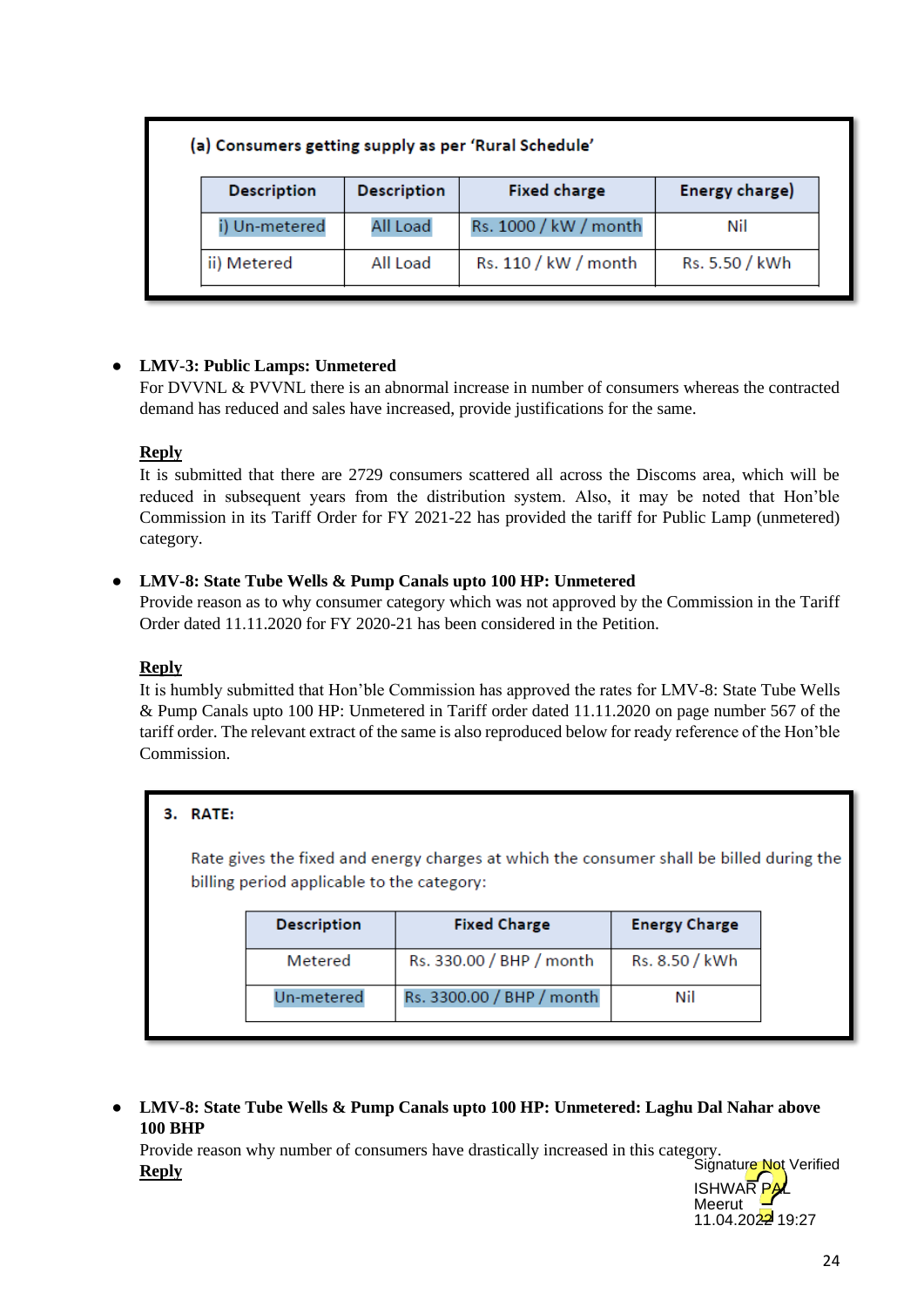(a) Consumers getting supply as per 'Rural Schedule'

| Description | Description | Fixed charge | Energy charge) |
|---|---|---|---|
| i) Un-metered | All Load | Rs. 1000 / kW / month | Nil |
| ii) Metered | All Load | Rs. 110 / kW / month | Rs. 5.50 / kWh |

- **LMV-3: Public Lamps: Unmetered**
  For DVVNL & PVVNL there is an abnormal increase in number of consumers whereas the contracted demand has reduced and sales have increased, provide justifications for the same.

  **Reply**
  It is submitted that there are 2729 consumers scattered all across the Discoms area, which will be reduced in subsequent years from the distribution system. Also, it may be noted that Hon'ble Commission in its Tariff Order for FY 2021-22 has provided the tariff for Public Lamp (unmetered) category.

- **LMV-8: State Tube Wells & Pump Canals upto 100 HP: Unmetered**
  Provide reason as to why consumer category which was not approved by the Commission in the Tariff Order dated 11.11.2020 for FY 2020-21 has been considered in the Petition.

  **Reply**
  It is humbly submitted that Hon'ble Commission has approved the rates for LMV-8: State Tube Wells & Pump Canals upto 100 HP: Unmetered in Tariff order dated 11.11.2020 on page number 567 of the tariff order. The relevant extract of the same is also reproduced below for ready reference of the Hon'ble Commission.

3. RATE:

Rate gives the fixed and energy charges at which the consumer shall be billed during the billing period applicable to the category:

| Description | Fixed Charge | Energy Charge |
|---|---|---|
| Metered | Rs. 330.00 / BHP / month | Rs. 8.50 / kWh |
| Un-metered | Rs. 3300.00 / BHP / month | Nil |

- **LMV-8: State Tube Wells & Pump Canals upto 100 HP: Unmetered: Laghu Dal Nahar above 100 BHP**
  Provide reason why number of consumers have drastically increased in this category.

  **Reply**

Signature Not Verified
ISHWAR PAL
Meerut
11.04.2022 19:27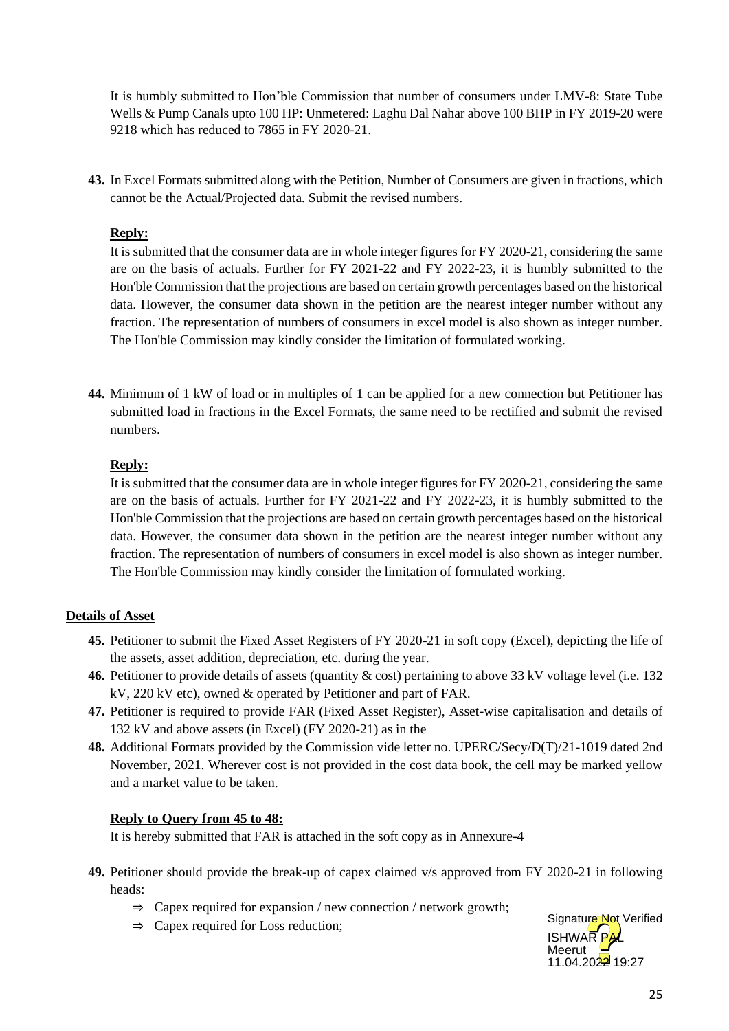It is humbly submitted to Hon'ble Commission that number of consumers under LMV-8: State Tube Wells & Pump Canals upto 100 HP: Unmetered: Laghu Dal Nahar above 100 BHP in FY 2019-20 were 9218 which has reduced to 7865 in FY 2020-21.

**43.** In Excel Formats submitted along with the Petition, Number of Consumers are given in fractions, which cannot be the Actual/Projected data. Submit the revised numbers.

**Reply:**

It is submitted that the consumer data are in whole integer figures for FY 2020-21, considering the same are on the basis of actuals. Further for FY 2021-22 and FY 2022-23, it is humbly submitted to the Hon'ble Commission that the projections are based on certain growth percentages based on the historical data. However, the consumer data shown in the petition are the nearest integer number without any fraction. The representation of numbers of consumers in excel model is also shown as integer number. The Hon'ble Commission may kindly consider the limitation of formulated working.

**44.** Minimum of 1 kW of load or in multiples of 1 can be applied for a new connection but Petitioner has submitted load in fractions in the Excel Formats, the same need to be rectified and submit the revised numbers.

**Reply:**

It is submitted that the consumer data are in whole integer figures for FY 2020-21, considering the same are on the basis of actuals. Further for FY 2021-22 and FY 2022-23, it is humbly submitted to the Hon'ble Commission that the projections are based on certain growth percentages based on the historical data. However, the consumer data shown in the petition are the nearest integer number without any fraction. The representation of numbers of consumers in excel model is also shown as integer number. The Hon'ble Commission may kindly consider the limitation of formulated working.

**Details of Asset**

**45.** Petitioner to submit the Fixed Asset Registers of FY 2020-21 in soft copy (Excel), depicting the life of the assets, asset addition, depreciation, etc. during the year.

**46.** Petitioner to provide details of assets (quantity & cost) pertaining to above 33 kV voltage level (i.e. 132 kV, 220 kV etc), owned & operated by Petitioner and part of FAR.

**47.** Petitioner is required to provide FAR (Fixed Asset Register), Asset-wise capitalisation and details of 132 kV and above assets (in Excel) (FY 2020-21) as in the

**48.** Additional Formats provided by the Commission vide letter no. UPERC/Secy/D(T)/21-1019 dated 2nd November, 2021. Wherever cost is not provided in the cost data book, the cell may be marked yellow and a market value to be taken.

**Reply to Query from 45 to 48:**

It is hereby submitted that FAR is attached in the soft copy as in Annexure-4

**49.** Petitioner should provide the break-up of capex claimed v/s approved from FY 2020-21 in following heads:

⇒ Capex required for expansion / new connection / network growth;

⇒ Capex required for Loss reduction;

Signature Not Verified
ISHWAR PAL
Meerut
11.04.2022 19:27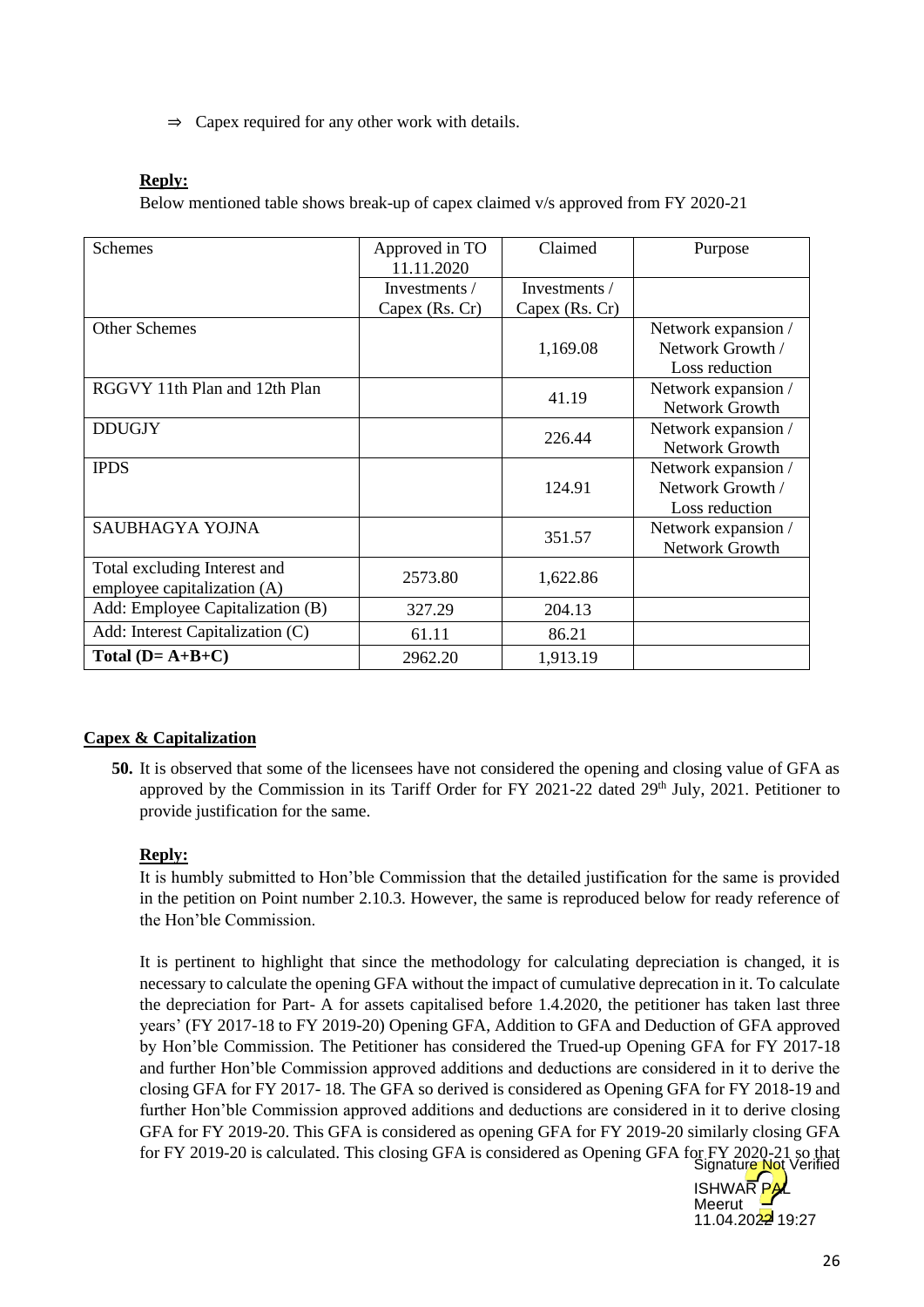⇒ Capex required for any other work with details.

**Reply:**

Below mentioned table shows break-up of capex claimed v/s approved from FY 2020-21

| Schemes | Approved in TO 11.11.2020 | Claimed | Purpose |
|---|---|---|---|
| | Investments / Capex (Rs. Cr) | Investments / Capex (Rs. Cr) | |
| Other Schemes | | 1,169.08 | Network expansion / Network Growth / Loss reduction |
| RGGVY 11th Plan and 12th Plan | | 41.19 | Network expansion / Network Growth |
| DDUGJY | | 226.44 | Network expansion / Network Growth |
| IPDS | | 124.91 | Network expansion / Network Growth / Loss reduction |
| SAUBHAGYA YOJNA | | 351.57 | Network expansion / Network Growth |
| Total excluding Interest and employee capitalization (A) | 2573.80 | 1,622.86 | |
| Add: Employee Capitalization (B) | 327.29 | 204.13 | |
| Add: Interest Capitalization (C) | 61.11 | 86.21 | |
| **Total (D= A+B+C)** | 2962.20 | 1,913.19 | |

**Capex & Capitalization**

**50.** It is observed that some of the licensees have not considered the opening and closing value of GFA as approved by the Commission in its Tariff Order for FY 2021-22 dated 29th July, 2021. Petitioner to provide justification for the same.

**Reply:**

It is humbly submitted to Hon'ble Commission that the detailed justification for the same is provided in the petition on Point number 2.10.3. However, the same is reproduced below for ready reference of the Hon'ble Commission.

It is pertinent to highlight that since the methodology for calculating depreciation is changed, it is necessary to calculate the opening GFA without the impact of cumulative deprecation in it. To calculate the depreciation for Part- A for assets capitalised before 1.4.2020, the petitioner has taken last three years' (FY 2017-18 to FY 2019-20) Opening GFA, Addition to GFA and Deduction of GFA approved by Hon'ble Commission. The Petitioner has considered the Trued-up Opening GFA for FY 2017-18 and further Hon'ble Commission approved additions and deductions are considered in it to derive the closing GFA for FY 2017- 18. The GFA so derived is considered as Opening GFA for FY 2018-19 and further Hon'ble Commission approved additions and deductions are considered in it to derive closing GFA for FY 2019-20. This GFA is considered as opening GFA for FY 2019-20 similarly closing GFA for FY 2019-20 is calculated. This closing GFA is considered as Opening GFA for FY 2020-21 so that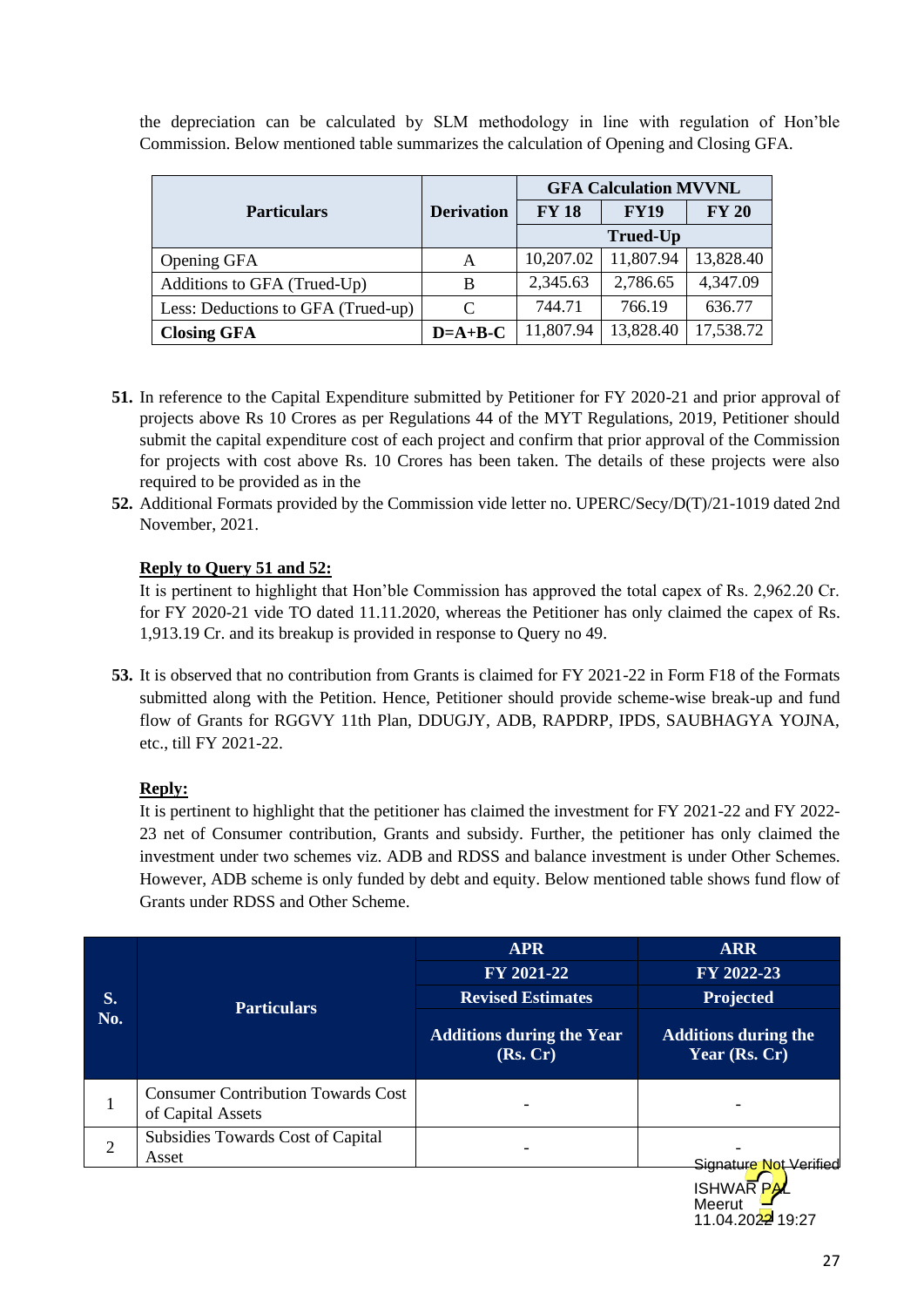the depreciation can be calculated by SLM methodology in line with regulation of Hon'ble Commission. Below mentioned table summarizes the calculation of Opening and Closing GFA.

| Particulars | Derivation | GFA Calculation MVVNL | | |
|---|---|---|---|---|
| | | FY 18 | FY19 | FY 20 |
| | | Trued-Up | | |
| Opening GFA | A | 10,207.02 | 11,807.94 | 13,828.40 |
| Additions to GFA (Trued-Up) | B | 2,345.63 | 2,786.65 | 4,347.09 |
| Less: Deductions to GFA (Trued-up) | C | 744.71 | 766.19 | 636.77 |
| **Closing GFA** | **D=A+B-C** | 11,807.94 | 13,828.40 | 17,538.72 |

**51.** In reference to the Capital Expenditure submitted by Petitioner for FY 2020-21 and prior approval of projects above Rs 10 Crores as per Regulations 44 of the MYT Regulations, 2019, Petitioner should submit the capital expenditure cost of each project and confirm that prior approval of the Commission for projects with cost above Rs. 10 Crores has been taken. The details of these projects were also required to be provided as in the

**52.** Additional Formats provided by the Commission vide letter no. UPERC/Secy/D(T)/21-1019 dated 2nd November, 2021.

**Reply to Query 51 and 52:**

It is pertinent to highlight that Hon'ble Commission has approved the total capex of Rs. 2,962.20 Cr. for FY 2020-21 vide TO dated 11.11.2020, whereas the Petitioner has only claimed the capex of Rs. 1,913.19 Cr. and its breakup is provided in response to Query no 49.

**53.** It is observed that no contribution from Grants is claimed for FY 2021-22 in Form F18 of the Formats submitted along with the Petition. Hence, Petitioner should provide scheme-wise break-up and fund flow of Grants for RGGVY 11th Plan, DDUGJY, ADB, RAPDRP, IPDS, SAUBHAGYA YOJNA, etc., till FY 2021-22.

**Reply:**

It is pertinent to highlight that the petitioner has claimed the investment for FY 2021-22 and FY 2022-23 net of Consumer contribution, Grants and subsidy. Further, the petitioner has only claimed the investment under two schemes viz. ADB and RDSS and balance investment is under Other Schemes. However, ADB scheme is only funded by debt and equity. Below mentioned table shows fund flow of Grants under RDSS and Other Scheme.

| S. No. | Particulars | APR | ARR |
|---|---|---|---|
| | | FY 2021-22 | FY 2022-23 |
| | | Revised Estimates | Projected |
| | | Additions during the Year (Rs. Cr) | Additions during the Year (Rs. Cr) |
| 1 | Consumer Contribution Towards Cost of Capital Assets | - | - |
| 2 | Subsidies Towards Cost of Capital Asset | - | - |

Signature Not Verified
ISHWAR PAL
Meerut
11.04.2022 19:27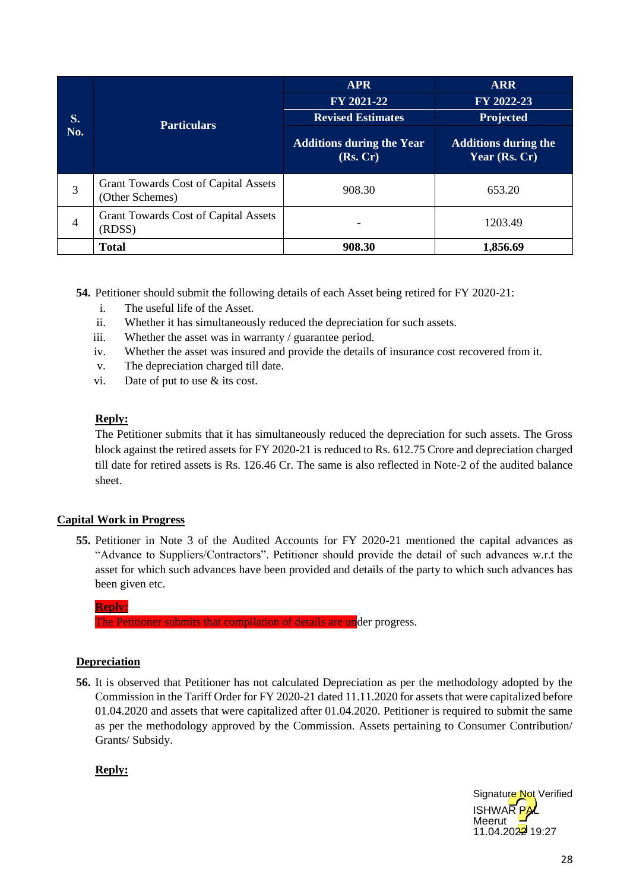| S. No. | Particulars | APR | ARR |
|---|---|---|---|
| | | FY 2021-22 | FY 2022-23 |
| | | Revised Estimates | Projected |
| | | Additions during the Year (Rs. Cr) | Additions during the Year (Rs. Cr) |
| 3 | Grant Towards Cost of Capital Assets (Other Schemes) | 908.30 | 653.20 |
| 4 | Grant Towards Cost of Capital Assets (RDSS) | - | 1203.49 |
| | **Total** | **908.30** | **1,856.69** |

**54.** Petitioner should submit the following details of each Asset being retired for FY 2020-21:

i. The useful life of the Asset.
ii. Whether it has simultaneously reduced the depreciation for such assets.
iii. Whether the asset was in warranty / guarantee period.
iv. Whether the asset was insured and provide the details of insurance cost recovered from it.
v. The depreciation charged till date.
vi. Date of put to use & its cost.

**Reply:**

The Petitioner submits that it has simultaneously reduced the depreciation for such assets. The Gross block against the retired assets for FY 2020-21 is reduced to Rs. 612.75 Crore and depreciation charged till date for retired assets is Rs. 126.46 Cr. The same is also reflected in Note-2 of the audited balance sheet.

**Capital Work in Progress**

**55.** Petitioner in Note 3 of the Audited Accounts for FY 2020-21 mentioned the capital advances as "Advance to Suppliers/Contractors". Petitioner should provide the detail of such advances w.r.t the asset for which such advances have been provided and details of the party to which such advances has been given etc.

**Reply:**

The Petitioner submits that compilation of details are under progress.

**Depreciation**

**56.** It is observed that Petitioner has not calculated Depreciation as per the methodology adopted by the Commission in the Tariff Order for FY 2020-21 dated 11.11.2020 for assets that were capitalized before 01.04.2020 and assets that were capitalized after 01.04.2020. Petitioner is required to submit the same as per the methodology approved by the Commission. Assets pertaining to Consumer Contribution/ Grants/ Subsidy.

**Reply:**

Signature Not Verified
ISHWAR PAL
Meerut
11.04.2022 19:27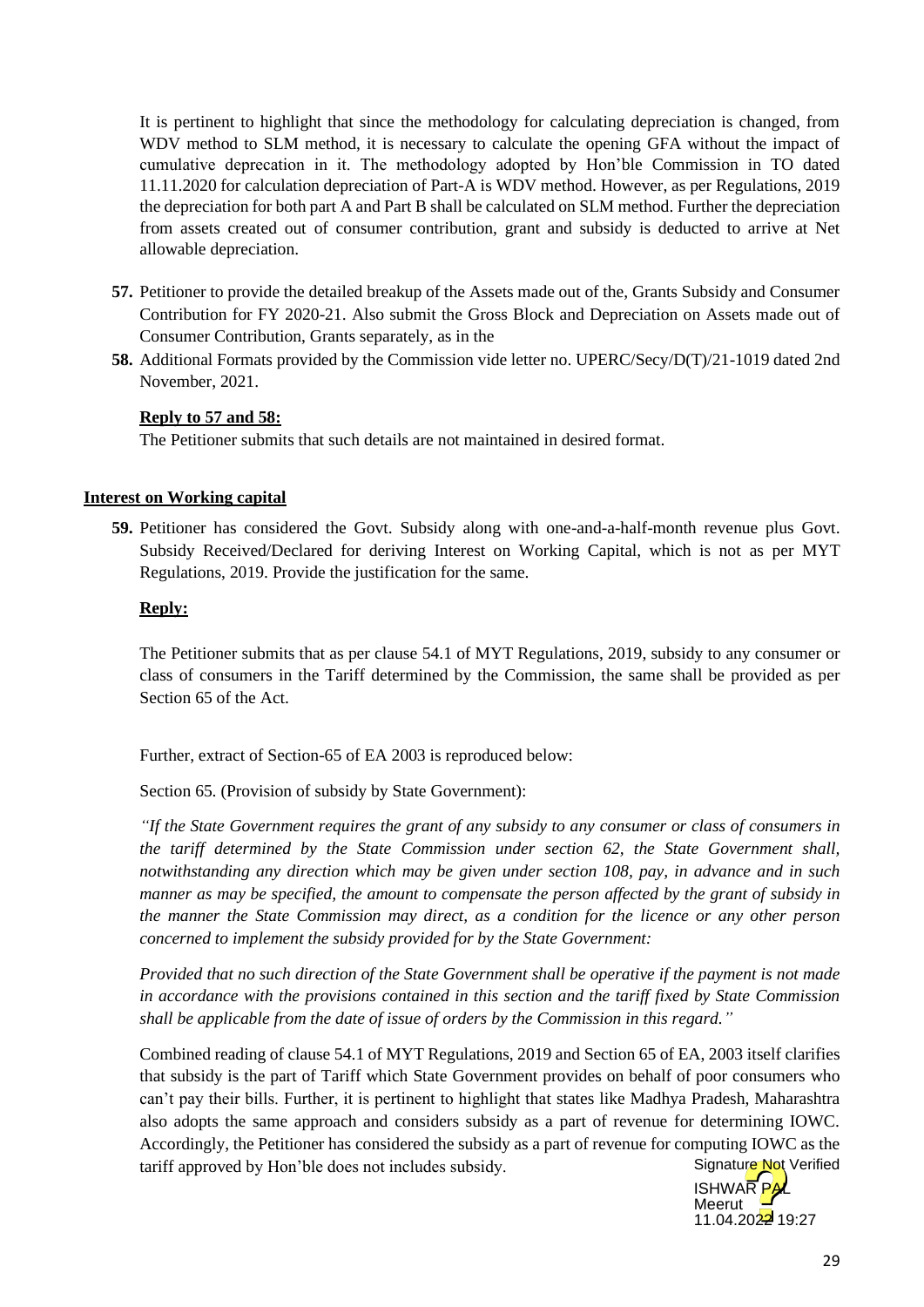It is pertinent to highlight that since the methodology for calculating depreciation is changed, from WDV method to SLM method, it is necessary to calculate the opening GFA without the impact of cumulative deprecation in it. The methodology adopted by Hon'ble Commission in TO dated 11.11.2020 for calculation depreciation of Part-A is WDV method. However, as per Regulations, 2019 the depreciation for both part A and Part B shall be calculated on SLM method. Further the depreciation from assets created out of consumer contribution, grant and subsidy is deducted to arrive at Net allowable depreciation.

**57.** Petitioner to provide the detailed breakup of the Assets made out of the, Grants Subsidy and Consumer Contribution for FY 2020-21. Also submit the Gross Block and Depreciation on Assets made out of Consumer Contribution, Grants separately, as in the

**58.** Additional Formats provided by the Commission vide letter no. UPERC/Secy/D(T)/21-1019 dated 2nd November, 2021.

**Reply to 57 and 58:**

The Petitioner submits that such details are not maintained in desired format.

**Interest on Working capital**

**59.** Petitioner has considered the Govt. Subsidy along with one-and-a-half-month revenue plus Govt. Subsidy Received/Declared for deriving Interest on Working Capital, which is not as per MYT Regulations, 2019. Provide the justification for the same.

**Reply:**

The Petitioner submits that as per clause 54.1 of MYT Regulations, 2019, subsidy to any consumer or class of consumers in the Tariff determined by the Commission, the same shall be provided as per Section 65 of the Act.

Further, extract of Section-65 of EA 2003 is reproduced below:

Section 65. (Provision of subsidy by State Government):

*"If the State Government requires the grant of any subsidy to any consumer or class of consumers in the tariff determined by the State Commission under section 62, the State Government shall, notwithstanding any direction which may be given under section 108, pay, in advance and in such manner as may be specified, the amount to compensate the person affected by the grant of subsidy in the manner the State Commission may direct, as a condition for the licence or any other person concerned to implement the subsidy provided for by the State Government:*

*Provided that no such direction of the State Government shall be operative if the payment is not made in accordance with the provisions contained in this section and the tariff fixed by State Commission shall be applicable from the date of issue of orders by the Commission in this regard."*

Combined reading of clause 54.1 of MYT Regulations, 2019 and Section 65 of EA, 2003 itself clarifies that subsidy is the part of Tariff which State Government provides on behalf of poor consumers who can't pay their bills. Further, it is pertinent to highlight that states like Madhya Pradesh, Maharashtra also adopts the same approach and considers subsidy as a part of revenue for determining IOWC. Accordingly, the Petitioner has considered the subsidy as a part of revenue for computing IOWC as the tariff approved by Hon'ble does not includes subsidy.

Signature Not Verified
ISHWAR PAL
Meerut
11.04.2022 19:27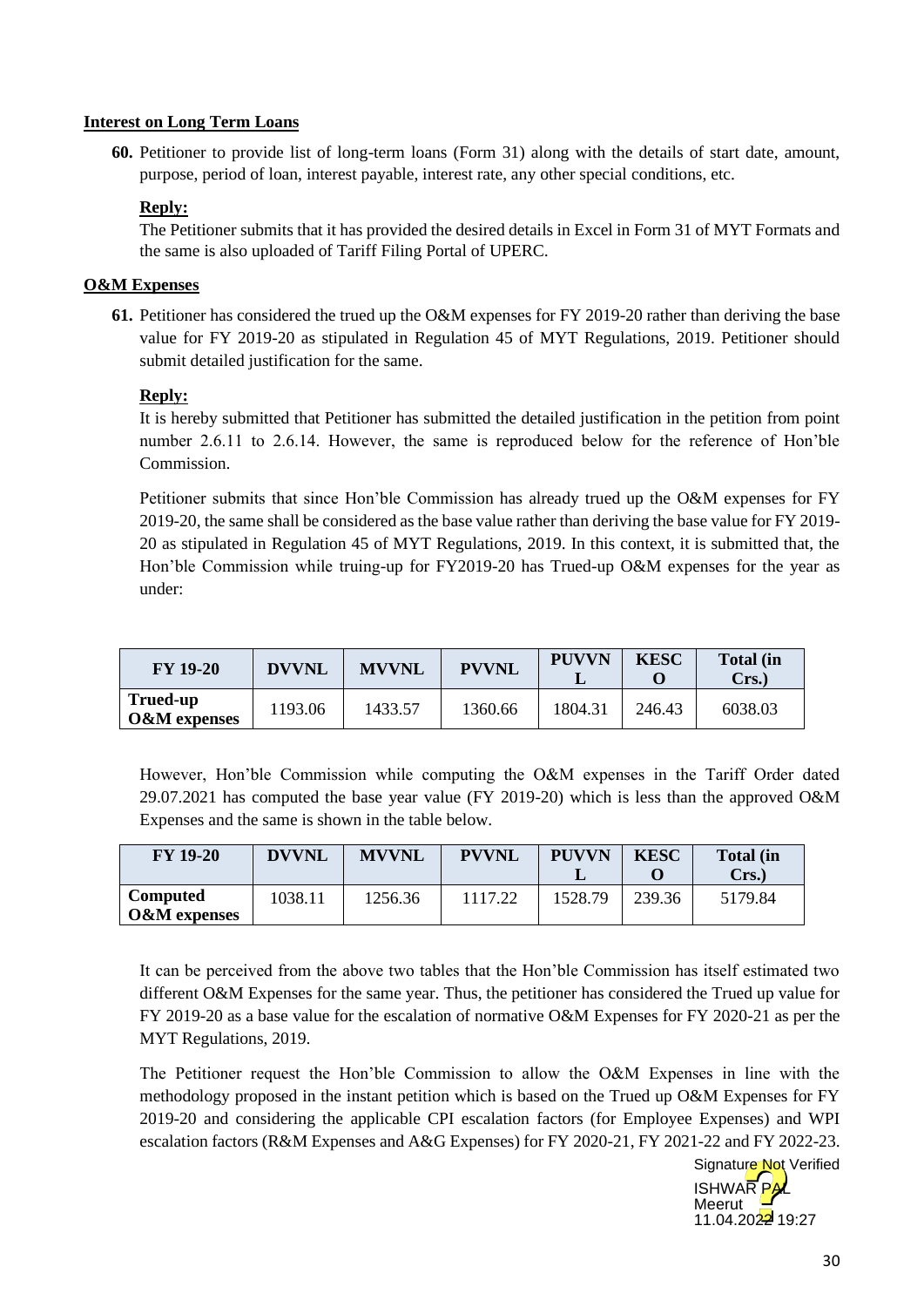**Interest on Long Term Loans**

**60.** Petitioner to provide list of long-term loans (Form 31) along with the details of start date, amount, purpose, period of loan, interest payable, interest rate, any other special conditions, etc.

**Reply:**

The Petitioner submits that it has provided the desired details in Excel in Form 31 of MYT Formats and the same is also uploaded of Tariff Filing Portal of UPERC.

**O&M Expenses**

**61.** Petitioner has considered the trued up the O&M expenses for FY 2019-20 rather than deriving the base value for FY 2019-20 as stipulated in Regulation 45 of MYT Regulations, 2019. Petitioner should submit detailed justification for the same.

**Reply:**

It is hereby submitted that Petitioner has submitted the detailed justification in the petition from point number 2.6.11 to 2.6.14. However, the same is reproduced below for the reference of Hon'ble Commission.

Petitioner submits that since Hon'ble Commission has already trued up the O&M expenses for FY 2019-20, the same shall be considered as the base value rather than deriving the base value for FY 2019-20 as stipulated in Regulation 45 of MYT Regulations, 2019. In this context, it is submitted that, the Hon'ble Commission while truing-up for FY2019-20 has Trued-up O&M expenses for the year as under:

| FY 19-20 | DVVNL | MVVNL | PVVNL | PUVVNL | KESCO | Total (in Crs.) |
|---|---|---|---|---|---|---|
| **Trued-up O&M expenses** | 1193.06 | 1433.57 | 1360.66 | 1804.31 | 246.43 | 6038.03 |

However, Hon'ble Commission while computing the O&M expenses in the Tariff Order dated 29.07.2021 has computed the base year value (FY 2019-20) which is less than the approved O&M Expenses and the same is shown in the table below.

| FY 19-20 | DVVNL | MVVNL | PVVNL | PUVVNL | KESCO | Total (in Crs.) |
|---|---|---|---|---|---|---|
| **Computed O&M expenses** | 1038.11 | 1256.36 | 1117.22 | 1528.79 | 239.36 | 5179.84 |

It can be perceived from the above two tables that the Hon'ble Commission has itself estimated two different O&M Expenses for the same year. Thus, the petitioner has considered the Trued up value for FY 2019-20 as a base value for the escalation of normative O&M Expenses for FY 2020-21 as per the MYT Regulations, 2019.

The Petitioner request the Hon'ble Commission to allow the O&M Expenses in line with the methodology proposed in the instant petition which is based on the Trued up O&M Expenses for FY 2019-20 and considering the applicable CPI escalation factors (for Employee Expenses) and WPI escalation factors (R&M Expenses and A&G Expenses) for FY 2020-21, FY 2021-22 and FY 2022-23.

Signature Not Verified
ISHWAR PAL
Meerut
11.04.2022 19:27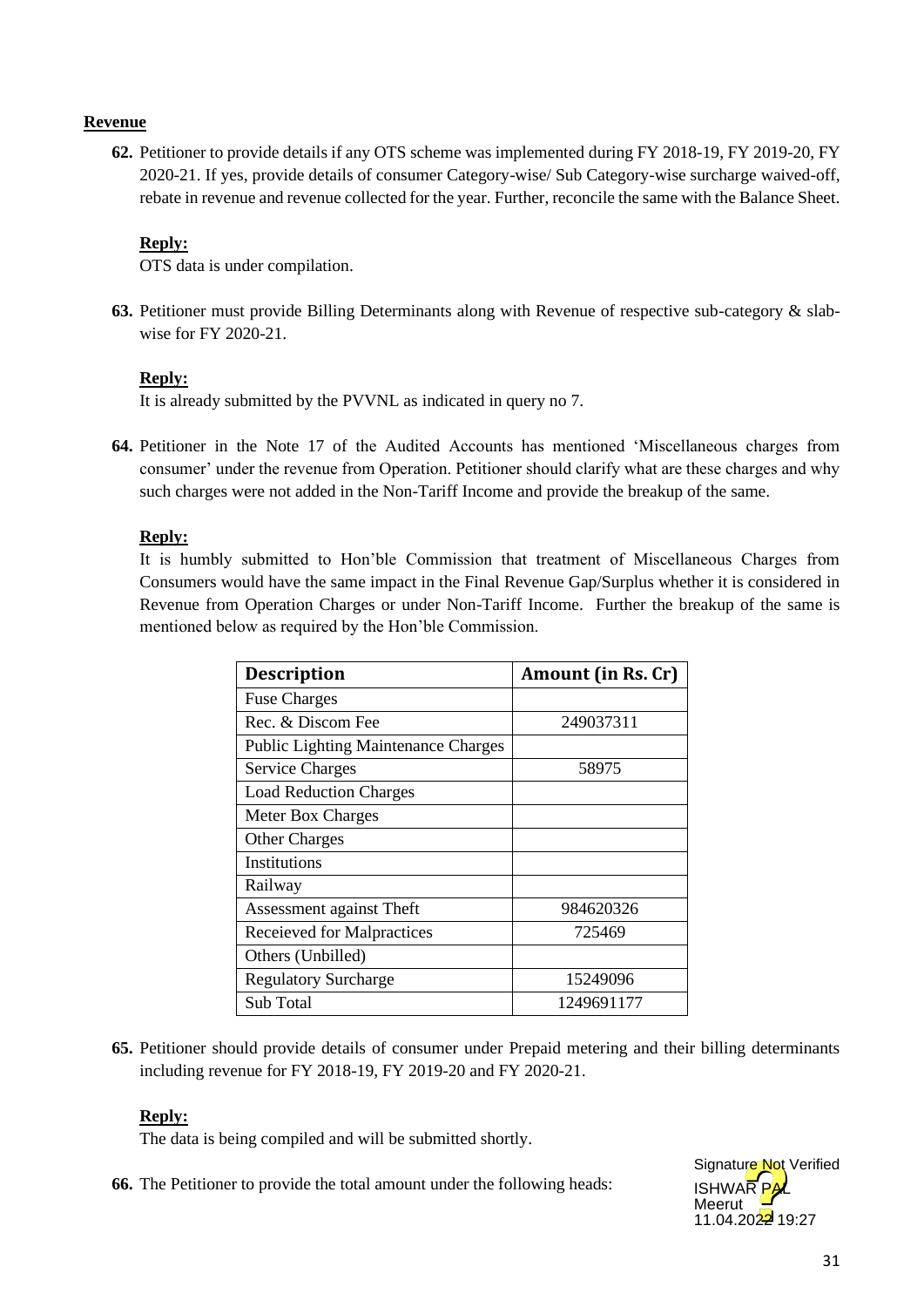**Revenue**

**62.** Petitioner to provide details if any OTS scheme was implemented during FY 2018-19, FY 2019-20, FY 2020-21. If yes, provide details of consumer Category-wise/ Sub Category-wise surcharge waived-off, rebate in revenue and revenue collected for the year. Further, reconcile the same with the Balance Sheet.

**Reply:**

OTS data is under compilation.

**63.** Petitioner must provide Billing Determinants along with Revenue of respective sub-category & slab-wise for FY 2020-21.

**Reply:**

It is already submitted by the PVVNL as indicated in query no 7.

**64.** Petitioner in the Note 17 of the Audited Accounts has mentioned 'Miscellaneous charges from consumer' under the revenue from Operation. Petitioner should clarify what are these charges and why such charges were not added in the Non-Tariff Income and provide the breakup of the same.

**Reply:**

It is humbly submitted to Hon'ble Commission that treatment of Miscellaneous Charges from Consumers would have the same impact in the Final Revenue Gap/Surplus whether it is considered in Revenue from Operation Charges or under Non-Tariff Income. Further the breakup of the same is mentioned below as required by the Hon'ble Commission.

| Description | Amount (in Rs. Cr) |
|---|---|
| Fuse Charges | |
| Rec. & Discom Fee | 249037311 |
| Public Lighting Maintenance Charges | |
| Service Charges | 58975 |
| Load Reduction Charges | |
| Meter Box Charges | |
| Other Charges | |
| Institutions | |
| Railway | |
| Assessment against Theft | 984620326 |
| Receieved for Malpractices | 725469 |
| Others (Unbilled) | |
| Regulatory Surcharge | 15249096 |
| Sub Total | 1249691177 |

**65.** Petitioner should provide details of consumer under Prepaid metering and their billing determinants including revenue for FY 2018-19, FY 2019-20 and FY 2020-21.

**Reply:**

The data is being compiled and will be submitted shortly.

**66.** The Petitioner to provide the total amount under the following heads:

Signature Not Verified
ISHWAR PAL
Meerut
11.04.2022 19:27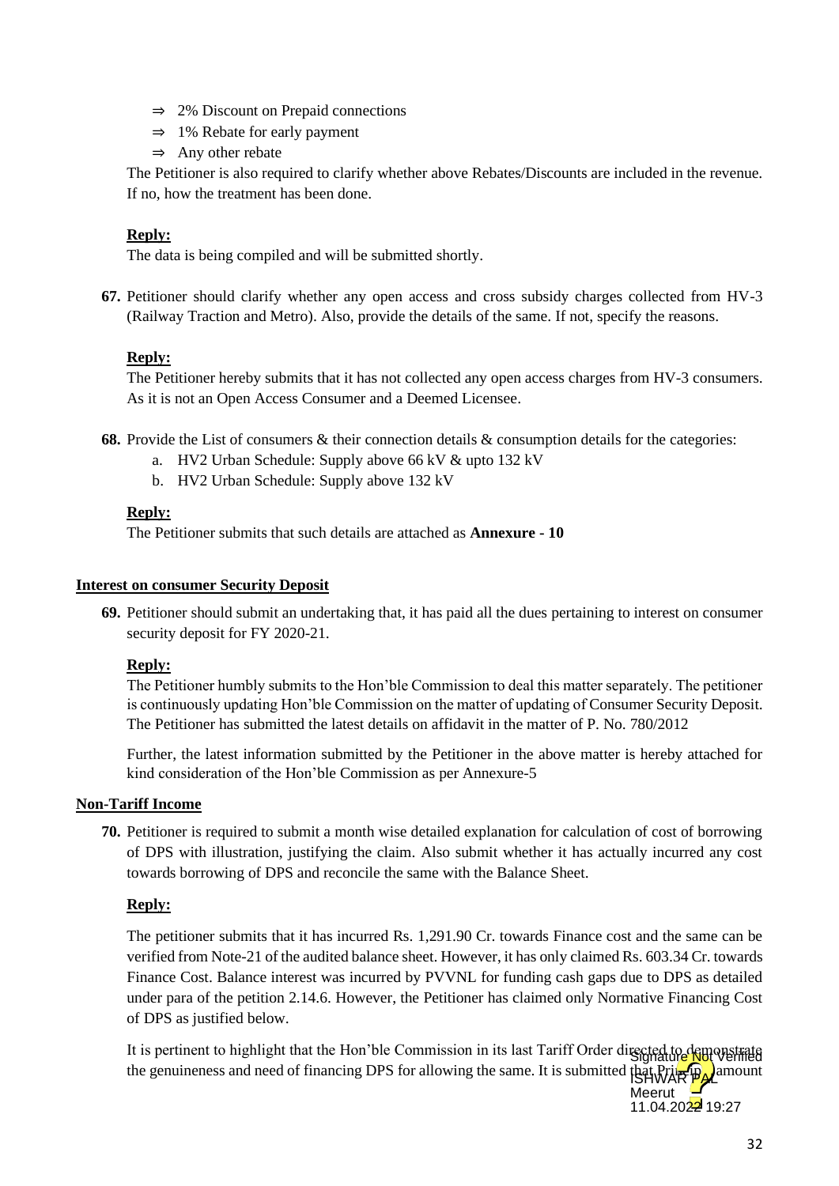- ⇒ 2% Discount on Prepaid connections
- ⇒ 1% Rebate for early payment
- ⇒ Any other rebate

The Petitioner is also required to clarify whether above Rebates/Discounts are included in the revenue. If no, how the treatment has been done.

**Reply:**

The data is being compiled and will be submitted shortly.

**67.** Petitioner should clarify whether any open access and cross subsidy charges collected from HV-3 (Railway Traction and Metro). Also, provide the details of the same. If not, specify the reasons.

**Reply:**

The Petitioner hereby submits that it has not collected any open access charges from HV-3 consumers. As it is not an Open Access Consumer and a Deemed Licensee.

**68.** Provide the List of consumers & their connection details & consumption details for the categories:

a. HV2 Urban Schedule: Supply above 66 kV & upto 132 kV
b. HV2 Urban Schedule: Supply above 132 kV

**Reply:**

The Petitioner submits that such details are attached as **Annexure - 10**

**Interest on consumer Security Deposit**

**69.** Petitioner should submit an undertaking that, it has paid all the dues pertaining to interest on consumer security deposit for FY 2020-21.

**Reply:**

The Petitioner humbly submits to the Hon'ble Commission to deal this matter separately. The petitioner is continuously updating Hon'ble Commission on the matter of updating of Consumer Security Deposit. The Petitioner has submitted the latest details on affidavit in the matter of P. No. 780/2012

Further, the latest information submitted by the Petitioner in the above matter is hereby attached for kind consideration of the Hon'ble Commission as per Annexure-5

**Non-Tariff Income**

**70.** Petitioner is required to submit a month wise detailed explanation for calculation of cost of borrowing of DPS with illustration, justifying the claim. Also submit whether it has actually incurred any cost towards borrowing of DPS and reconcile the same with the Balance Sheet.

**Reply:**

The petitioner submits that it has incurred Rs. 1,291.90 Cr. towards Finance cost and the same can be verified from Note-21 of the audited balance sheet. However, it has only claimed Rs. 603.34 Cr. towards Finance Cost. Balance interest was incurred by PVVNL for funding cash gaps due to DPS as detailed under para of the petition 2.14.6. However, the Petitioner has claimed only Normative Financing Cost of DPS as justified below.

It is pertinent to highlight that the Hon'ble Commission in its last Tariff Order directed to demonstrate the genuineness and need of financing DPS for allowing the same. It is submitted that Principal amount

Signature Not Verified
ISHWAR PAL
Meerut
11.04.2022 19:27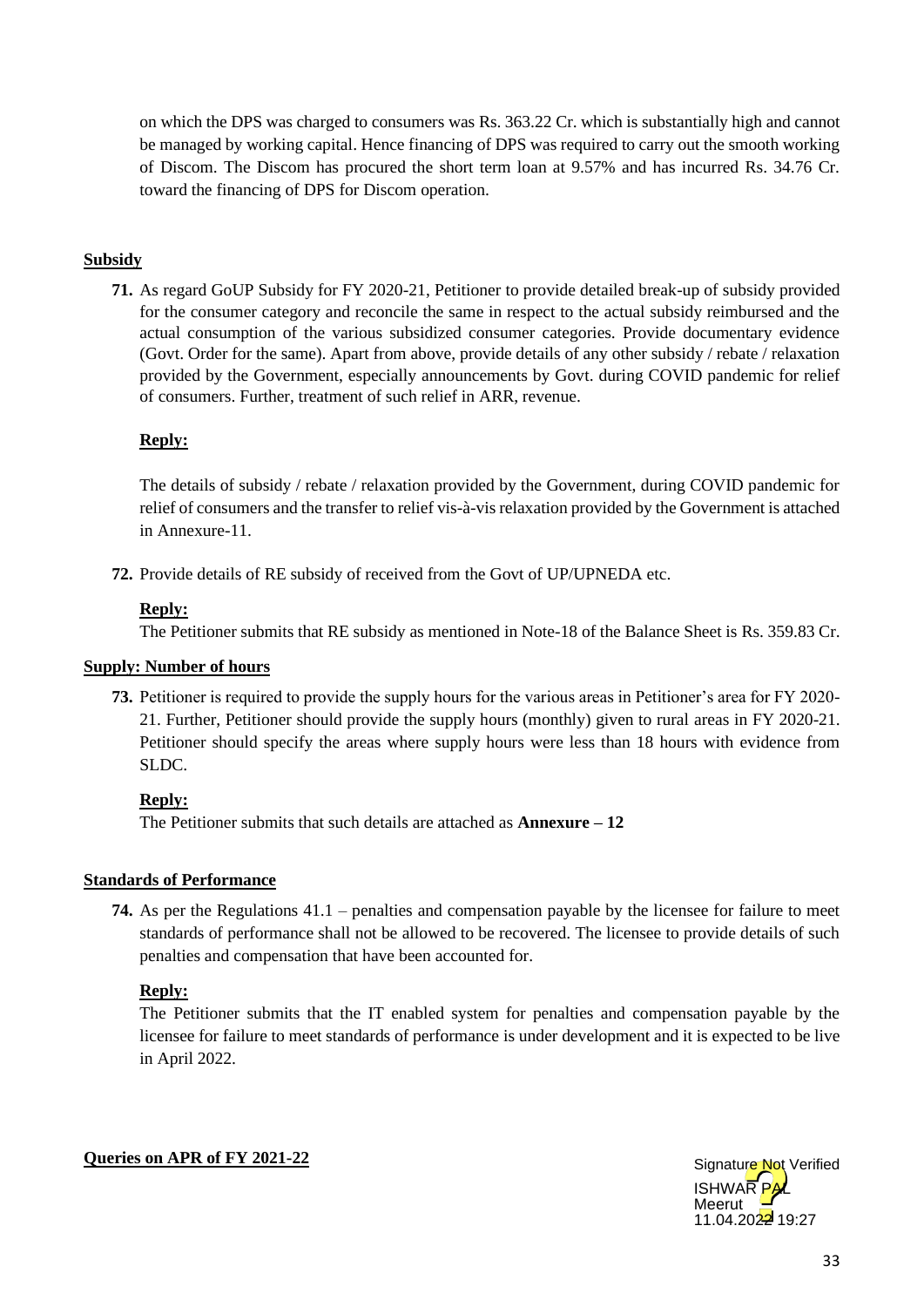on which the DPS was charged to consumers was Rs. 363.22 Cr. which is substantially high and cannot be managed by working capital. Hence financing of DPS was required to carry out the smooth working of Discom. The Discom has procured the short term loan at 9.57% and has incurred Rs. 34.76 Cr. toward the financing of DPS for Discom operation.

**Subsidy**

**71.** As regard GoUP Subsidy for FY 2020-21, Petitioner to provide detailed break-up of subsidy provided for the consumer category and reconcile the same in respect to the actual subsidy reimbursed and the actual consumption of the various subsidized consumer categories. Provide documentary evidence (Govt. Order for the same). Apart from above, provide details of any other subsidy / rebate / relaxation provided by the Government, especially announcements by Govt. during COVID pandemic for relief of consumers. Further, treatment of such relief in ARR, revenue.

**Reply:**

The details of subsidy / rebate / relaxation provided by the Government, during COVID pandemic for relief of consumers and the transfer to relief vis-à-vis relaxation provided by the Government is attached in Annexure-11.

**72.** Provide details of RE subsidy of received from the Govt of UP/UPNEDA etc.

**Reply:**

The Petitioner submits that RE subsidy as mentioned in Note-18 of the Balance Sheet is Rs. 359.83 Cr.

**Supply: Number of hours**

**73.** Petitioner is required to provide the supply hours for the various areas in Petitioner's area for FY 2020-21. Further, Petitioner should provide the supply hours (monthly) given to rural areas in FY 2020-21. Petitioner should specify the areas where supply hours were less than 18 hours with evidence from SLDC.

**Reply:**

The Petitioner submits that such details are attached as **Annexure – 12**

**Standards of Performance**

**74.** As per the Regulations 41.1 – penalties and compensation payable by the licensee for failure to meet standards of performance shall not be allowed to be recovered. The licensee to provide details of such penalties and compensation that have been accounted for.

**Reply:**

The Petitioner submits that the IT enabled system for penalties and compensation payable by the licensee for failure to meet standards of performance is under development and it is expected to be live in April 2022.

**Queries on APR of FY 2021-22**

Signature Not Verified
ISHWAR PAL
Meerut
11.04.2022 19:27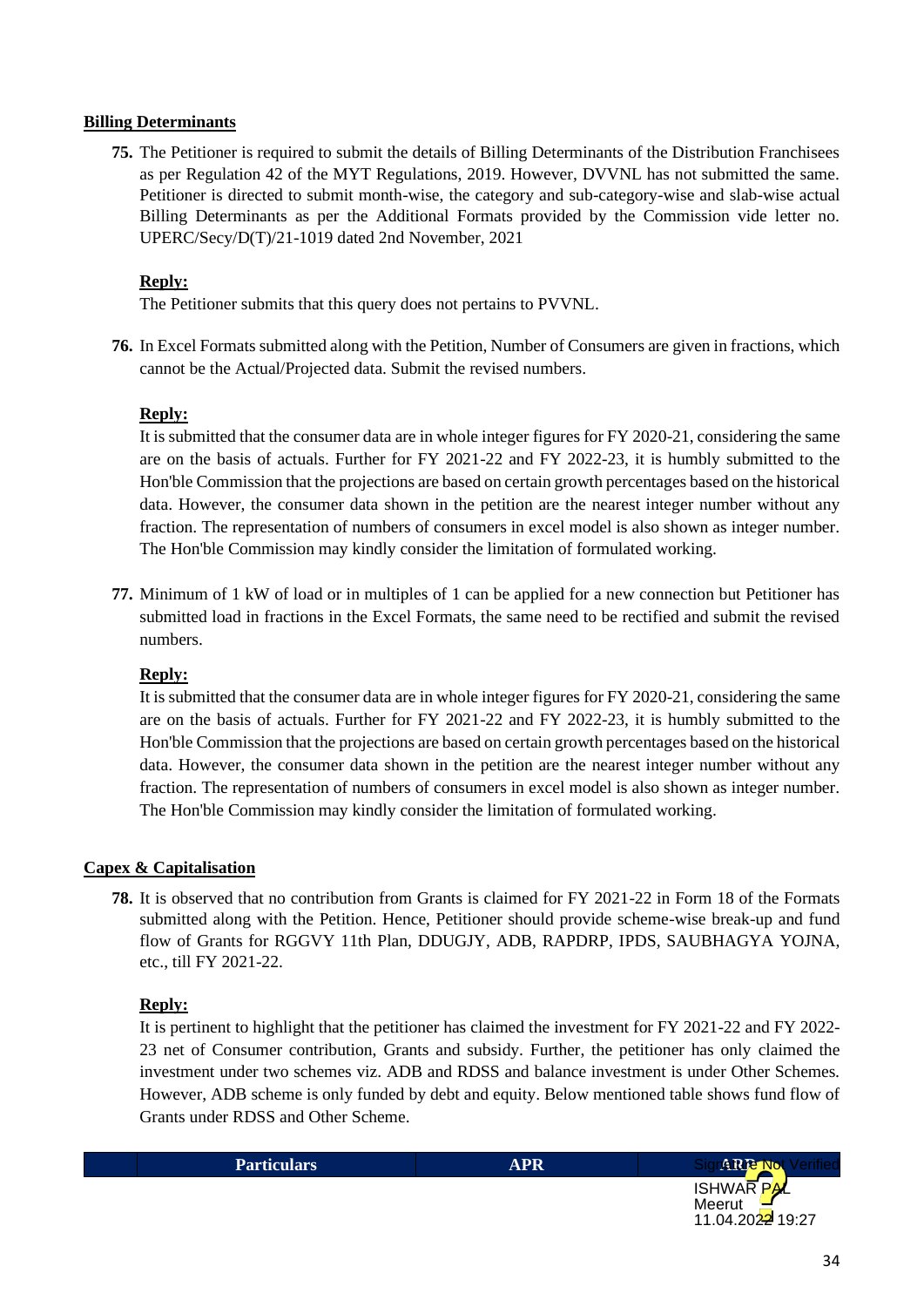## Billing Determinants

**75.** The Petitioner is required to submit the details of Billing Determinants of the Distribution Franchisees as per Regulation 42 of the MYT Regulations, 2019. However, DVVNL has not submitted the same. Petitioner is directed to submit month-wise, the category and sub-category-wise and slab-wise actual Billing Determinants as per the Additional Formats provided by the Commission vide letter no. UPERC/Secy/D(T)/21-1019 dated 2nd November, 2021

**Reply:**

The Petitioner submits that this query does not pertains to PVVNL.

**76.** In Excel Formats submitted along with the Petition, Number of Consumers are given in fractions, which cannot be the Actual/Projected data. Submit the revised numbers.

**Reply:**

It is submitted that the consumer data are in whole integer figures for FY 2020-21, considering the same are on the basis of actuals. Further for FY 2021-22 and FY 2022-23, it is humbly submitted to the Hon'ble Commission that the projections are based on certain growth percentages based on the historical data. However, the consumer data shown in the petition are the nearest integer number without any fraction. The representation of numbers of consumers in excel model is also shown as integer number. The Hon'ble Commission may kindly consider the limitation of formulated working.

**77.** Minimum of 1 kW of load or in multiples of 1 can be applied for a new connection but Petitioner has submitted load in fractions in the Excel Formats, the same need to be rectified and submit the revised numbers.

**Reply:**

It is submitted that the consumer data are in whole integer figures for FY 2020-21, considering the same are on the basis of actuals. Further for FY 2021-22 and FY 2022-23, it is humbly submitted to the Hon'ble Commission that the projections are based on certain growth percentages based on the historical data. However, the consumer data shown in the petition are the nearest integer number without any fraction. The representation of numbers of consumers in excel model is also shown as integer number. The Hon'ble Commission may kindly consider the limitation of formulated working.

## Capex & Capitalisation

**78.** It is observed that no contribution from Grants is claimed for FY 2021-22 in Form 18 of the Formats submitted along with the Petition. Hence, Petitioner should provide scheme-wise break-up and fund flow of Grants for RGGVY 11th Plan, DDUGJY, ADB, RAPDRP, IPDS, SAUBHAGYA YOJNA, etc., till FY 2021-22.

**Reply:**

It is pertinent to highlight that the petitioner has claimed the investment for FY 2021-22 and FY 2022-23 net of Consumer contribution, Grants and subsidy. Further, the petitioner has only claimed the investment under two schemes viz. ADB and RDSS and balance investment is under Other Schemes. However, ADB scheme is only funded by debt and equity. Below mentioned table shows fund flow of Grants under RDSS and Other Scheme.

| | Particulars | APR | ARR |
|---|---|---|---|

Signature Not Verified
ISHWAR PAL
Meerut
11.04.2022 19:27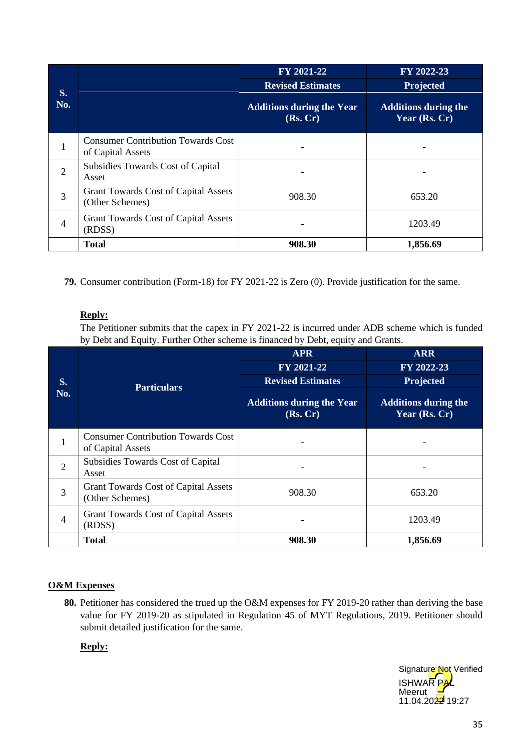| S. No. | | FY 2021-22 | FY 2022-23 |
|---|---|---|---|
| | | Revised Estimates | Projected |
| | | Additions during the Year (Rs. Cr) | Additions during the Year (Rs. Cr) |
| 1 | Consumer Contribution Towards Cost of Capital Assets | - | - |
| 2 | Subsidies Towards Cost of Capital Asset | - | - |
| 3 | Grant Towards Cost of Capital Assets (Other Schemes) | 908.30 | 653.20 |
| 4 | Grant Towards Cost of Capital Assets (RDSS) | - | 1203.49 |
| | **Total** | **908.30** | **1,856.69** |

**79.** Consumer contribution (Form-18) for FY 2021-22 is Zero (0). Provide justification for the same.

**Reply:**

The Petitioner submits that the capex in FY 2021-22 is incurred under ADB scheme which is funded by Debt and Equity. Further Other scheme is financed by Debt, equity and Grants.

| S. No. | Particulars | APR | ARR |
|---|---|---|---|
| | | FY 2021-22 | FY 2022-23 |
| | | Revised Estimates | Projected |
| | | Additions during the Year (Rs. Cr) | Additions during the Year (Rs. Cr) |
| 1 | Consumer Contribution Towards Cost of Capital Assets | - | - |
| 2 | Subsidies Towards Cost of Capital Asset | - | - |
| 3 | Grant Towards Cost of Capital Assets (Other Schemes) | 908.30 | 653.20 |
| 4 | Grant Towards Cost of Capital Assets (RDSS) | - | 1203.49 |
| | **Total** | **908.30** | **1,856.69** |

## O&M Expenses

**80.** Petitioner has considered the trued up the O&M expenses for FY 2019-20 rather than deriving the base value for FY 2019-20 as stipulated in Regulation 45 of MYT Regulations, 2019. Petitioner should submit detailed justification for the same.

**Reply:**

Signature Not Verified
ISHWAR PAL
Meerut
11.04.2022 19:27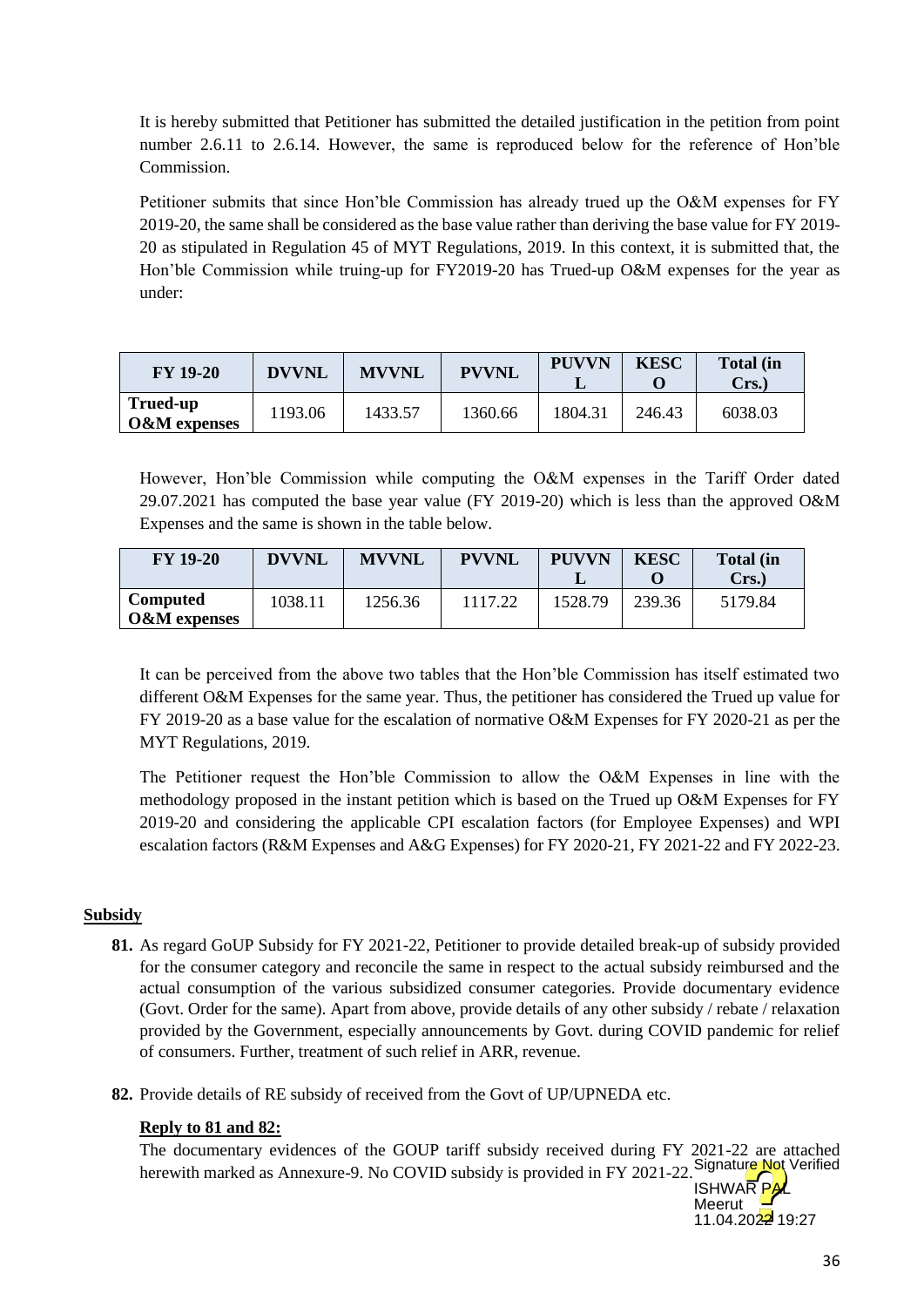It is hereby submitted that Petitioner has submitted the detailed justification in the petition from point number 2.6.11 to 2.6.14. However, the same is reproduced below for the reference of Hon'ble Commission.

Petitioner submits that since Hon'ble Commission has already trued up the O&M expenses for FY 2019-20, the same shall be considered as the base value rather than deriving the base value for FY 2019-20 as stipulated in Regulation 45 of MYT Regulations, 2019. In this context, it is submitted that, the Hon'ble Commission while truing-up for FY2019-20 has Trued-up O&M expenses for the year as under:

| FY 19-20 | DVVNL | MVVNL | PVVNL | PUVVNL | KESCO | Total (in Crs.) |
|---|---|---|---|---|---|---|
| **Trued-up O&M expenses** | 1193.06 | 1433.57 | 1360.66 | 1804.31 | 246.43 | 6038.03 |

However, Hon'ble Commission while computing the O&M expenses in the Tariff Order dated 29.07.2021 has computed the base year value (FY 2019-20) which is less than the approved O&M Expenses and the same is shown in the table below.

| FY 19-20 | DVVNL | MVVNL | PVVNL | PUVVNL | KESCO | Total (in Crs.) |
|---|---|---|---|---|---|---|
| **Computed O&M expenses** | 1038.11 | 1256.36 | 1117.22 | 1528.79 | 239.36 | 5179.84 |

It can be perceived from the above two tables that the Hon'ble Commission has itself estimated two different O&M Expenses for the same year. Thus, the petitioner has considered the Trued up value for FY 2019-20 as a base value for the escalation of normative O&M Expenses for FY 2020-21 as per the MYT Regulations, 2019.

The Petitioner request the Hon'ble Commission to allow the O&M Expenses in line with the methodology proposed in the instant petition which is based on the Trued up O&M Expenses for FY 2019-20 and considering the applicable CPI escalation factors (for Employee Expenses) and WPI escalation factors (R&M Expenses and A&G Expenses) for FY 2020-21, FY 2021-22 and FY 2022-23.

## Subsidy

**81.** As regard GoUP Subsidy for FY 2021-22, Petitioner to provide detailed break-up of subsidy provided for the consumer category and reconcile the same in respect to the actual subsidy reimbursed and the actual consumption of the various subsidized consumer categories. Provide documentary evidence (Govt. Order for the same). Apart from above, provide details of any other subsidy / rebate / relaxation provided by the Government, especially announcements by Govt. during COVID pandemic for relief of consumers. Further, treatment of such relief in ARR, revenue.

**82.** Provide details of RE subsidy of received from the Govt of UP/UPNEDA etc.

**Reply to 81 and 82:**

The documentary evidences of the GOUP tariff subsidy received during FY 2021-22 are attached herewith marked as Annexure-9. No COVID subsidy is provided in FY 2021-22.

Signature Not Verified
ISHWAR PAL
Meerut
11.04.2022 19:27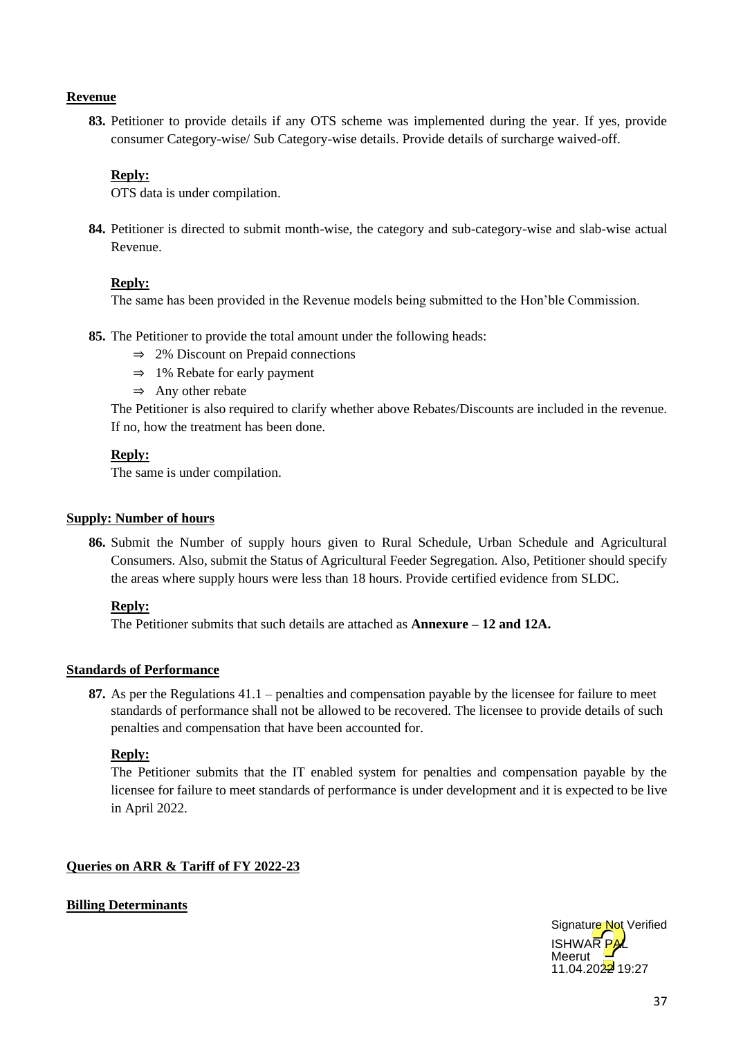**Revenue**

**83.** Petitioner to provide details if any OTS scheme was implemented during the year. If yes, provide consumer Category-wise/ Sub Category-wise details. Provide details of surcharge waived-off.

**Reply:**
OTS data is under compilation.

**84.** Petitioner is directed to submit month-wise, the category and sub-category-wise and slab-wise actual Revenue.

**Reply:**
The same has been provided in the Revenue models being submitted to the Hon'ble Commission.

**85.** The Petitioner to provide the total amount under the following heads:

- ⇒ 2% Discount on Prepaid connections
- ⇒ 1% Rebate for early payment
- ⇒ Any other rebate

The Petitioner is also required to clarify whether above Rebates/Discounts are included in the revenue. If no, how the treatment has been done.

**Reply:**
The same is under compilation.

**Supply: Number of hours**

**86.** Submit the Number of supply hours given to Rural Schedule, Urban Schedule and Agricultural Consumers. Also, submit the Status of Agricultural Feeder Segregation. Also, Petitioner should specify the areas where supply hours were less than 18 hours. Provide certified evidence from SLDC.

**Reply:**
The Petitioner submits that such details are attached as **Annexure – 12 and 12A.**

**Standards of Performance**

**87.** As per the Regulations 41.1 – penalties and compensation payable by the licensee for failure to meet standards of performance shall not be allowed to be recovered. The licensee to provide details of such penalties and compensation that have been accounted for.

**Reply:**
The Petitioner submits that the IT enabled system for penalties and compensation payable by the licensee for failure to meet standards of performance is under development and it is expected to be live in April 2022.

**Queries on ARR & Tariff of FY 2022-23**

**Billing Determinants**

Signature Not Verified
ISHWAR PAL
Meerut
11.04.2022 19:27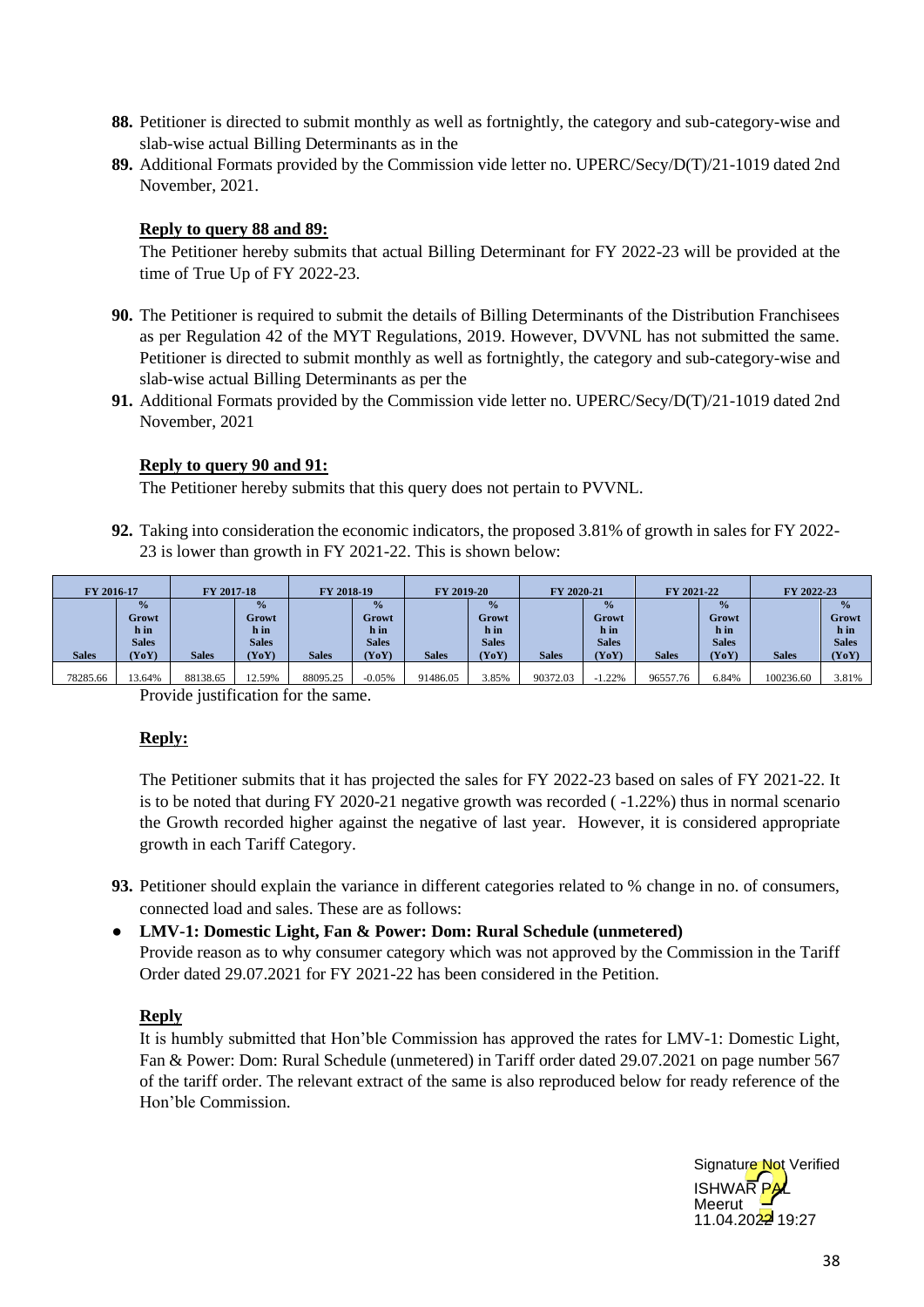**88.** Petitioner is directed to submit monthly as well as fortnightly, the category and sub-category-wise and slab-wise actual Billing Determinants as in the

**89.** Additional Formats provided by the Commission vide letter no. UPERC/Secy/D(T)/21-1019 dated 2nd November, 2021.

**Reply to query 88 and 89:**

The Petitioner hereby submits that actual Billing Determinant for FY 2022-23 will be provided at the time of True Up of FY 2022-23.

**90.** The Petitioner is required to submit the details of Billing Determinants of the Distribution Franchisees as per Regulation 42 of the MYT Regulations, 2019. However, DVVNL has not submitted the same. Petitioner is directed to submit monthly as well as fortnightly, the category and sub-category-wise and slab-wise actual Billing Determinants as per the

**91.** Additional Formats provided by the Commission vide letter no. UPERC/Secy/D(T)/21-1019 dated 2nd November, 2021

**Reply to query 90 and 91:**

The Petitioner hereby submits that this query does not pertain to PVVNL.

**92.** Taking into consideration the economic indicators, the proposed 3.81% of growth in sales for FY 2022-23 is lower than growth in FY 2021-22. This is shown below:

| FY 2016-17 | | FY 2017-18 | | FY 2018-19 | | FY 2019-20 | | FY 2020-21 | | FY 2021-22 | | FY 2022-23 | |
|---|---|---|---|---|---|---|---|---|---|---|---|---|---|
| Sales | % Growth in Sales (YoY) | Sales | % Growth in Sales (YoY) | Sales | % Growth in Sales (YoY) | Sales | % Growth in Sales (YoY) | Sales | % Growth in Sales (YoY) | Sales | % Growth in Sales (YoY) | Sales | % Growth in Sales (YoY) |
| 78285.66 | 13.64% | 88138.65 | 12.59% | 88095.25 | -0.05% | 91486.05 | 3.85% | 90372.03 | -1.22% | 96557.76 | 6.84% | 100236.60 | 3.81% |

Provide justification for the same.

**Reply:**

The Petitioner submits that it has projected the sales for FY 2022-23 based on sales of FY 2021-22. It is to be noted that during FY 2020-21 negative growth was recorded ( -1.22%) thus in normal scenario the Growth recorded higher against the negative of last year. However, it is considered appropriate growth in each Tariff Category.

**93.** Petitioner should explain the variance in different categories related to % change in no. of consumers, connected load and sales. These are as follows:

- **LMV-1: Domestic Light, Fan & Power: Dom: Rural Schedule (unmetered)**

  Provide reason as to why consumer category which was not approved by the Commission in the Tariff Order dated 29.07.2021 for FY 2021-22 has been considered in the Petition.

**Reply**

It is humbly submitted that Hon'ble Commission has approved the rates for LMV-1: Domestic Light, Fan & Power: Dom: Rural Schedule (unmetered) in Tariff order dated 29.07.2021 on page number 567 of the tariff order. The relevant extract of the same is also reproduced below for ready reference of the Hon'ble Commission.

Signature Not Verified
ISHWAR PAL
Meerut
11.04.2022 19:27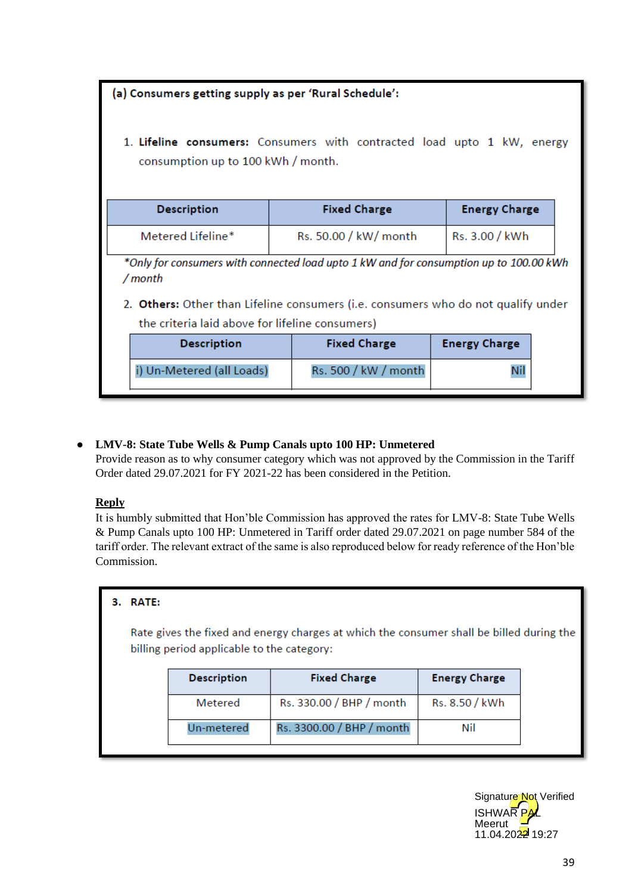(a) **Consumers getting supply as per 'Rural Schedule':**

1. **Lifeline consumers:** Consumers with contracted load upto 1 kW, energy consumption up to 100 kWh / month.

| Description | Fixed Charge | Energy Charge |
|---|---|---|
| Metered Lifeline* | Rs. 50.00 / kW/ month | Rs. 3.00 / kWh |

*Only for consumers with connected load upto 1 kW and for consumption up to 100.00 kWh / month*

2. **Others:** Other than Lifeline consumers (i.e. consumers who do not qualify under the criteria laid above for lifeline consumers)

| Description | Fixed Charge | Energy Charge |
|---|---|---|
| i) Un-Metered (all Loads) | Rs. 500 / kW / month | Nil |

- **LMV-8: State Tube Wells & Pump Canals upto 100 HP: Unmetered**
  Provide reason as to why consumer category which was not approved by the Commission in the Tariff Order dated 29.07.2021 for FY 2021-22 has been considered in the Petition.

**Reply**

It is humbly submitted that Hon'ble Commission has approved the rates for LMV-8: State Tube Wells & Pump Canals upto 100 HP: Unmetered in Tariff order dated 29.07.2021 on page number 584 of the tariff order. The relevant extract of the same is also reproduced below for ready reference of the Hon'ble Commission.

**3. RATE:**

Rate gives the fixed and energy charges at which the consumer shall be billed during the billing period applicable to the category:

| Description | Fixed Charge | Energy Charge |
|---|---|---|
| Metered | Rs. 330.00 / BHP / month | Rs. 8.50 / kWh |
| Un-metered | Rs. 3300.00 / BHP / month | Nil |

Signature Not Verified
ISHWAR PAL
Meerut
11.04.2022 19:27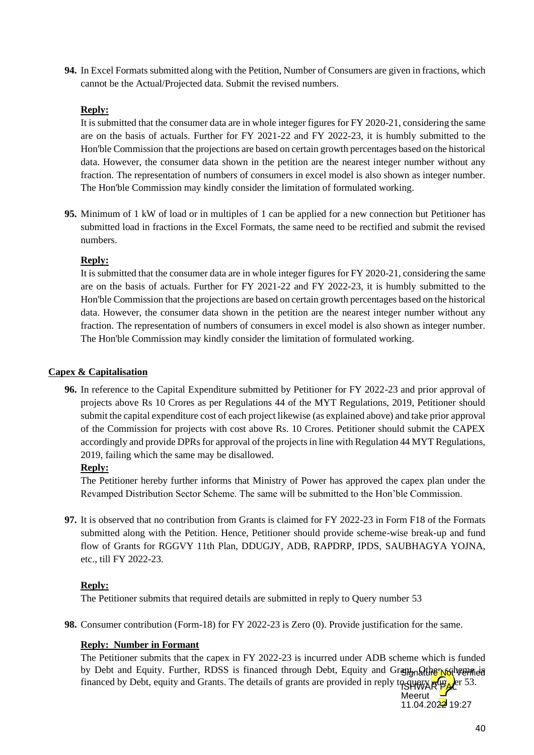**94.** In Excel Formats submitted along with the Petition, Number of Consumers are given in fractions, which cannot be the Actual/Projected data. Submit the revised numbers.

**Reply:**

It is submitted that the consumer data are in whole integer figures for FY 2020-21, considering the same are on the basis of actuals. Further for FY 2021-22 and FY 2022-23, it is humbly submitted to the Hon'ble Commission that the projections are based on certain growth percentages based on the historical data. However, the consumer data shown in the petition are the nearest integer number without any fraction. The representation of numbers of consumers in excel model is also shown as integer number. The Hon'ble Commission may kindly consider the limitation of formulated working.

**95.** Minimum of 1 kW of load or in multiples of 1 can be applied for a new connection but Petitioner has submitted load in fractions in the Excel Formats, the same need to be rectified and submit the revised numbers.

**Reply:**

It is submitted that the consumer data are in whole integer figures for FY 2020-21, considering the same are on the basis of actuals. Further for FY 2021-22 and FY 2022-23, it is humbly submitted to the Hon'ble Commission that the projections are based on certain growth percentages based on the historical data. However, the consumer data shown in the petition are the nearest integer number without any fraction. The representation of numbers of consumers in excel model is also shown as integer number. The Hon'ble Commission may kindly consider the limitation of formulated working.

**Capex & Capitalisation**

**96.** In reference to the Capital Expenditure submitted by Petitioner for FY 2022-23 and prior approval of projects above Rs 10 Crores as per Regulations 44 of the MYT Regulations, 2019, Petitioner should submit the capital expenditure cost of each project likewise (as explained above) and take prior approval of the Commission for projects with cost above Rs. 10 Crores. Petitioner should submit the CAPEX accordingly and provide DPRs for approval of the projects in line with Regulation 44 MYT Regulations, 2019, failing which the same may be disallowed.

**Reply:**

The Petitioner hereby further informs that Ministry of Power has approved the capex plan under the Revamped Distribution Sector Scheme. The same will be submitted to the Hon'ble Commission.

**97.** It is observed that no contribution from Grants is claimed for FY 2022-23 in Form F18 of the Formats submitted along with the Petition. Hence, Petitioner should provide scheme-wise break-up and fund flow of Grants for RGGVY 11th Plan, DDUGJY, ADB, RAPDRP, IPDS, SAUBHAGYA YOJNA, etc., till FY 2022-23.

**Reply:**

The Petitioner submits that required details are submitted in reply to Query number 53

**98.** Consumer contribution (Form-18) for FY 2022-23 is Zero (0). Provide justification for the same.

**Reply: Number in Formant**

The Petitioner submits that the capex in FY 2022-23 is incurred under ADB scheme which is funded by Debt and Equity. Further, RDSS is financed through Debt, Equity and Grant. Other scheme is financed by Debt, equity and Grants. The details of grants are provided in reply to query number 53.

Signature Not Verified
ISHWAR PAL
Meerut
11.04.2022 19:27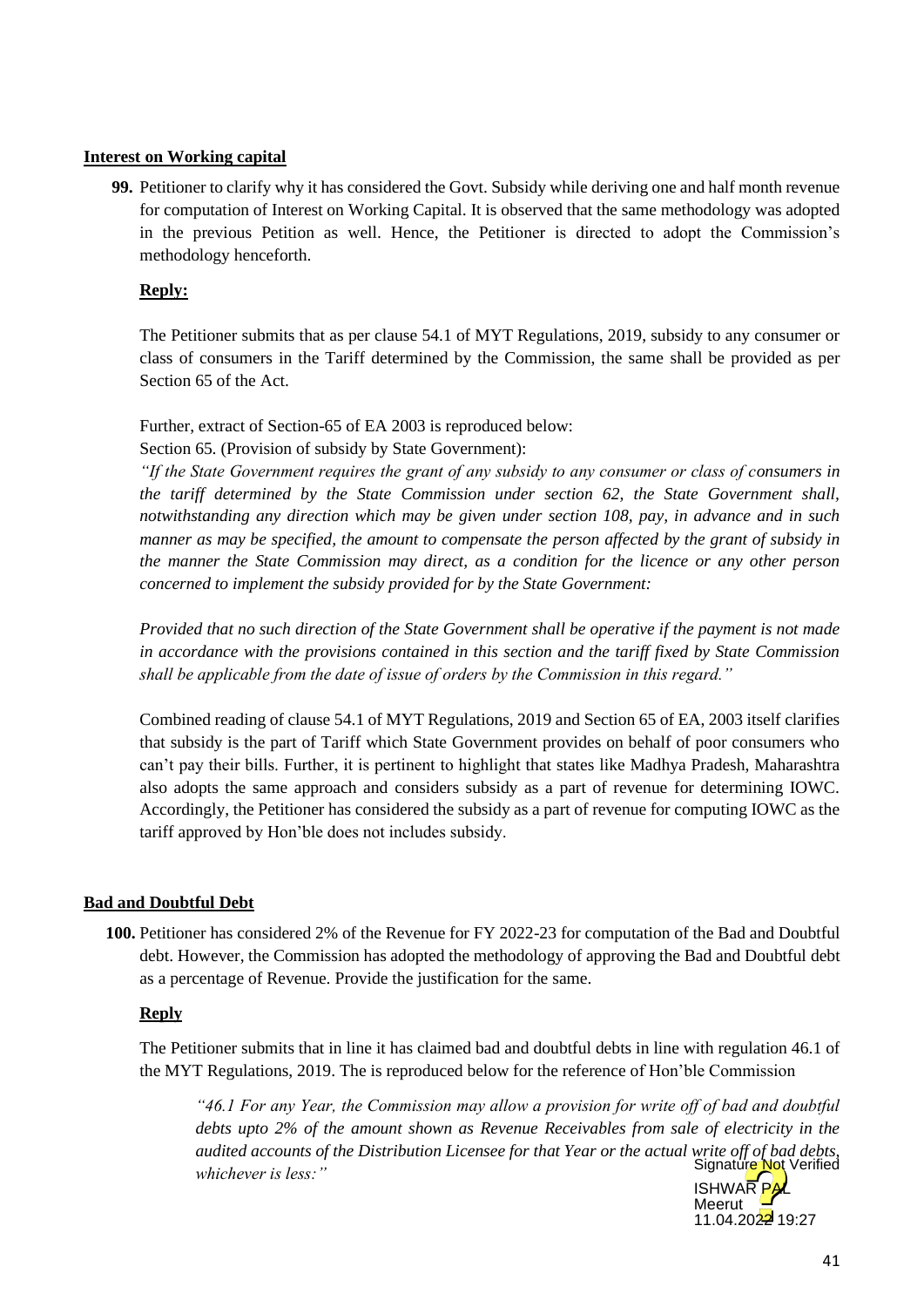**Interest on Working capital**

**99.** Petitioner to clarify why it has considered the Govt. Subsidy while deriving one and half month revenue for computation of Interest on Working Capital. It is observed that the same methodology was adopted in the previous Petition as well. Hence, the Petitioner is directed to adopt the Commission's methodology henceforth.

**Reply:**

The Petitioner submits that as per clause 54.1 of MYT Regulations, 2019, subsidy to any consumer or class of consumers in the Tariff determined by the Commission, the same shall be provided as per Section 65 of the Act.

Further, extract of Section-65 of EA 2003 is reproduced below:

Section 65. (Provision of subsidy by State Government):

*"If the State Government requires the grant of any subsidy to any consumer or class of consumers in the tariff determined by the State Commission under section 62, the State Government shall, notwithstanding any direction which may be given under section 108, pay, in advance and in such manner as may be specified, the amount to compensate the person affected by the grant of subsidy in the manner the State Commission may direct, as a condition for the licence or any other person concerned to implement the subsidy provided for by the State Government:*

*Provided that no such direction of the State Government shall be operative if the payment is not made in accordance with the provisions contained in this section and the tariff fixed by State Commission shall be applicable from the date of issue of orders by the Commission in this regard."*

Combined reading of clause 54.1 of MYT Regulations, 2019 and Section 65 of EA, 2003 itself clarifies that subsidy is the part of Tariff which State Government provides on behalf of poor consumers who can't pay their bills. Further, it is pertinent to highlight that states like Madhya Pradesh, Maharashtra also adopts the same approach and considers subsidy as a part of revenue for determining IOWC. Accordingly, the Petitioner has considered the subsidy as a part of revenue for computing IOWC as the tariff approved by Hon'ble does not includes subsidy.

**Bad and Doubtful Debt**

**100.** Petitioner has considered 2% of the Revenue for FY 2022-23 for computation of the Bad and Doubtful debt. However, the Commission has adopted the methodology of approving the Bad and Doubtful debt as a percentage of Revenue. Provide the justification for the same.

**Reply**

The Petitioner submits that in line it has claimed bad and doubtful debts in line with regulation 46.1 of the MYT Regulations, 2019. The is reproduced below for the reference of Hon'ble Commission

> *"46.1 For any Year, the Commission may allow a provision for write off of bad and doubtful debts upto 2% of the amount shown as Revenue Receivables from sale of electricity in the audited accounts of the Distribution Licensee for that Year or the actual write off of bad debts, whichever is less:"*

Signature Not Verified
ISHWAR PAL
Meerut
11.04.2022 19:27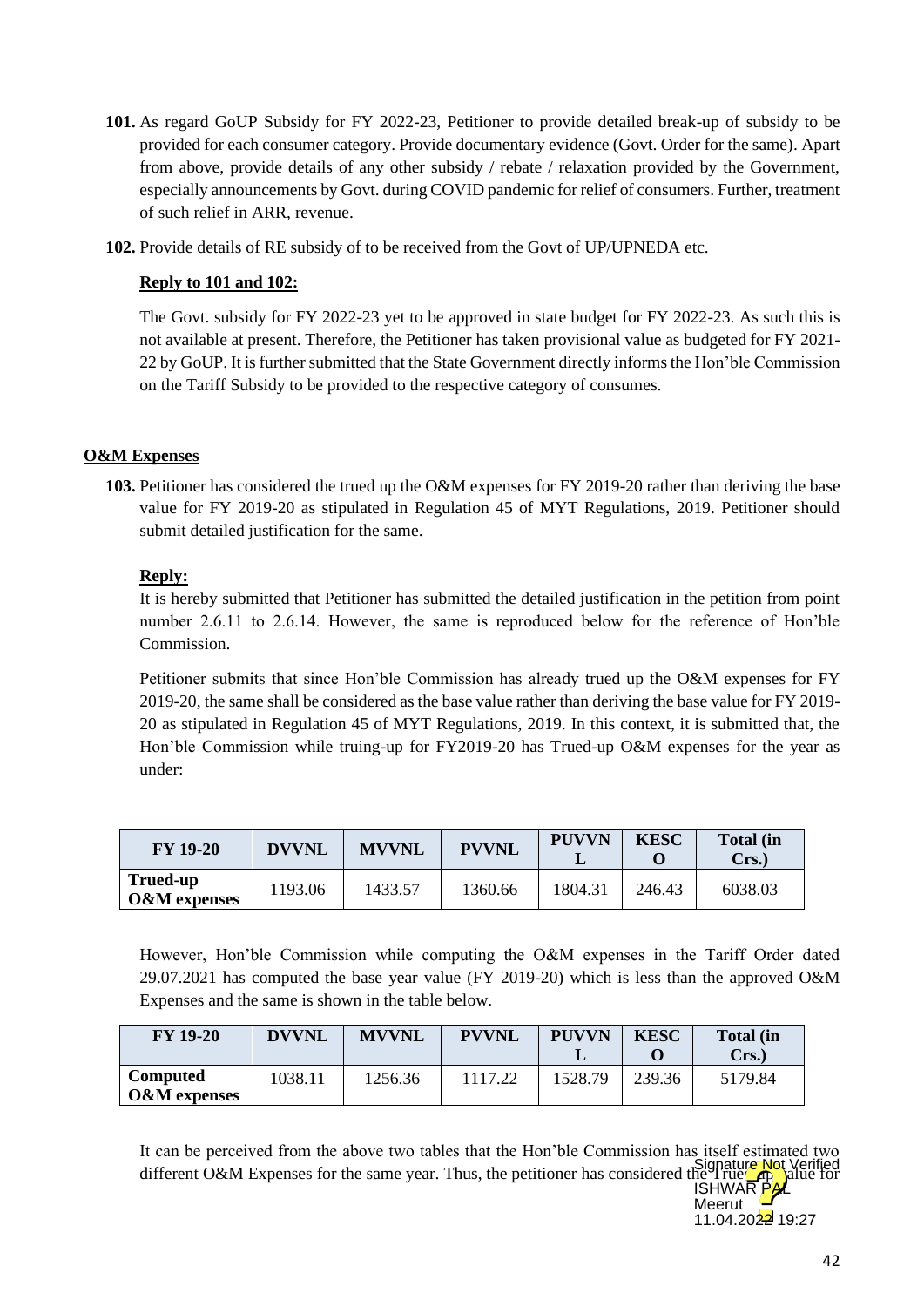101. As regard GoUP Subsidy for FY 2022-23, Petitioner to provide detailed break-up of subsidy to be provided for each consumer category. Provide documentary evidence (Govt. Order for the same). Apart from above, provide details of any other subsidy / rebate / relaxation provided by the Government, especially announcements by Govt. during COVID pandemic for relief of consumers. Further, treatment of such relief in ARR, revenue.

102. Provide details of RE subsidy of to be received from the Govt of UP/UPNEDA etc.

**Reply to 101 and 102:**

The Govt. subsidy for FY 2022-23 yet to be approved in state budget for FY 2022-23. As such this is not available at present. Therefore, the Petitioner has taken provisional value as budgeted for FY 2021-22 by GoUP. It is further submitted that the State Government directly informs the Hon'ble Commission on the Tariff Subsidy to be provided to the respective category of consumes.

**O&M Expenses**

103. Petitioner has considered the trued up the O&M expenses for FY 2019-20 rather than deriving the base value for FY 2019-20 as stipulated in Regulation 45 of MYT Regulations, 2019. Petitioner should submit detailed justification for the same.

**Reply:**

It is hereby submitted that Petitioner has submitted the detailed justification in the petition from point number 2.6.11 to 2.6.14. However, the same is reproduced below for the reference of Hon'ble Commission.

Petitioner submits that since Hon'ble Commission has already trued up the O&M expenses for FY 2019-20, the same shall be considered as the base value rather than deriving the base value for FY 2019-20 as stipulated in Regulation 45 of MYT Regulations, 2019. In this context, it is submitted that, the Hon'ble Commission while truing-up for FY2019-20 has Trued-up O&M expenses for the year as under:

| FY 19-20 | DVVNL | MVVNL | PVVNL | PUVVNL | KESCO | Total (in Crs.) |
|---|---|---|---|---|---|---|
| Trued-up O&M expenses | 1193.06 | 1433.57 | 1360.66 | 1804.31 | 246.43 | 6038.03 |

However, Hon'ble Commission while computing the O&M expenses in the Tariff Order dated 29.07.2021 has computed the base year value (FY 2019-20) which is less than the approved O&M Expenses and the same is shown in the table below.

| FY 19-20 | DVVNL | MVVNL | PVVNL | PUVVNL | KESCO | Total (in Crs.) |
|---|---|---|---|---|---|---|
| Computed O&M expenses | 1038.11 | 1256.36 | 1117.22 | 1528.79 | 239.36 | 5179.84 |

It can be perceived from the above two tables that the Hon'ble Commission has itself estimated two different O&M Expenses for the same year. Thus, the petitioner has considered the Trued-up value for

Signature Not Verified
ISHWAR PAL
Meerut
11.04.2022 19:27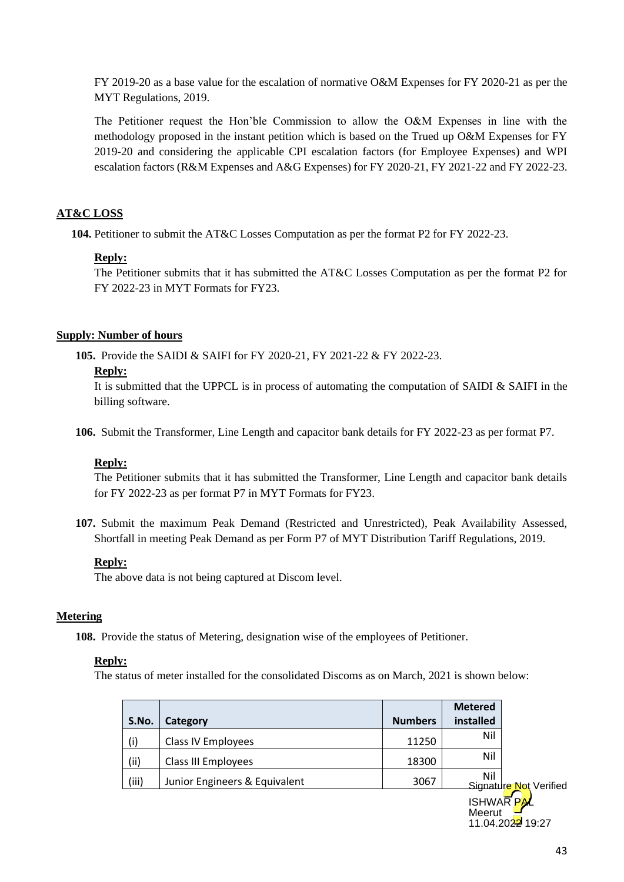FY 2019-20 as a base value for the escalation of normative O&M Expenses for FY 2020-21 as per the MYT Regulations, 2019.

The Petitioner request the Hon'ble Commission to allow the O&M Expenses in line with the methodology proposed in the instant petition which is based on the Trued up O&M Expenses for FY 2019-20 and considering the applicable CPI escalation factors (for Employee Expenses) and WPI escalation factors (R&M Expenses and A&G Expenses) for FY 2020-21, FY 2021-22 and FY 2022-23.

**AT&C LOSS**

**104.** Petitioner to submit the AT&C Losses Computation as per the format P2 for FY 2022-23.

**Reply:**

The Petitioner submits that it has submitted the AT&C Losses Computation as per the format P2 for FY 2022-23 in MYT Formats for FY23.

**Supply: Number of hours**

**105.** Provide the SAIDI & SAIFI for FY 2020-21, FY 2021-22 & FY 2022-23.

**Reply:**

It is submitted that the UPPCL is in process of automating the computation of SAIDI & SAIFI in the billing software.

**106.** Submit the Transformer, Line Length and capacitor bank details for FY 2022-23 as per format P7.

**Reply:**

The Petitioner submits that it has submitted the Transformer, Line Length and capacitor bank details for FY 2022-23 as per format P7 in MYT Formats for FY23.

**107.** Submit the maximum Peak Demand (Restricted and Unrestricted), Peak Availability Assessed, Shortfall in meeting Peak Demand as per Form P7 of MYT Distribution Tariff Regulations, 2019.

**Reply:**

The above data is not being captured at Discom level.

**Metering**

**108.** Provide the status of Metering, designation wise of the employees of Petitioner.

**Reply:**

The status of meter installed for the consolidated Discoms as on March, 2021 is shown below:

| S.No. | Category | Numbers | Metered installed |
|---|---|---|---|
| (i) | Class IV Employees | 11250 | Nil |
| (ii) | Class III Employees | 18300 | Nil |
| (iii) | Junior Engineers & Equivalent | 3067 | Nil |

Signature Not Verified
ISHWAR PAL
Meerut
11.04.2022 19:27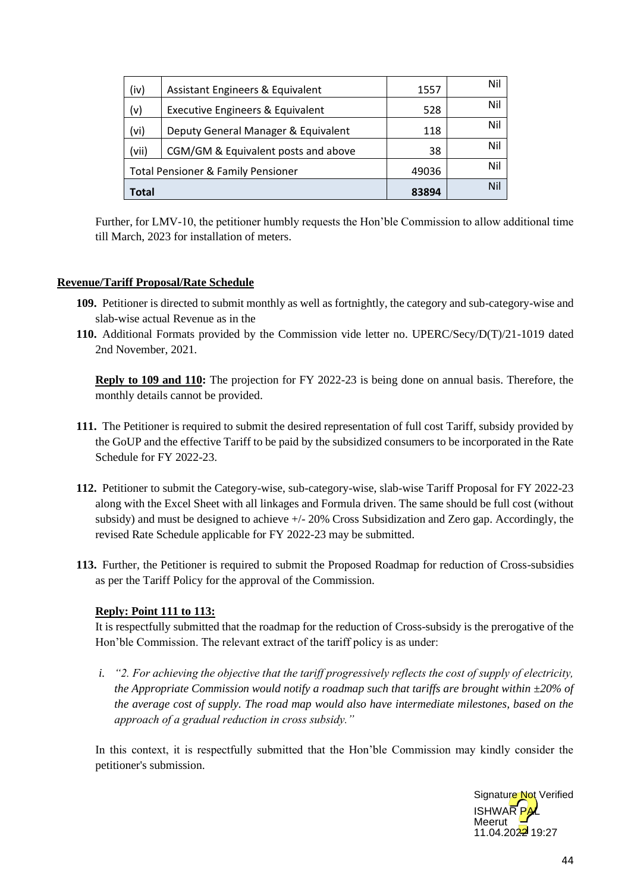| (iv) | Assistant Engineers & Equivalent | 1557 | Nil |
|---|---|---|---|
| (v) | Executive Engineers & Equivalent | 528 | Nil |
| (vi) | Deputy General Manager & Equivalent | 118 | Nil |
| (vii) | CGM/GM & Equivalent posts and above | 38 | Nil |
| Total Pensioner & Family Pensioner | | 49036 | Nil |
| **Total** | | **83894** | Nil |

Further, for LMV-10, the petitioner humbly requests the Hon'ble Commission to allow additional time till March, 2023 for installation of meters.

**Revenue/Tariff Proposal/Rate Schedule**

**109.** Petitioner is directed to submit monthly as well as fortnightly, the category and sub-category-wise and slab-wise actual Revenue as in the

**110.** Additional Formats provided by the Commission vide letter no. UPERC/Secy/D(T)/21-1019 dated 2nd November, 2021.

**Reply to 109 and 110:** The projection for FY 2022-23 is being done on annual basis. Therefore, the monthly details cannot be provided.

**111.** The Petitioner is required to submit the desired representation of full cost Tariff, subsidy provided by the GoUP and the effective Tariff to be paid by the subsidized consumers to be incorporated in the Rate Schedule for FY 2022-23.

**112.** Petitioner to submit the Category-wise, sub-category-wise, slab-wise Tariff Proposal for FY 2022-23 along with the Excel Sheet with all linkages and Formula driven. The same should be full cost (without subsidy) and must be designed to achieve +/- 20% Cross Subsidization and Zero gap. Accordingly, the revised Rate Schedule applicable for FY 2022-23 may be submitted.

**113.** Further, the Petitioner is required to submit the Proposed Roadmap for reduction of Cross-subsidies as per the Tariff Policy for the approval of the Commission.

**Reply: Point 111 to 113:**

It is respectfully submitted that the roadmap for the reduction of Cross-subsidy is the prerogative of the Hon'ble Commission. The relevant extract of the tariff policy is as under:

i. *"2. For achieving the objective that the tariff progressively reflects the cost of supply of electricity, the Appropriate Commission would notify a roadmap such that tariffs are brought within ±20% of the average cost of supply. The road map would also have intermediate milestones, based on the approach of a gradual reduction in cross subsidy."*

In this context, it is respectfully submitted that the Hon'ble Commission may kindly consider the petitioner's submission.

Signature Not Verified
ISHWAR PAL
Meerut
11.04.2022 19:27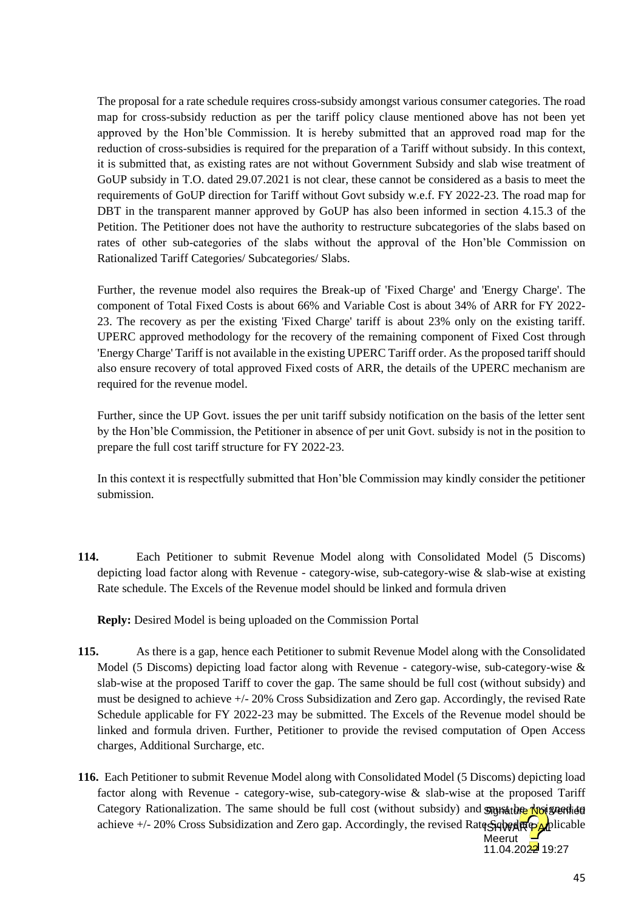The proposal for a rate schedule requires cross-subsidy amongst various consumer categories. The road map for cross-subsidy reduction as per the tariff policy clause mentioned above has not been yet approved by the Hon'ble Commission. It is hereby submitted that an approved road map for the reduction of cross-subsidies is required for the preparation of a Tariff without subsidy. In this context, it is submitted that, as existing rates are not without Government Subsidy and slab wise treatment of GoUP subsidy in T.O. dated 29.07.2021 is not clear, these cannot be considered as a basis to meet the requirements of GoUP direction for Tariff without Govt subsidy w.e.f. FY 2022-23. The road map for DBT in the transparent manner approved by GoUP has also been informed in section 4.15.3 of the Petition. The Petitioner does not have the authority to restructure subcategories of the slabs based on rates of other sub-categories of the slabs without the approval of the Hon'ble Commission on Rationalized Tariff Categories/ Subcategories/ Slabs.

Further, the revenue model also requires the Break-up of 'Fixed Charge' and 'Energy Charge'. The component of Total Fixed Costs is about 66% and Variable Cost is about 34% of ARR for FY 2022-23. The recovery as per the existing 'Fixed Charge' tariff is about 23% only on the existing tariff. UPERC approved methodology for the recovery of the remaining component of Fixed Cost through 'Energy Charge' Tariff is not available in the existing UPERC Tariff order. As the proposed tariff should also ensure recovery of total approved Fixed costs of ARR, the details of the UPERC mechanism are required for the revenue model.

Further, since the UP Govt. issues the per unit tariff subsidy notification on the basis of the letter sent by the Hon'ble Commission, the Petitioner in absence of per unit Govt. subsidy is not in the position to prepare the full cost tariff structure for FY 2022-23.

In this context it is respectfully submitted that Hon'ble Commission may kindly consider the petitioner submission.

**114.** Each Petitioner to submit Revenue Model along with Consolidated Model (5 Discoms) depicting load factor along with Revenue - category-wise, sub-category-wise & slab-wise at existing Rate schedule. The Excels of the Revenue model should be linked and formula driven

**Reply:** Desired Model is being uploaded on the Commission Portal

**115.** As there is a gap, hence each Petitioner to submit Revenue Model along with the Consolidated Model (5 Discoms) depicting load factor along with Revenue - category-wise, sub-category-wise & slab-wise at the proposed Tariff to cover the gap. The same should be full cost (without subsidy) and must be designed to achieve +/- 20% Cross Subsidization and Zero gap. Accordingly, the revised Rate Schedule applicable for FY 2022-23 may be submitted. The Excels of the Revenue model should be linked and formula driven. Further, Petitioner to provide the revised computation of Open Access charges, Additional Surcharge, etc.

**116.** Each Petitioner to submit Revenue Model along with Consolidated Model (5 Discoms) depicting load factor along with Revenue - category-wise, sub-category-wise & slab-wise at the proposed Tariff Category Rationalization. The same should be full cost (without subsidy) and must be designed to achieve +/- 20% Cross Subsidization and Zero gap. Accordingly, the revised Rate Schedule applicable

Signature Not Verified
ISHWAR PAL
Meerut
11.04.2022 19:27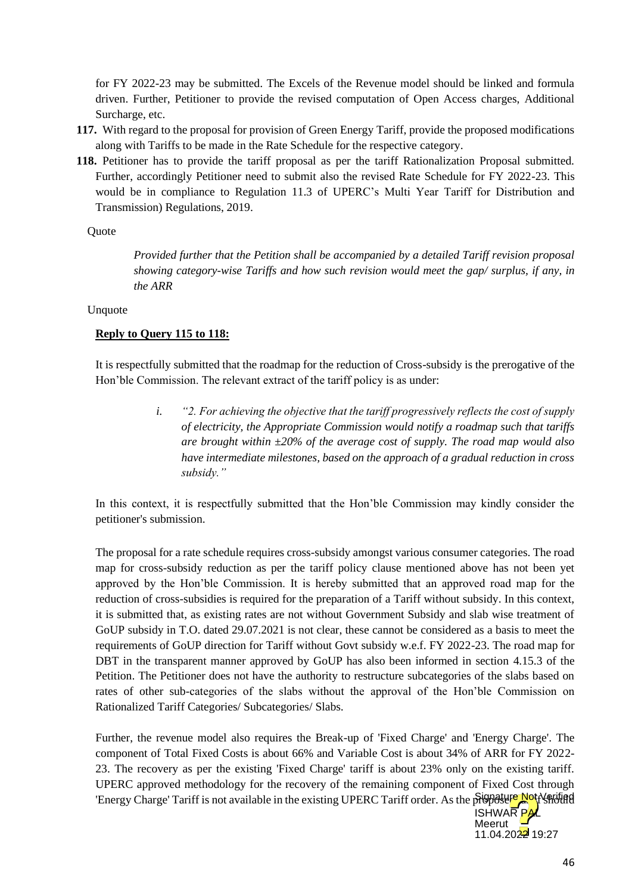for FY 2022-23 may be submitted. The Excels of the Revenue model should be linked and formula driven. Further, Petitioner to provide the revised computation of Open Access charges, Additional Surcharge, etc.

**117.** With regard to the proposal for provision of Green Energy Tariff, provide the proposed modifications along with Tariffs to be made in the Rate Schedule for the respective category.

**118.** Petitioner has to provide the tariff proposal as per the tariff Rationalization Proposal submitted. Further, accordingly Petitioner need to submit also the revised Rate Schedule for FY 2022-23. This would be in compliance to Regulation 11.3 of UPERC's Multi Year Tariff for Distribution and Transmission) Regulations, 2019.

Quote

> *Provided further that the Petition shall be accompanied by a detailed Tariff revision proposal showing category-wise Tariffs and how such revision would meet the gap/ surplus, if any, in the ARR*

Unquote

**Reply to Query 115 to 118:**

It is respectfully submitted that the roadmap for the reduction of Cross-subsidy is the prerogative of the Hon'ble Commission. The relevant extract of the tariff policy is as under:

> i. *"2. For achieving the objective that the tariff progressively reflects the cost of supply of electricity, the Appropriate Commission would notify a roadmap such that tariffs are brought within ±20% of the average cost of supply. The road map would also have intermediate milestones, based on the approach of a gradual reduction in cross subsidy."*

In this context, it is respectfully submitted that the Hon'ble Commission may kindly consider the petitioner's submission.

The proposal for a rate schedule requires cross-subsidy amongst various consumer categories. The road map for cross-subsidy reduction as per the tariff policy clause mentioned above has not been yet approved by the Hon'ble Commission. It is hereby submitted that an approved road map for the reduction of cross-subsidies is required for the preparation of a Tariff without subsidy. In this context, it is submitted that, as existing rates are not without Government Subsidy and slab wise treatment of GoUP subsidy in T.O. dated 29.07.2021 is not clear, these cannot be considered as a basis to meet the requirements of GoUP direction for Tariff without Govt subsidy w.e.f. FY 2022-23. The road map for DBT in the transparent manner approved by GoUP has also been informed in section 4.15.3 of the Petition. The Petitioner does not have the authority to restructure subcategories of the slabs based on rates of other sub-categories of the slabs without the approval of the Hon'ble Commission on Rationalized Tariff Categories/ Subcategories/ Slabs.

Further, the revenue model also requires the Break-up of 'Fixed Charge' and 'Energy Charge'. The component of Total Fixed Costs is about 66% and Variable Cost is about 34% of ARR for FY 2022-23. The recovery as per the existing 'Fixed Charge' tariff is about 23% only on the existing tariff. UPERC approved methodology for the recovery of the remaining component of Fixed Cost through 'Energy Charge' Tariff is not available in the existing UPERC Tariff order. As the proposed tariff should

Signature Not Verified
ISHWAR PAL
Meerut
11.04.2022 19:27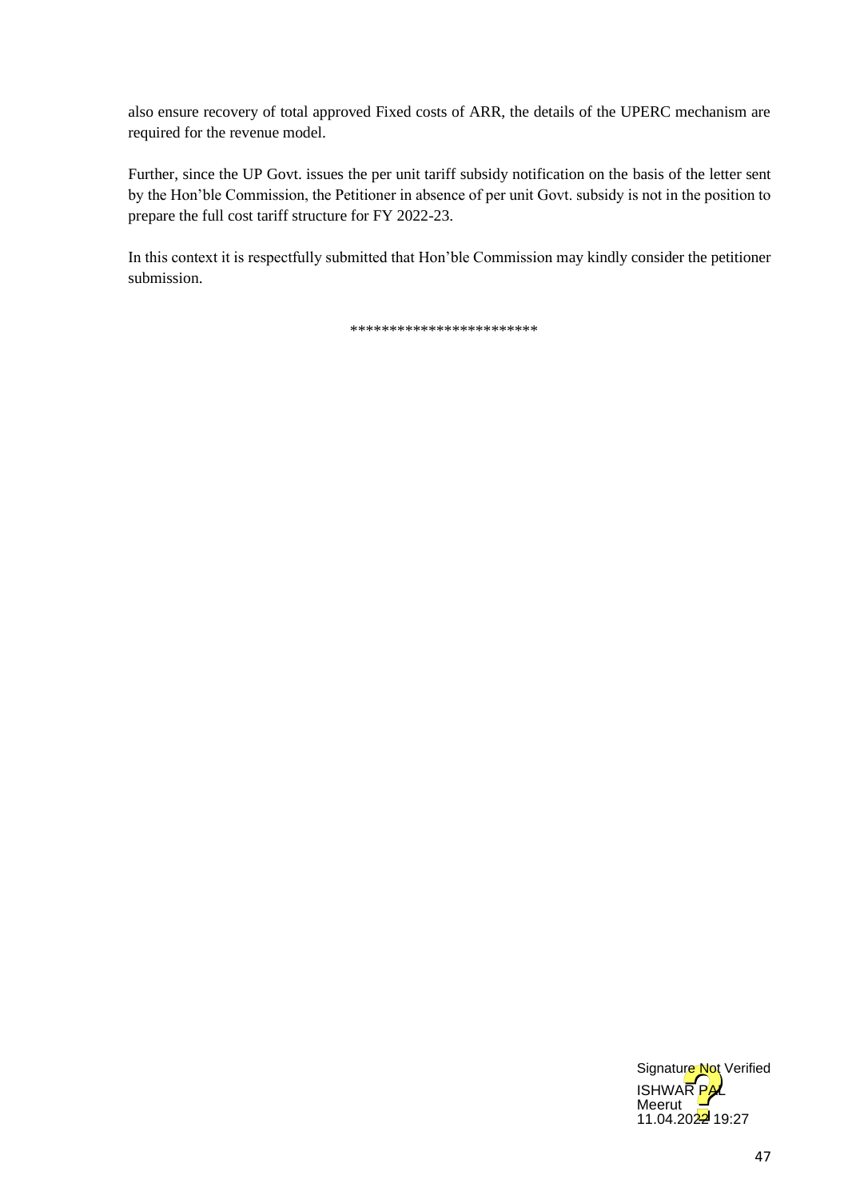also ensure recovery of total approved Fixed costs of ARR, the details of the UPERC mechanism are required for the revenue model.

Further, since the UP Govt. issues the per unit tariff subsidy notification on the basis of the letter sent by the Hon'ble Commission, the Petitioner in absence of per unit Govt. subsidy is not in the position to prepare the full cost tariff structure for FY 2022-23.

In this context it is respectfully submitted that Hon'ble Commission may kindly consider the petitioner submission.

************************

Signature Not Verified
ISHWAR PAL
Meerut
11.04.2022 19:27